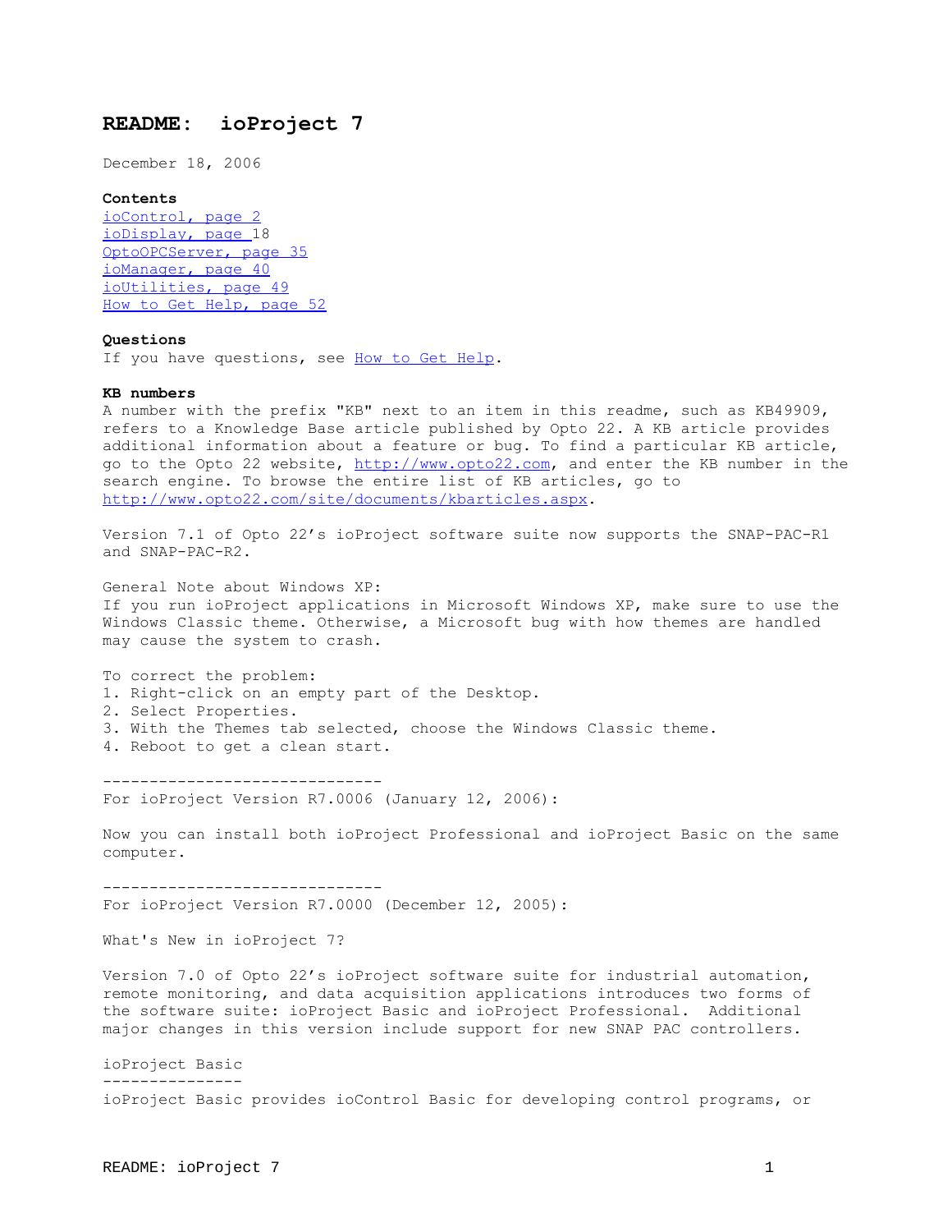# README: ioProject 7

December 18, 2006

**Contents**

[ioControl, page 2]()
[ioDisplay, page ]()18
[OptoOPCServer, page 35]()
[ioManager, page 40]()
[ioUtilities, page 49]()
[How to Get Help, page 52]()

**Questions**

If you have questions, see [How to Get Help]().

**KB numbers**

A number with the prefix "KB" next to an item in this readme, such as KB49909, refers to a Knowledge Base article published by Opto 22. A KB article provides additional information about a feature or bug. To find a particular KB article, go to the Opto 22 website, [http://www.opto22.com](http://www.opto22.com), and enter the KB number in the search engine. To browse the entire list of KB articles, go to [http://www.opto22.com/site/documents/kbarticles.aspx](http://www.opto22.com/site/documents/kbarticles.aspx).

Version 7.1 of Opto 22's ioProject software suite now supports the SNAP-PAC-R1 and SNAP-PAC-R2.

General Note about Windows XP:
If you run ioProject applications in Microsoft Windows XP, make sure to use the Windows Classic theme. Otherwise, a Microsoft bug with how themes are handled may cause the system to crash.

To correct the problem:
1. Right-click on an empty part of the Desktop.
2. Select Properties.
3. With the Themes tab selected, choose the Windows Classic theme.
4. Reboot to get a clean start.

------------------------------

For ioProject Version R7.0006 (January 12, 2006):

Now you can install both ioProject Professional and ioProject Basic on the same computer.

------------------------------

For ioProject Version R7.0000 (December 12, 2005):

What's New in ioProject 7?

Version 7.0 of Opto 22's ioProject software suite for industrial automation, remote monitoring, and data acquisition applications introduces two forms of the software suite: ioProject Basic and ioProject Professional. Additional major changes in this version include support for new SNAP PAC controllers.

ioProject Basic
---------------

ioProject Basic provides ioControl Basic for developing control programs, or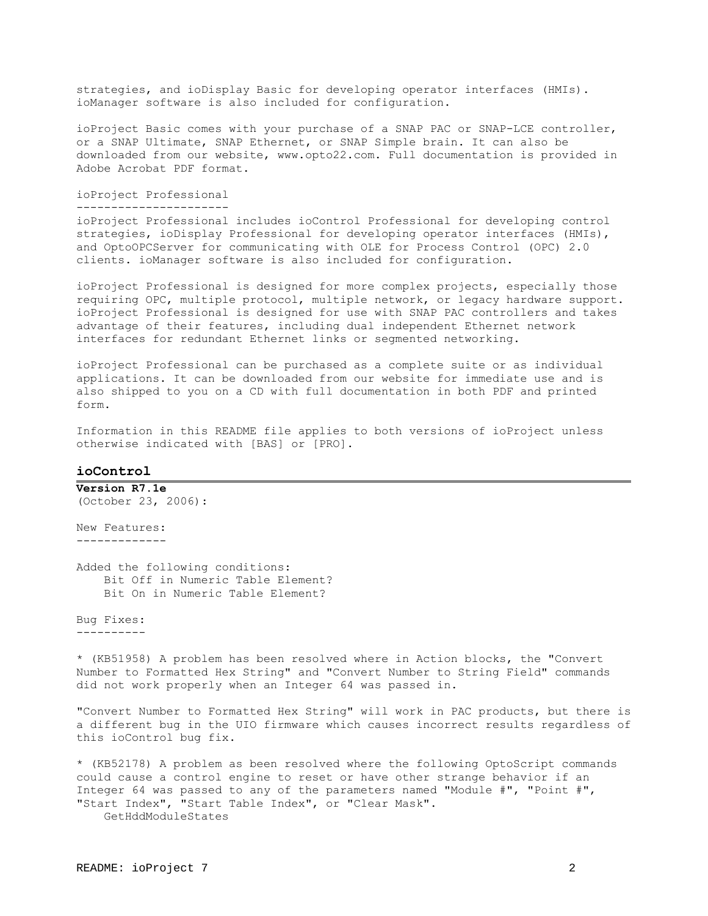strategies, and ioDisplay Basic for developing operator interfaces (HMIs). ioManager software is also included for configuration.

ioProject Basic comes with your purchase of a SNAP PAC or SNAP-LCE controller, or a SNAP Ultimate, SNAP Ethernet, or SNAP Simple brain. It can also be downloaded from our website, www.opto22.com. Full documentation is provided in Adobe Acrobat PDF format.

### ioProject Professional

ioProject Professional includes ioControl Professional for developing control strategies, ioDisplay Professional for developing operator interfaces (HMIs), and OptoOPCServer for communicating with OLE for Process Control (OPC) 2.0 clients. ioManager software is also included for configuration.

ioProject Professional is designed for more complex projects, especially those requiring OPC, multiple protocol, multiple network, or legacy hardware support. ioProject Professional is designed for use with SNAP PAC controllers and takes advantage of their features, including dual independent Ethernet network interfaces for redundant Ethernet links or segmented networking.

ioProject Professional can be purchased as a complete suite or as individual applications. It can be downloaded from our website for immediate use and is also shipped to you on a CD with full documentation in both PDF and printed form.

Information in this README file applies to both versions of ioProject unless otherwise indicated with [BAS] or [PRO].

## ioControl

**Version R7.1e**
(October 23, 2006):

### New Features:

Added the following conditions:
    Bit Off in Numeric Table Element?
    Bit On in Numeric Table Element?

### Bug Fixes:

* (KB51958) A problem has been resolved where in Action blocks, the "Convert Number to Formatted Hex String" and "Convert Number to String Field" commands did not work properly when an Integer 64 was passed in.

"Convert Number to Formatted Hex String" will work in PAC products, but there is a different bug in the UIO firmware which causes incorrect results regardless of this ioControl bug fix.

* (KB52178) A problem as been resolved where the following OptoScript commands could cause a control engine to reset or have other strange behavior if an Integer 64 was passed to any of the parameters named "Module #", "Point #", "Start Index", "Start Table Index", or "Clear Mask".
    GetHddModuleStates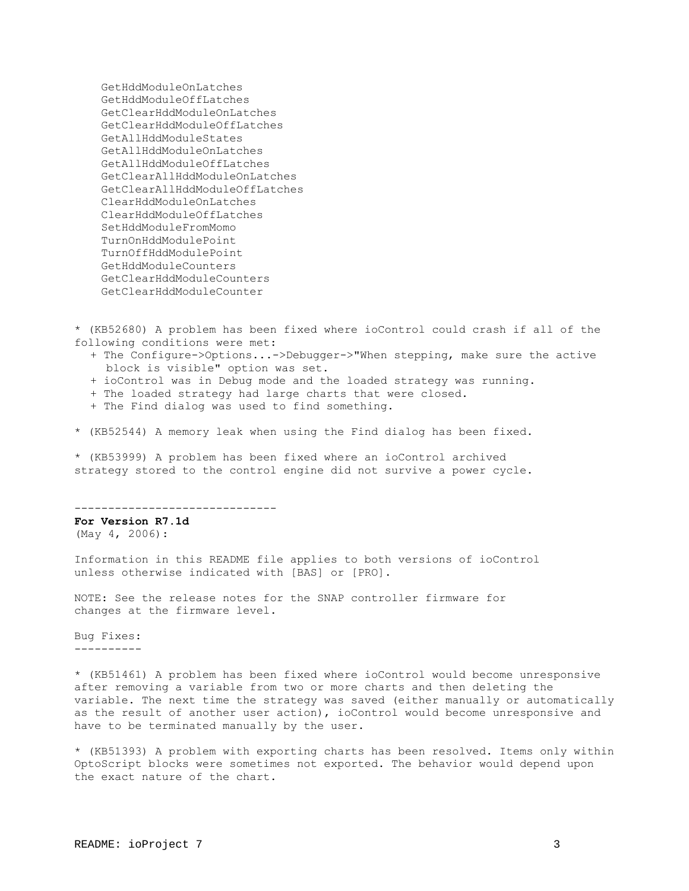GetHddModuleOnLatches
    GetHddModuleOffLatches
    GetClearHddModuleOnLatches
    GetClearHddModuleOffLatches
    GetAllHddModuleStates
    GetAllHddModuleOnLatches
    GetAllHddModuleOffLatches
    GetClearAllHddModuleOnLatches
    GetClearAllHddModuleOffLatches
    ClearHddModuleOnLatches
    ClearHddModuleOffLatches
    SetHddModuleFromMomo
    TurnOnHddModulePoint
    TurnOffHddModulePoint
    GetHddModuleCounters
    GetClearHddModuleCounters
    GetClearHddModuleCounter

* (KB52680) A problem has been fixed where ioControl could crash if all of the following conditions were met:
  + The Configure->Options...->Debugger->"When stepping, make sure the active block is visible" option was set.
  + ioControl was in Debug mode and the loaded strategy was running.
  + The loaded strategy had large charts that were closed.
  + The Find dialog was used to find something.

* (KB52544) A memory leak when using the Find dialog has been fixed.

* (KB53999) A problem has been fixed where an ioControl archived strategy stored to the control engine did not survive a power cycle.

------------------------------

**For Version R7.1d**
(May 4, 2006):

Information in this README file applies to both versions of ioControl unless otherwise indicated with [BAS] or [PRO].

NOTE: See the release notes for the SNAP controller firmware for changes at the firmware level.

Bug Fixes:
----------

* (KB51461) A problem has been fixed where ioControl would become unresponsive after removing a variable from two or more charts and then deleting the variable. The next time the strategy was saved (either manually or automatically as the result of another user action), ioControl would become unresponsive and have to be terminated manually by the user.

* (KB51393) A problem with exporting charts has been resolved. Items only within OptoScript blocks were sometimes not exported. The behavior would depend upon the exact nature of the chart.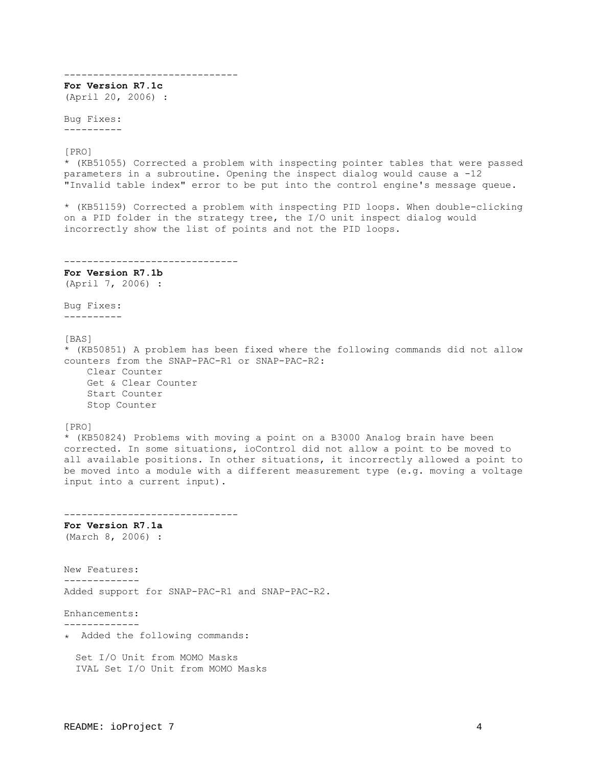------------------------------

**For Version R7.1c**
(April 20, 2006) :

Bug Fixes:
----------

[PRO]
* (KB51055) Corrected a problem with inspecting pointer tables that were passed parameters in a subroutine. Opening the inspect dialog would cause a -12 "Invalid table index" error to be put into the control engine's message queue.

* (KB51159) Corrected a problem with inspecting PID loops. When double-clicking on a PID folder in the strategy tree, the I/O unit inspect dialog would incorrectly show the list of points and not the PID loops.

------------------------------

**For Version R7.1b**
(April 7, 2006) :

Bug Fixes:
----------

[BAS]
* (KB50851) A problem has been fixed where the following commands did not allow counters from the SNAP-PAC-R1 or SNAP-PAC-R2:
    Clear Counter
    Get & Clear Counter
    Start Counter
    Stop Counter

[PRO]
* (KB50824) Problems with moving a point on a B3000 Analog brain have been corrected. In some situations, ioControl did not allow a point to be moved to all available positions. In other situations, it incorrectly allowed a point to be moved into a module with a different measurement type (e.g. moving a voltage input into a current input).

------------------------------

**For Version R7.1a**
(March 8, 2006) :

New Features:
-------------
Added support for SNAP-PAC-R1 and SNAP-PAC-R2.

Enhancements:
-------------
* Added the following commands:

  Set I/O Unit from MOMO Masks
  IVAL Set I/O Unit from MOMO Masks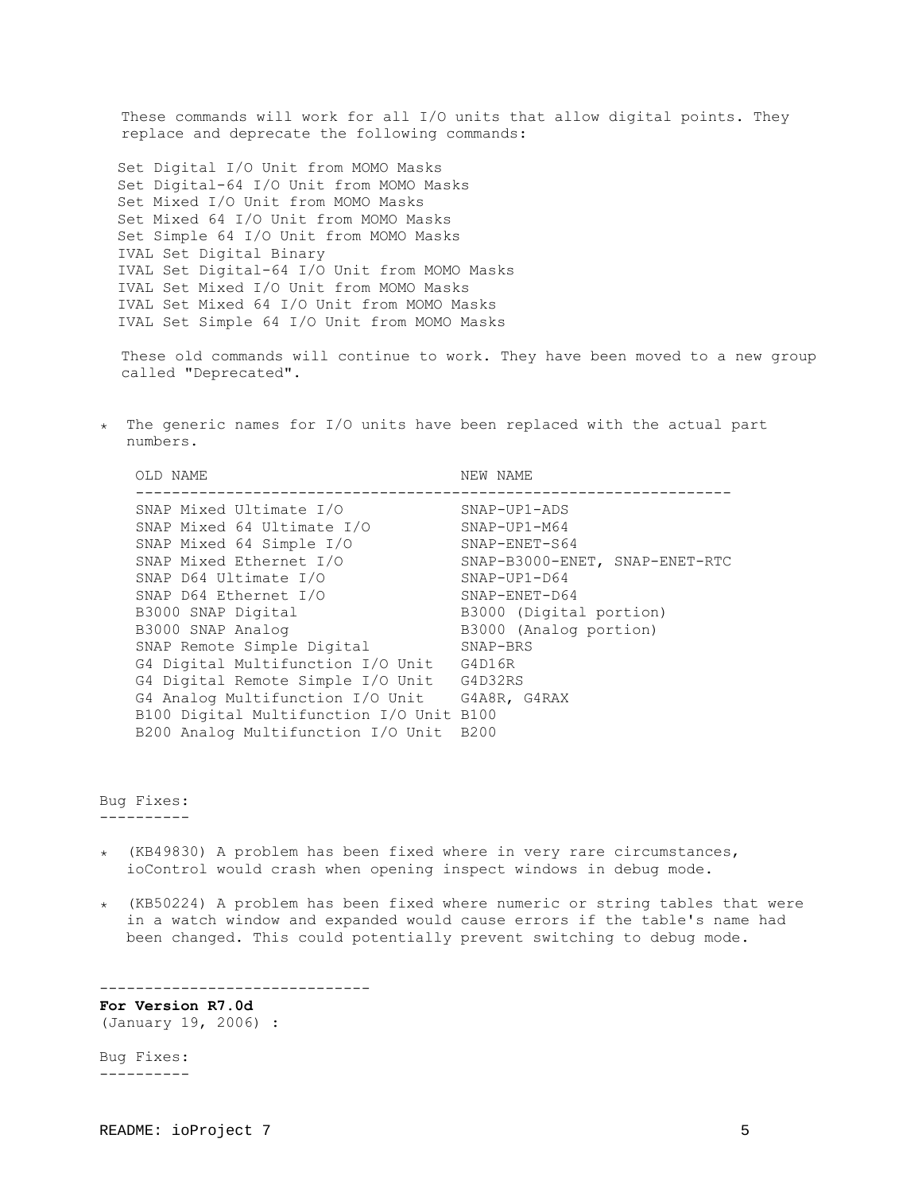These commands will work for all I/O units that allow digital points. They replace and deprecate the following commands:

```
Set Digital I/O Unit from MOMO Masks
Set Digital-64 I/O Unit from MOMO Masks
Set Mixed I/O Unit from MOMO Masks
Set Mixed 64 I/O Unit from MOMO Masks
Set Simple 64 I/O Unit from MOMO Masks
IVAL Set Digital Binary
IVAL Set Digital-64 I/O Unit from MOMO Masks
IVAL Set Mixed I/O Unit from MOMO Masks
IVAL Set Mixed 64 I/O Unit from MOMO Masks
IVAL Set Simple 64 I/O Unit from MOMO Masks
```

These old commands will continue to work. They have been moved to a new group called "Deprecated".

* The generic names for I/O units have been replaced with the actual part numbers.

| OLD NAME | NEW NAME |
|---|---|
| SNAP Mixed Ultimate I/O | SNAP-UP1-ADS |
| SNAP Mixed 64 Ultimate I/O | SNAP-UP1-M64 |
| SNAP Mixed 64 Simple I/O | SNAP-ENET-S64 |
| SNAP Mixed Ethernet I/O | SNAP-B3000-ENET, SNAP-ENET-RTC |
| SNAP D64 Ultimate I/O | SNAP-UP1-D64 |
| SNAP D64 Ethernet I/O | SNAP-ENET-D64 |
| B3000 SNAP Digital | B3000 (Digital portion) |
| B3000 SNAP Analog | B3000 (Analog portion) |
| SNAP Remote Simple Digital | SNAP-BRS |
| G4 Digital Multifunction I/O Unit | G4D16R |
| G4 Digital Remote Simple I/O Unit | G4D32RS |
| G4 Analog Multifunction I/O Unit | G4A8R, G4RAX |
| B100 Digital Multifunction I/O Unit | B100 |
| B200 Analog Multifunction I/O Unit | B200 |

Bug Fixes:
----------

* (KB49830) A problem has been fixed where in very rare circumstances, ioControl would crash when opening inspect windows in debug mode.

* (KB50224) A problem has been fixed where numeric or string tables that were in a watch window and expanded would cause errors if the table's name had been changed. This could potentially prevent switching to debug mode.

------------------------------

**For Version R7.0d**
(January 19, 2006) :

Bug Fixes:
----------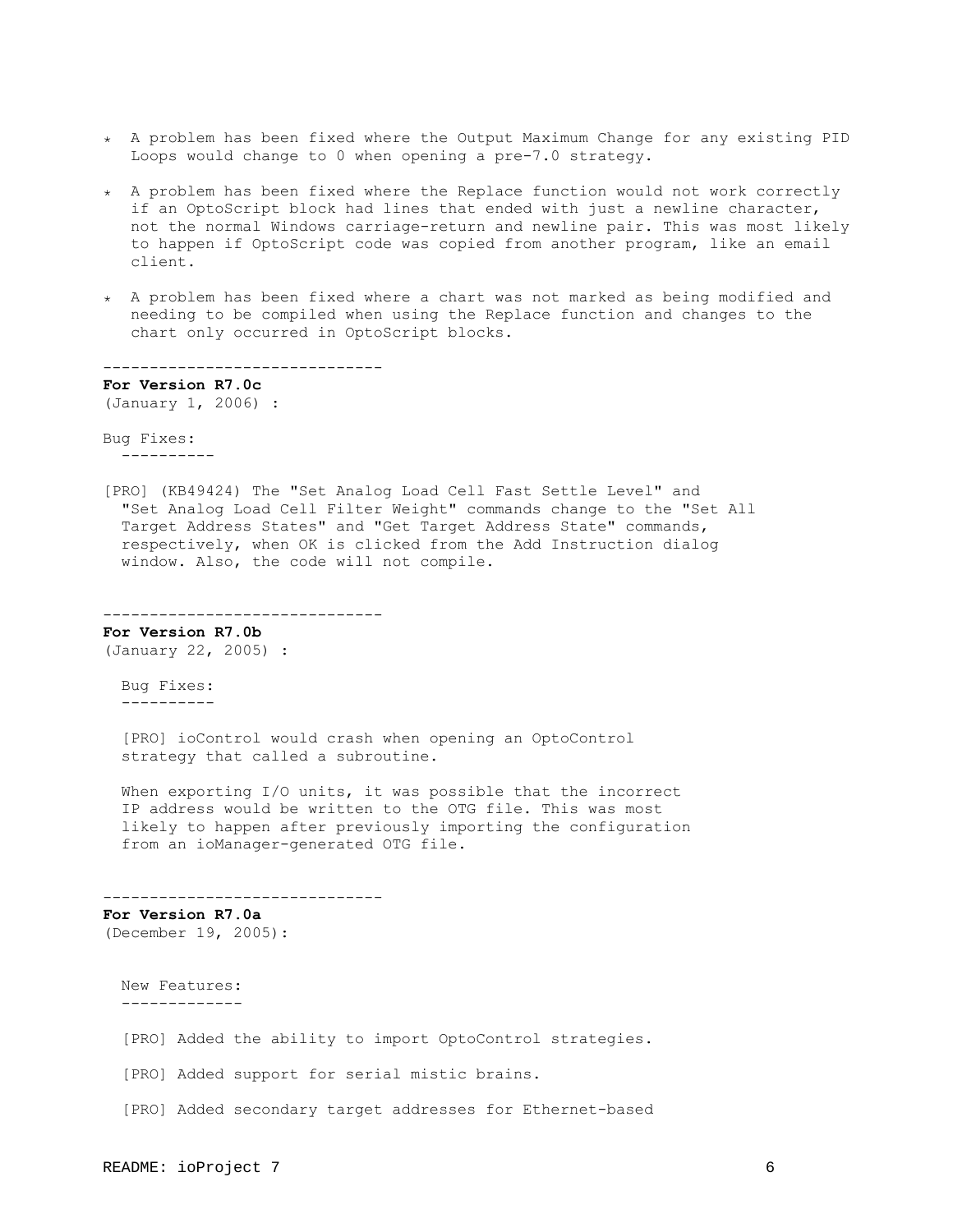* A problem has been fixed where the Output Maximum Change for any existing PID Loops would change to 0 when opening a pre-7.0 strategy.

* A problem has been fixed where the Replace function would not work correctly if an OptoScript block had lines that ended with just a newline character, not the normal Windows carriage-return and newline pair. This was most likely to happen if OptoScript code was copied from another program, like an email client.

* A problem has been fixed where a chart was not marked as being modified and needing to be compiled when using the Replace function and changes to the chart only occurred in OptoScript blocks.

------------------------------

**For Version R7.0c**
(January 1, 2006) :

Bug Fixes:
----------

[PRO] (KB49424) The "Set Analog Load Cell Fast Settle Level" and "Set Analog Load Cell Filter Weight" commands change to the "Set All Target Address States" and "Get Target Address State" commands, respectively, when OK is clicked from the Add Instruction dialog window. Also, the code will not compile.

------------------------------

**For Version R7.0b**
(January 22, 2005) :

Bug Fixes:
----------

[PRO] ioControl would crash when opening an OptoControl strategy that called a subroutine.

When exporting I/O units, it was possible that the incorrect IP address would be written to the OTG file. This was most likely to happen after previously importing the configuration from an ioManager-generated OTG file.

------------------------------

**For Version R7.0a**
(December 19, 2005):

New Features:
-------------

[PRO] Added the ability to import OptoControl strategies.

[PRO] Added support for serial mistic brains.

[PRO] Added secondary target addresses for Ethernet-based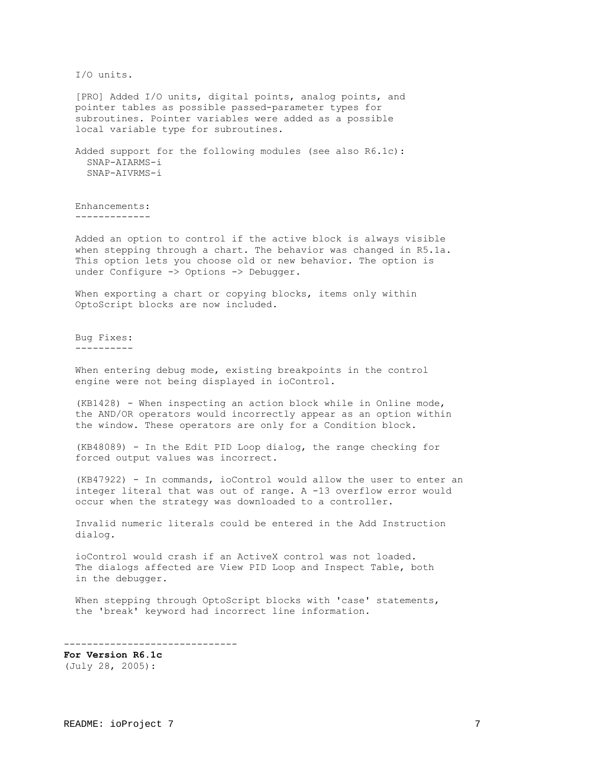I/O units.

[PRO] Added I/O units, digital points, analog points, and pointer tables as possible passed-parameter types for subroutines. Pointer variables were added as a possible local variable type for subroutines.

Added support for the following modules (see also R6.1c):
- SNAP-AIARMS-i
- SNAP-AIVRMS-i

Enhancements:
-------------

Added an option to control if the active block is always visible when stepping through a chart. The behavior was changed in R5.1a. This option lets you choose old or new behavior. The option is under Configure -> Options -> Debugger.

When exporting a chart or copying blocks, items only within OptoScript blocks are now included.

Bug Fixes:
----------

When entering debug mode, existing breakpoints in the control engine were not being displayed in ioControl.

(KB1428) - When inspecting an action block while in Online mode, the AND/OR operators would incorrectly appear as an option within the window. These operators are only for a Condition block.

(KB48089) - In the Edit PID Loop dialog, the range checking for forced output values was incorrect.

(KB47922) - In commands, ioControl would allow the user to enter an integer literal that was out of range. A -13 overflow error would occur when the strategy was downloaded to a controller.

Invalid numeric literals could be entered in the Add Instruction dialog.

ioControl would crash if an ActiveX control was not loaded. The dialogs affected are View PID Loop and Inspect Table, both in the debugger.

When stepping through OptoScript blocks with 'case' statements, the 'break' keyword had incorrect line information.

------------------------------

**For Version R6.1c**
(July 28, 2005):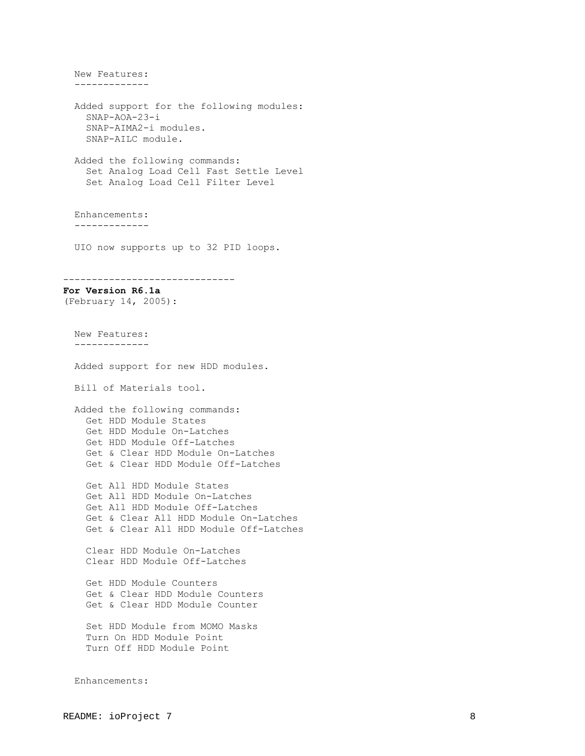New Features:
-------------

Added support for the following modules:
- SNAP-AOA-23-i
- SNAP-AIMA2-i modules.
- SNAP-AILC module.

Added the following commands:
- Set Analog Load Cell Fast Settle Level
- Set Analog Load Cell Filter Level

Enhancements:
-------------

UIO now supports up to 32 PID loops.

------------------------------

**For Version R6.1a**
(February 14, 2005):

New Features:
-------------

Added support for new HDD modules.

Bill of Materials tool.

Added the following commands:
- Get HDD Module States
- Get HDD Module On-Latches
- Get HDD Module Off-Latches
- Get & Clear HDD Module On-Latches
- Get & Clear HDD Module Off-Latches

- Get All HDD Module States
- Get All HDD Module On-Latches
- Get All HDD Module Off-Latches
- Get & Clear All HDD Module On-Latches
- Get & Clear All HDD Module Off-Latches

- Clear HDD Module On-Latches
- Clear HDD Module Off-Latches

- Get HDD Module Counters
- Get & Clear HDD Module Counters
- Get & Clear HDD Module Counter

- Set HDD Module from MOMO Masks
- Turn On HDD Module Point
- Turn Off HDD Module Point

Enhancements: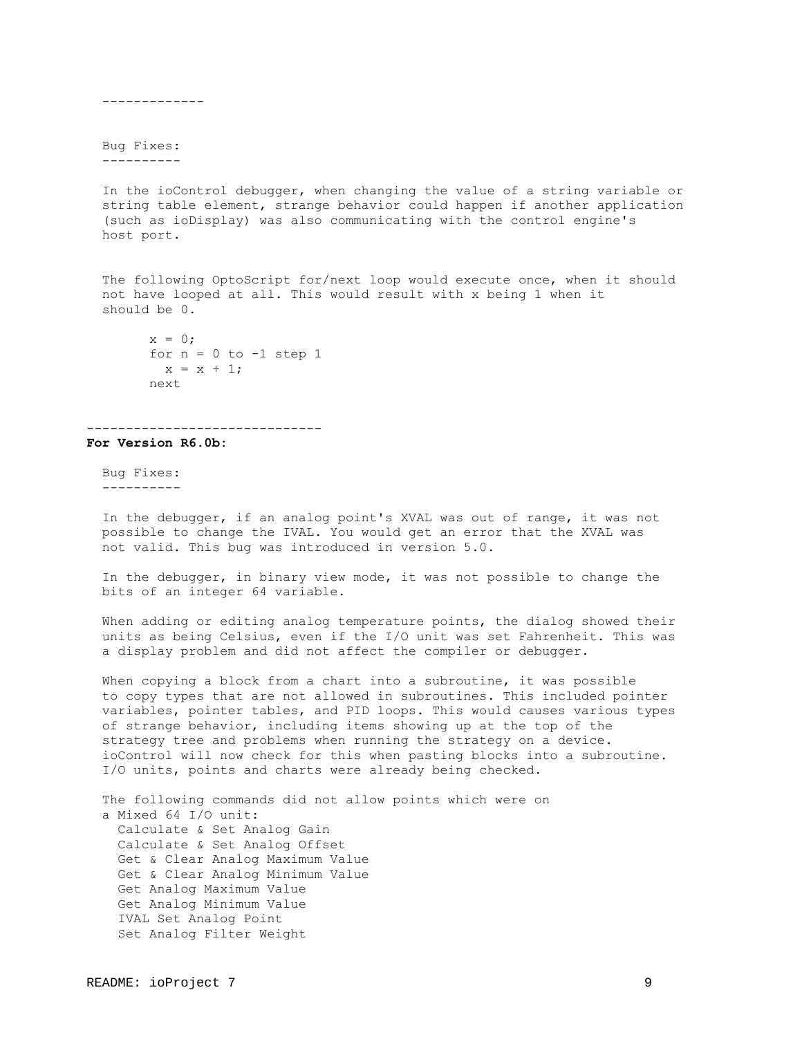-------------

Bug Fixes:
----------

In the ioControl debugger, when changing the value of a string variable or string table element, strange behavior could happen if another application (such as ioDisplay) was also communicating with the control engine's host port.

The following OptoScript for/next loop would execute once, when it should not have looped at all. This would result with x being 1 when it should be 0.

```
x = 0;
for n = 0 to -1 step 1
  x = x + 1;
next
```

------------------------------

**For Version R6.0b:**

Bug Fixes:
----------

In the debugger, if an analog point's XVAL was out of range, it was not possible to change the IVAL. You would get an error that the XVAL was not valid. This bug was introduced in version 5.0.

In the debugger, in binary view mode, it was not possible to change the bits of an integer 64 variable.

When adding or editing analog temperature points, the dialog showed their units as being Celsius, even if the I/O unit was set Fahrenheit. This was a display problem and did not affect the compiler or debugger.

When copying a block from a chart into a subroutine, it was possible to copy types that are not allowed in subroutines. This included pointer variables, pointer tables, and PID loops. This would causes various types of strange behavior, including items showing up at the top of the strategy tree and problems when running the strategy on a device. ioControl will now check for this when pasting blocks into a subroutine. I/O units, points and charts were already being checked.

The following commands did not allow points which were on a Mixed 64 I/O unit:

- Calculate & Set Analog Gain
- Calculate & Set Analog Offset
- Get & Clear Analog Maximum Value
- Get & Clear Analog Minimum Value
- Get Analog Maximum Value
- Get Analog Minimum Value
- IVAL Set Analog Point
- Set Analog Filter Weight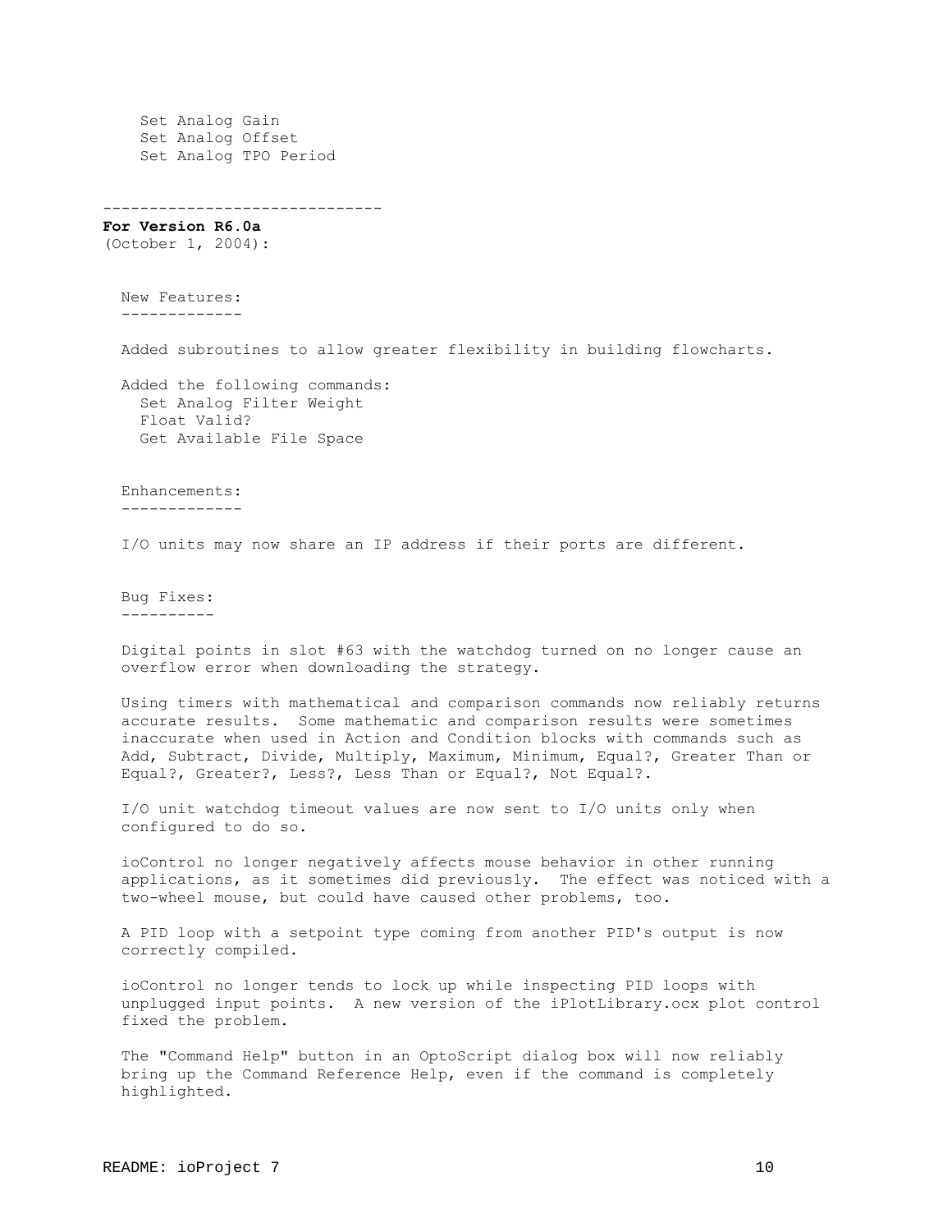Set Analog Gain
Set Analog Offset
Set Analog TPO Period

------------------------------

**For Version R6.0a**
(October 1, 2004):

New Features:
-------------

Added subroutines to allow greater flexibility in building flowcharts.

Added the following commands:
- Set Analog Filter Weight
- Float Valid?
- Get Available File Space

Enhancements:
-------------

I/O units may now share an IP address if their ports are different.

Bug Fixes:
----------

Digital points in slot #63 with the watchdog turned on no longer cause an overflow error when downloading the strategy.

Using timers with mathematical and comparison commands now reliably returns accurate results. Some mathematic and comparison results were sometimes inaccurate when used in Action and Condition blocks with commands such as Add, Subtract, Divide, Multiply, Maximum, Minimum, Equal?, Greater Than or Equal?, Greater?, Less?, Less Than or Equal?, Not Equal?.

I/O unit watchdog timeout values are now sent to I/O units only when configured to do so.

ioControl no longer negatively affects mouse behavior in other running applications, as it sometimes did previously. The effect was noticed with a two-wheel mouse, but could have caused other problems, too.

A PID loop with a setpoint type coming from another PID's output is now correctly compiled.

ioControl no longer tends to lock up while inspecting PID loops with unplugged input points. A new version of the iPlotLibrary.ocx plot control fixed the problem.

The "Command Help" button in an OptoScript dialog box will now reliably bring up the Command Reference Help, even if the command is completely highlighted.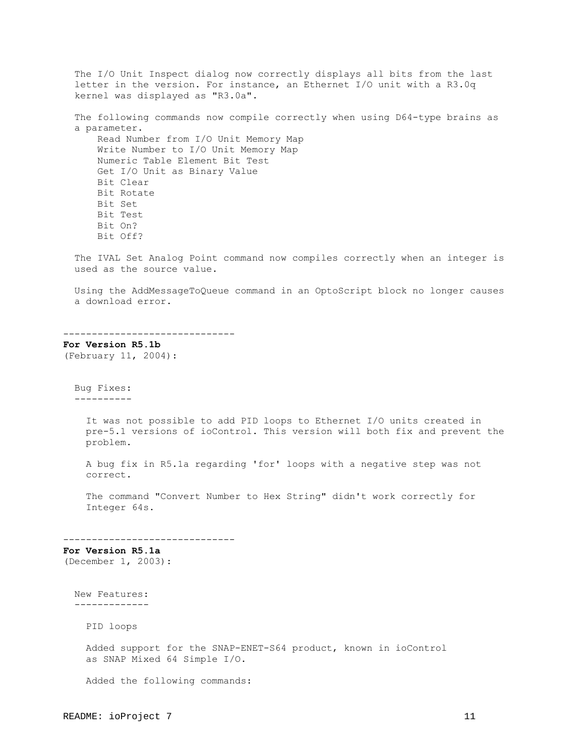The I/O Unit Inspect dialog now correctly displays all bits from the last letter in the version. For instance, an Ethernet I/O unit with a R3.0q kernel was displayed as "R3.0a".

The following commands now compile correctly when using D64-type brains as a parameter.

- Read Number from I/O Unit Memory Map
- Write Number to I/O Unit Memory Map
- Numeric Table Element Bit Test
- Get I/O Unit as Binary Value
- Bit Clear
- Bit Rotate
- Bit Set
- Bit Test
- Bit On?
- Bit Off?

The IVAL Set Analog Point command now compiles correctly when an integer is used as the source value.

Using the AddMessageToQueue command in an OptoScript block no longer causes a download error.

------------------------------

**For Version R5.1b**
(February 11, 2004):

Bug Fixes:
----------

It was not possible to add PID loops to Ethernet I/O units created in pre-5.1 versions of ioControl. This version will both fix and prevent the problem.

A bug fix in R5.1a regarding 'for' loops with a negative step was not correct.

The command "Convert Number to Hex String" didn't work correctly for Integer 64s.

------------------------------

**For Version R5.1a**
(December 1, 2003):

New Features:
-------------

PID loops

Added support for the SNAP-ENET-S64 product, known in ioControl as SNAP Mixed 64 Simple I/O.

Added the following commands: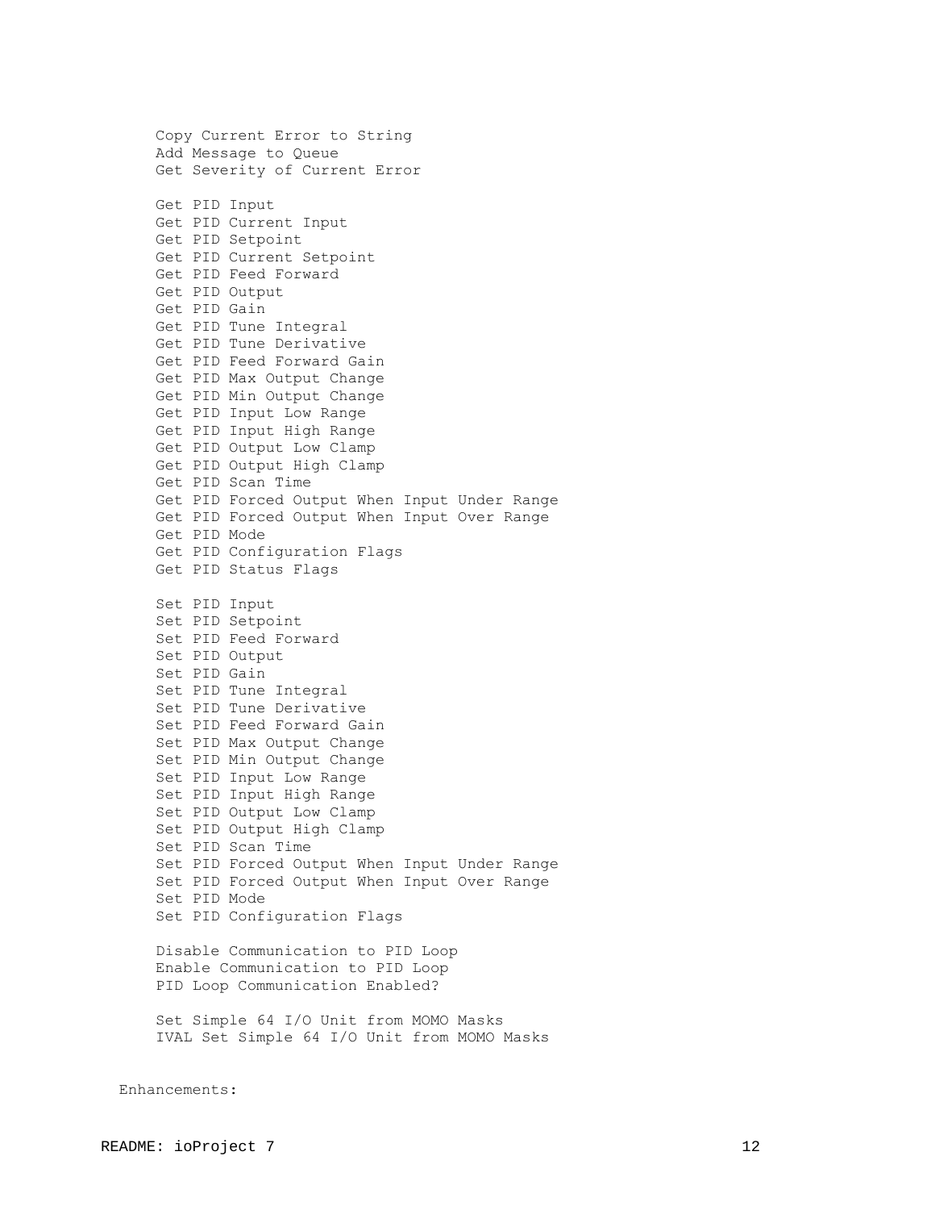Copy Current Error to String
Add Message to Queue
Get Severity of Current Error

Get PID Input
Get PID Current Input
Get PID Setpoint
Get PID Current Setpoint
Get PID Feed Forward
Get PID Output
Get PID Gain
Get PID Tune Integral
Get PID Tune Derivative
Get PID Feed Forward Gain
Get PID Max Output Change
Get PID Min Output Change
Get PID Input Low Range
Get PID Input High Range
Get PID Output Low Clamp
Get PID Output High Clamp
Get PID Scan Time
Get PID Forced Output When Input Under Range
Get PID Forced Output When Input Over Range
Get PID Mode
Get PID Configuration Flags
Get PID Status Flags

Set PID Input
Set PID Setpoint
Set PID Feed Forward
Set PID Output
Set PID Gain
Set PID Tune Integral
Set PID Tune Derivative
Set PID Feed Forward Gain
Set PID Max Output Change
Set PID Min Output Change
Set PID Input Low Range
Set PID Input High Range
Set PID Output Low Clamp
Set PID Output High Clamp
Set PID Scan Time
Set PID Forced Output When Input Under Range
Set PID Forced Output When Input Over Range
Set PID Mode
Set PID Configuration Flags

Disable Communication to PID Loop
Enable Communication to PID Loop
PID Loop Communication Enabled?

Set Simple 64 I/O Unit from MOMO Masks
IVAL Set Simple 64 I/O Unit from MOMO Masks

Enhancements: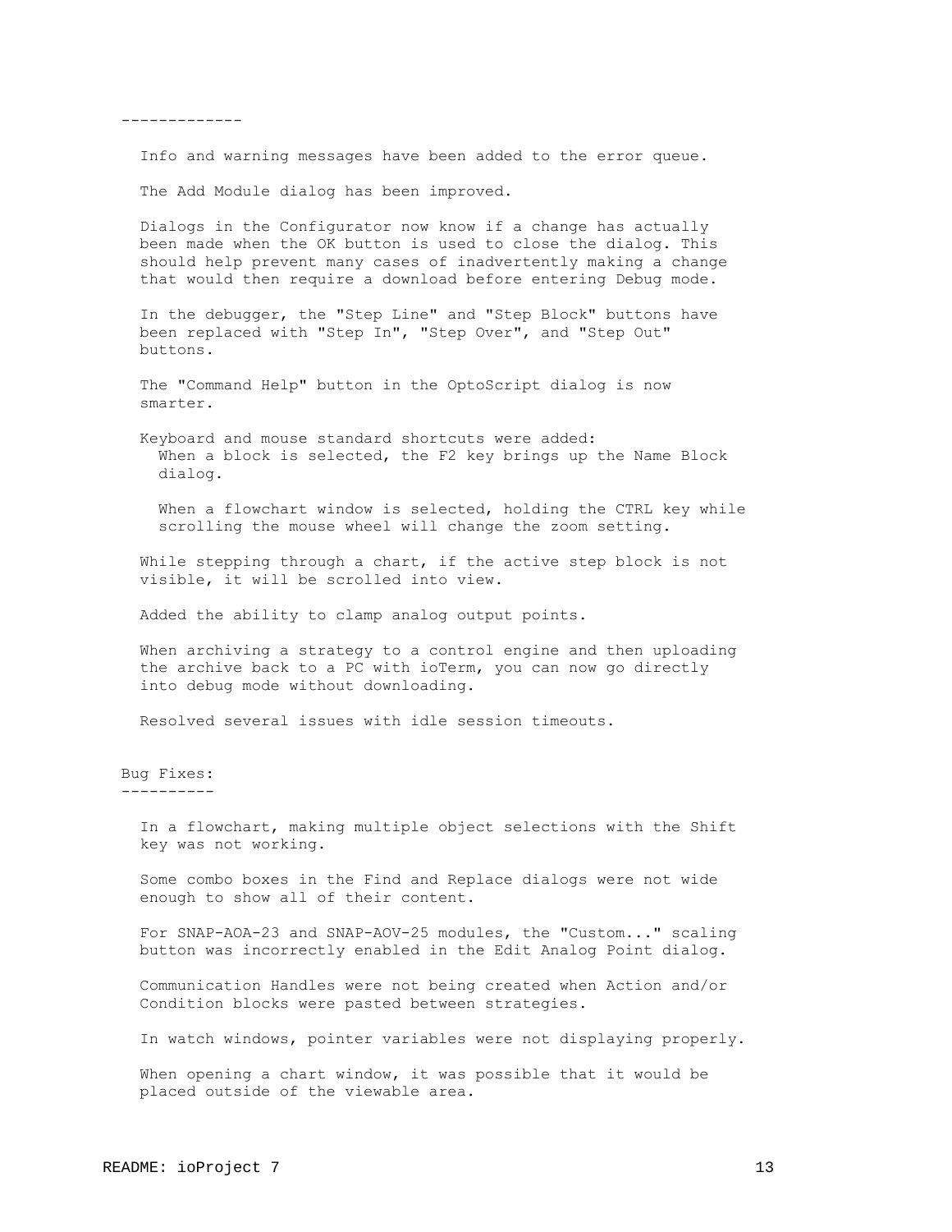-------------

Info and warning messages have been added to the error queue.

The Add Module dialog has been improved.

Dialogs in the Configurator now know if a change has actually been made when the OK button is used to close the dialog. This should help prevent many cases of inadvertently making a change that would then require a download before entering Debug mode.

In the debugger, the "Step Line" and "Step Block" buttons have been replaced with "Step In", "Step Over", and "Step Out" buttons.

The "Command Help" button in the OptoScript dialog is now smarter.

Keyboard and mouse standard shortcuts were added:

- When a block is selected, the F2 key brings up the Name Block dialog.
- When a flowchart window is selected, holding the CTRL key while scrolling the mouse wheel will change the zoom setting.

While stepping through a chart, if the active step block is not visible, it will be scrolled into view.

Added the ability to clamp analog output points.

When archiving a strategy to a control engine and then uploading the archive back to a PC with ioTerm, you can now go directly into debug mode without downloading.

Resolved several issues with idle session timeouts.

## Bug Fixes:

In a flowchart, making multiple object selections with the Shift key was not working.

Some combo boxes in the Find and Replace dialogs were not wide enough to show all of their content.

For SNAP-AOA-23 and SNAP-AOV-25 modules, the "Custom..." scaling button was incorrectly enabled in the Edit Analog Point dialog.

Communication Handles were not being created when Action and/or Condition blocks were pasted between strategies.

In watch windows, pointer variables were not displaying properly.

When opening a chart window, it was possible that it would be placed outside of the viewable area.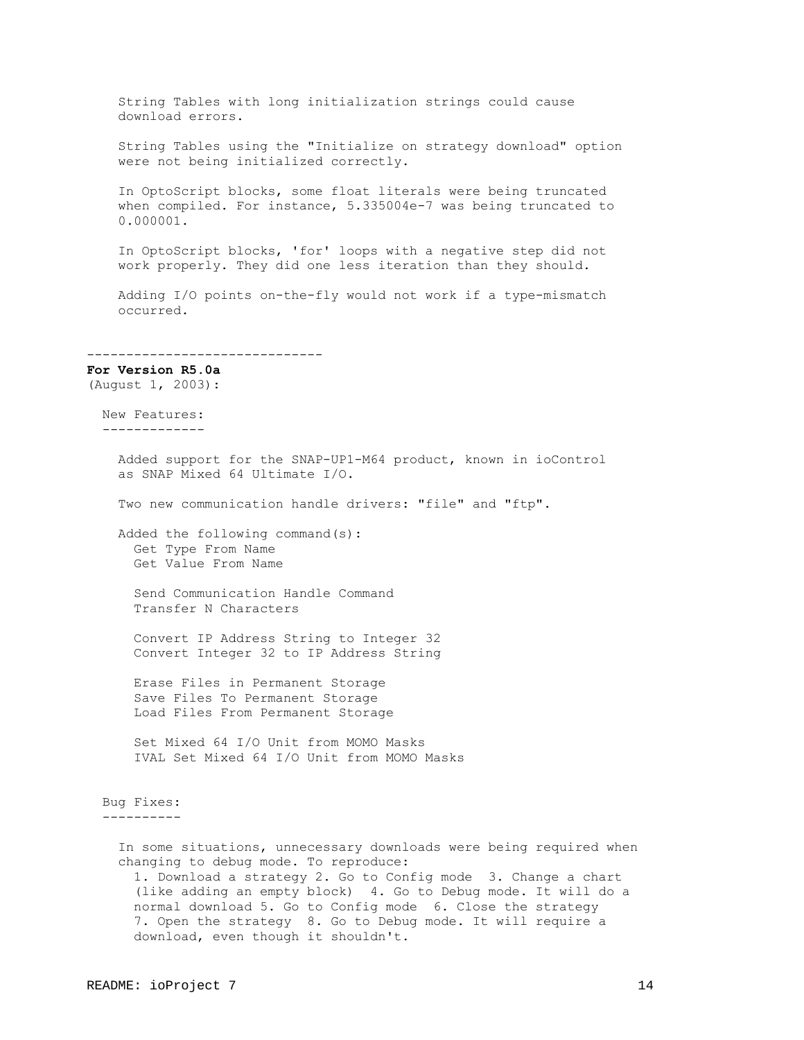String Tables with long initialization strings could cause download errors.

String Tables using the "Initialize on strategy download" option were not being initialized correctly.

In OptoScript blocks, some float literals were being truncated when compiled. For instance, 5.335004e-7 was being truncated to 0.000001.

In OptoScript blocks, 'for' loops with a negative step did not work properly. They did one less iteration than they should.

Adding I/O points on-the-fly would not work if a type-mismatch occurred.

------------------------------

**For Version R5.0a**
(August 1, 2003):

New Features:
-------------

Added support for the SNAP-UP1-M64 product, known in ioControl as SNAP Mixed 64 Ultimate I/O.

Two new communication handle drivers: "file" and "ftp".

Added the following command(s):
- Get Type From Name
- Get Value From Name

- Send Communication Handle Command
- Transfer N Characters

- Convert IP Address String to Integer 32
- Convert Integer 32 to IP Address String

- Erase Files in Permanent Storage
- Save Files To Permanent Storage
- Load Files From Permanent Storage

- Set Mixed 64 I/O Unit from MOMO Masks
- IVAL Set Mixed 64 I/O Unit from MOMO Masks

Bug Fixes:
----------

In some situations, unnecessary downloads were being required when changing to debug mode. To reproduce:
1. Download a strategy 2. Go to Config mode 3. Change a chart (like adding an empty block) 4. Go to Debug mode. It will do a normal download 5. Go to Config mode 6. Close the strategy 7. Open the strategy 8. Go to Debug mode. It will require a download, even though it shouldn't.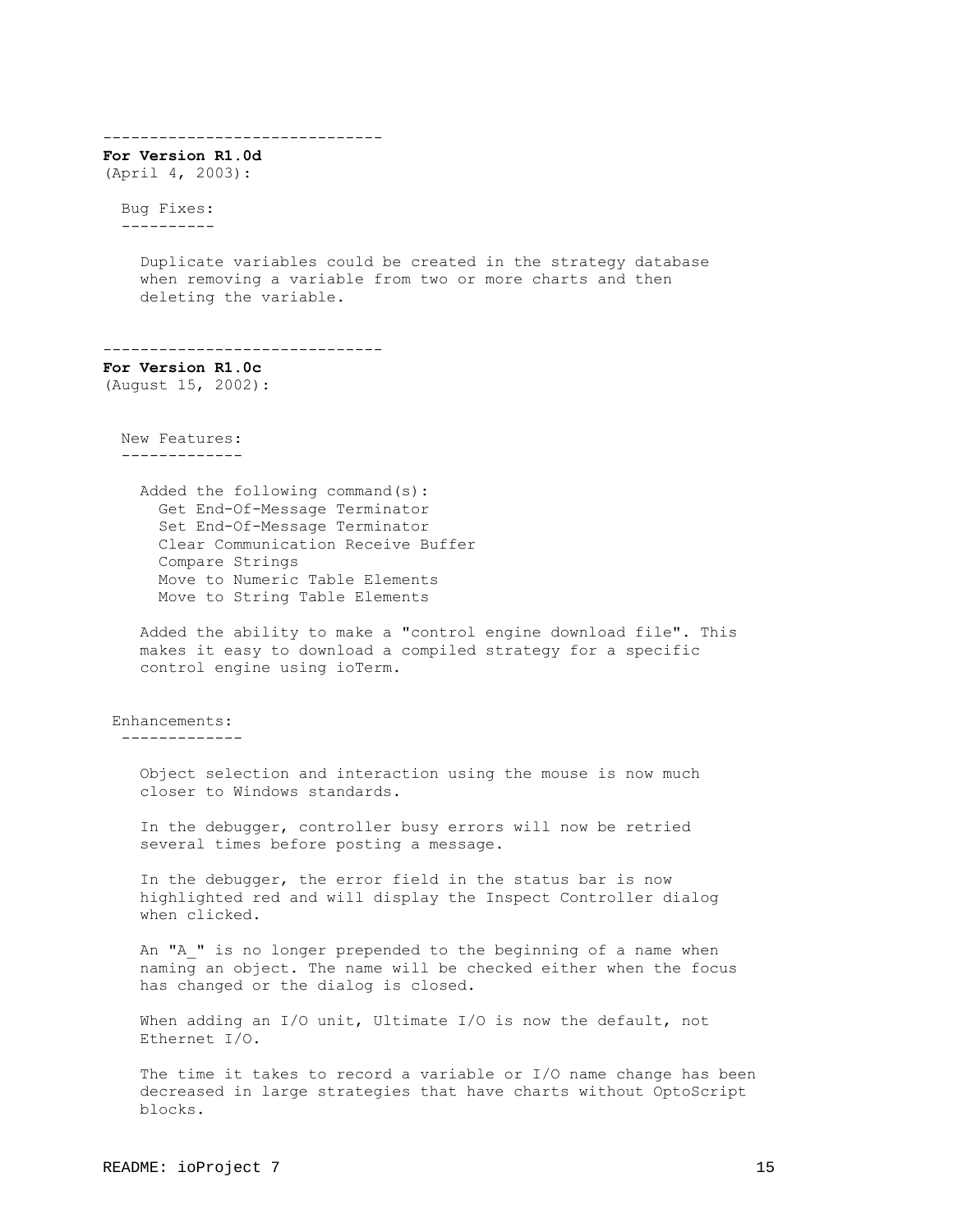------------------------------

**For Version R1.0d**

(April 4, 2003):

Bug Fixes:

----------

Duplicate variables could be created in the strategy database when removing a variable from two or more charts and then deleting the variable.

------------------------------

**For Version R1.0c**

(August 15, 2002):

New Features:

-------------

Added the following command(s):

- Get End-Of-Message Terminator
- Set End-Of-Message Terminator
- Clear Communication Receive Buffer
- Compare Strings
- Move to Numeric Table Elements
- Move to String Table Elements

Added the ability to make a "control engine download file". This makes it easy to download a compiled strategy for a specific control engine using ioTerm.

Enhancements:

-------------

Object selection and interaction using the mouse is now much closer to Windows standards.

In the debugger, controller busy errors will now be retried several times before posting a message.

In the debugger, the error field in the status bar is now highlighted red and will display the Inspect Controller dialog when clicked.

An "A_" is no longer prepended to the beginning of a name when naming an object. The name will be checked either when the focus has changed or the dialog is closed.

When adding an I/O unit, Ultimate I/O is now the default, not Ethernet I/O.

The time it takes to record a variable or I/O name change has been decreased in large strategies that have charts without OptoScript blocks.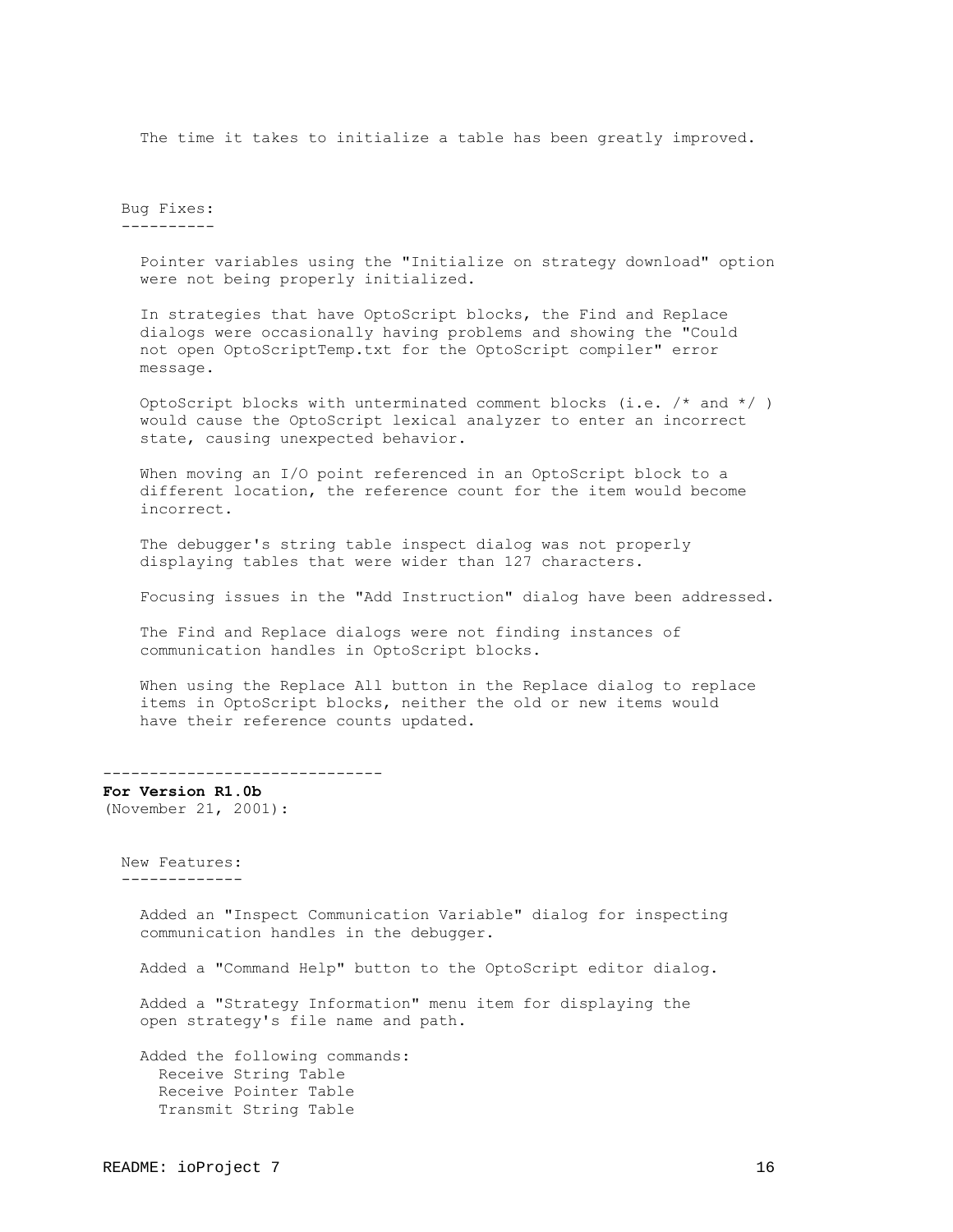The time it takes to initialize a table has been greatly improved.

Bug Fixes:
----------

Pointer variables using the "Initialize on strategy download" option were not being properly initialized.

In strategies that have OptoScript blocks, the Find and Replace dialogs were occasionally having problems and showing the "Could not open OptoScriptTemp.txt for the OptoScript compiler" error message.

OptoScript blocks with unterminated comment blocks (i.e. /* and */ ) would cause the OptoScript lexical analyzer to enter an incorrect state, causing unexpected behavior.

When moving an I/O point referenced in an OptoScript block to a different location, the reference count for the item would become incorrect.

The debugger's string table inspect dialog was not properly displaying tables that were wider than 127 characters.

Focusing issues in the "Add Instruction" dialog have been addressed.

The Find and Replace dialogs were not finding instances of communication handles in OptoScript blocks.

When using the Replace All button in the Replace dialog to replace items in OptoScript blocks, neither the old or new items would have their reference counts updated.

------------------------------

**For Version R1.0b**
(November 21, 2001):

New Features:
-------------

Added an "Inspect Communication Variable" dialog for inspecting communication handles in the debugger.

Added a "Command Help" button to the OptoScript editor dialog.

Added a "Strategy Information" menu item for displaying the open strategy's file name and path.

Added the following commands:
- Receive String Table
- Receive Pointer Table
- Transmit String Table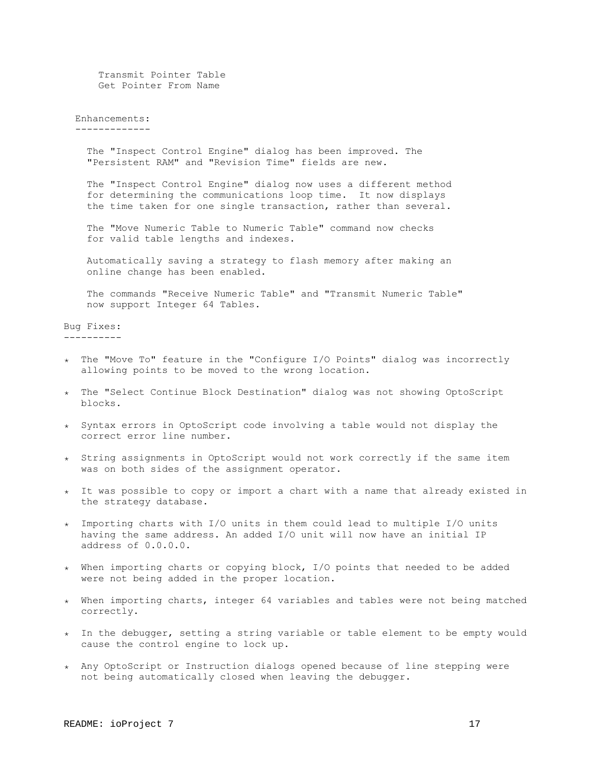Transmit Pointer Table
Get Pointer From Name

### Enhancements:

The "Inspect Control Engine" dialog has been improved. The "Persistent RAM" and "Revision Time" fields are new.

The "Inspect Control Engine" dialog now uses a different method for determining the communications loop time. It now displays the time taken for one single transaction, rather than several.

The "Move Numeric Table to Numeric Table" command now checks for valid table lengths and indexes.

Automatically saving a strategy to flash memory after making an online change has been enabled.

The commands "Receive Numeric Table" and "Transmit Numeric Table" now support Integer 64 Tables.

## Bug Fixes:

* The "Move To" feature in the "Configure I/O Points" dialog was incorrectly allowing points to be moved to the wrong location.
* The "Select Continue Block Destination" dialog was not showing OptoScript blocks.
* Syntax errors in OptoScript code involving a table would not display the correct error line number.
* String assignments in OptoScript would not work correctly if the same item was on both sides of the assignment operator.
* It was possible to copy or import a chart with a name that already existed in the strategy database.
* Importing charts with I/O units in them could lead to multiple I/O units having the same address. An added I/O unit will now have an initial IP address of 0.0.0.0.
* When importing charts or copying block, I/O points that needed to be added were not being added in the proper location.
* When importing charts, integer 64 variables and tables were not being matched correctly.
* In the debugger, setting a string variable or table element to be empty would cause the control engine to lock up.
* Any OptoScript or Instruction dialogs opened because of line stepping were not being automatically closed when leaving the debugger.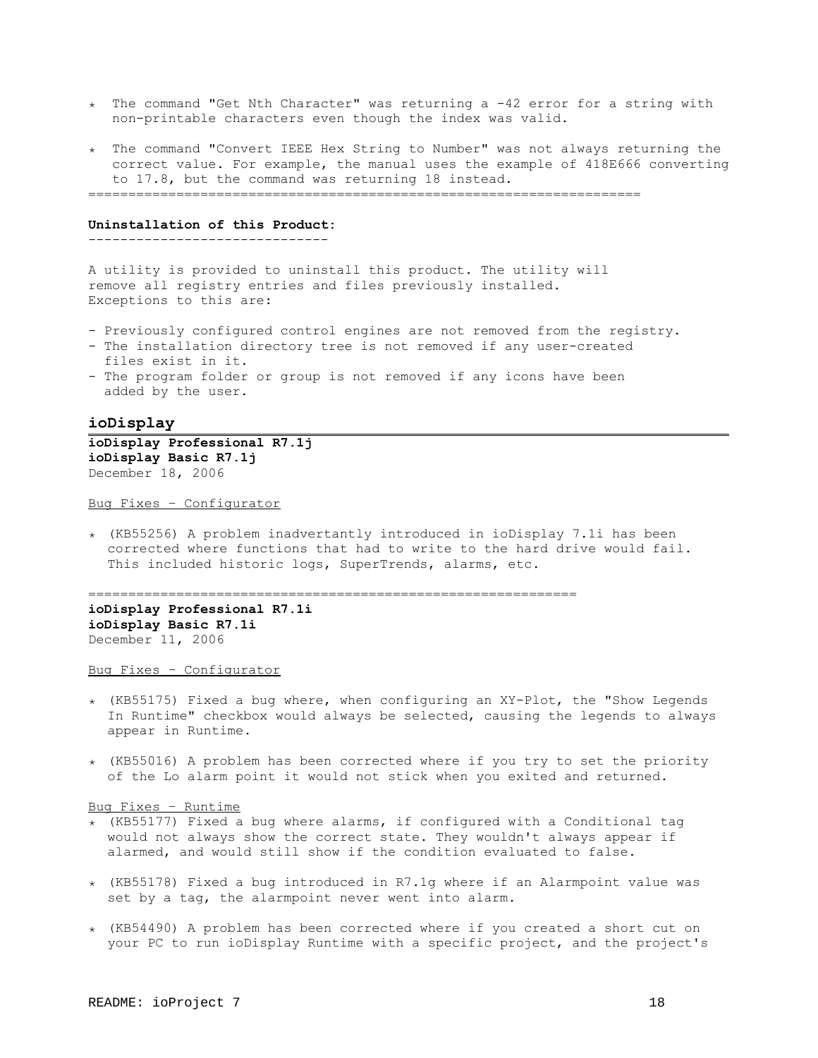* The command "Get Nth Character" was returning a -42 error for a string with non-printable characters even though the index was valid.

* The command "Convert IEEE Hex String to Number" was not always returning the correct value. For example, the manual uses the example of 418E666 converting to 17.8, but the command was returning 18 instead.

==================================================================

**Uninstallation of this Product:**

A utility is provided to uninstall this product. The utility will remove all registry entries and files previously installed. Exceptions to this are:

- Previously configured control engines are not removed from the registry.
- The installation directory tree is not removed if any user-created files exist in it.
- The program folder or group is not removed if any icons have been added by the user.

## ioDisplay

**ioDisplay Professional R7.1j**
**ioDisplay Basic R7.1j**
December 18, 2006

Bug Fixes – Configurator

* (KB55256) A problem inadvertantly introduced in ioDisplay 7.1i has been corrected where functions that had to write to the hard drive would fail. This included historic logs, SuperTrends, alarms, etc.

==============================================================

**ioDisplay Professional R7.1i**
**ioDisplay Basic R7.1i**
December 11, 2006

Bug Fixes – Configurator

* (KB55175) Fixed a bug where, when configuring an XY-Plot, the "Show Legends In Runtime" checkbox would always be selected, causing the legends to always appear in Runtime.

* (KB55016) A problem has been corrected where if you try to set the priority of the Lo alarm point it would not stick when you exited and returned.

Bug Fixes – Runtime

* (KB55177) Fixed a bug where alarms, if configured with a Conditional tag would not always show the correct state. They wouldn't always appear if alarmed, and would still show if the condition evaluated to false.

* (KB55178) Fixed a bug introduced in R7.1g where if an Alarmpoint value was set by a tag, the alarmpoint never went into alarm.

* (KB54490) A problem has been corrected where if you created a short cut on your PC to run ioDisplay Runtime with a specific project, and the project's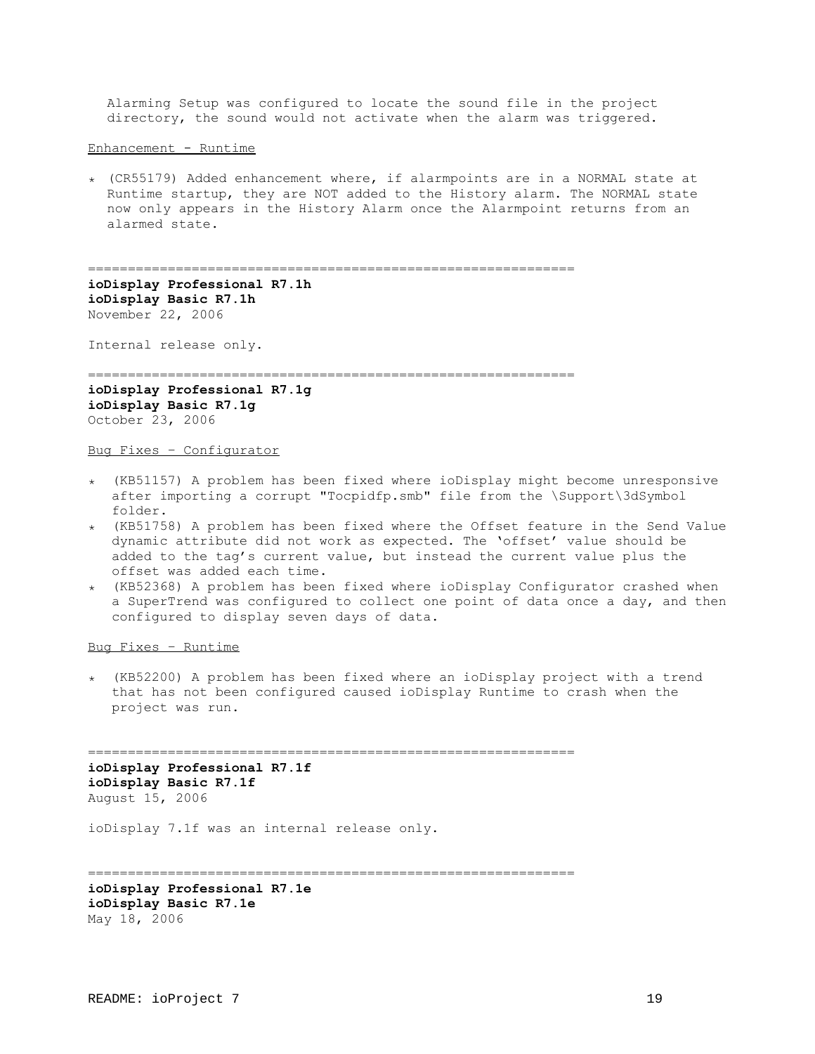Alarming Setup was configured to locate the sound file in the project directory, the sound would not activate when the alarm was triggered.

<u>Enhancement - Runtime</u>

* (CR55179) Added enhancement where, if alarmpoints are in a NORMAL state at Runtime startup, they are NOT added to the History alarm. The NORMAL state now only appears in the History Alarm once the Alarmpoint returns from an alarmed state.

==============================================================

**ioDisplay Professional R7.1h**
**ioDisplay Basic R7.1h**
November 22, 2006

Internal release only.

==============================================================

**ioDisplay Professional R7.1g**
**ioDisplay Basic R7.1g**
October 23, 2006

<u>Bug Fixes – Configurator</u>

* (KB51157) A problem has been fixed where ioDisplay might become unresponsive after importing a corrupt "Tocpidfp.smb" file from the \Support\3dSymbol folder.
* (KB51758) A problem has been fixed where the Offset feature in the Send Value dynamic attribute did not work as expected. The 'offset' value should be added to the tag's current value, but instead the current value plus the offset was added each time.
* (KB52368) A problem has been fixed where ioDisplay Configurator crashed when a SuperTrend was configured to collect one point of data once a day, and then configured to display seven days of data.

<u>Bug Fixes – Runtime</u>

* (KB52200) A problem has been fixed where an ioDisplay project with a trend that has not been configured caused ioDisplay Runtime to crash when the project was run.

==============================================================

**ioDisplay Professional R7.1f**
**ioDisplay Basic R7.1f**
August 15, 2006

ioDisplay 7.1f was an internal release only.

==============================================================

**ioDisplay Professional R7.1e**
**ioDisplay Basic R7.1e**
May 18, 2006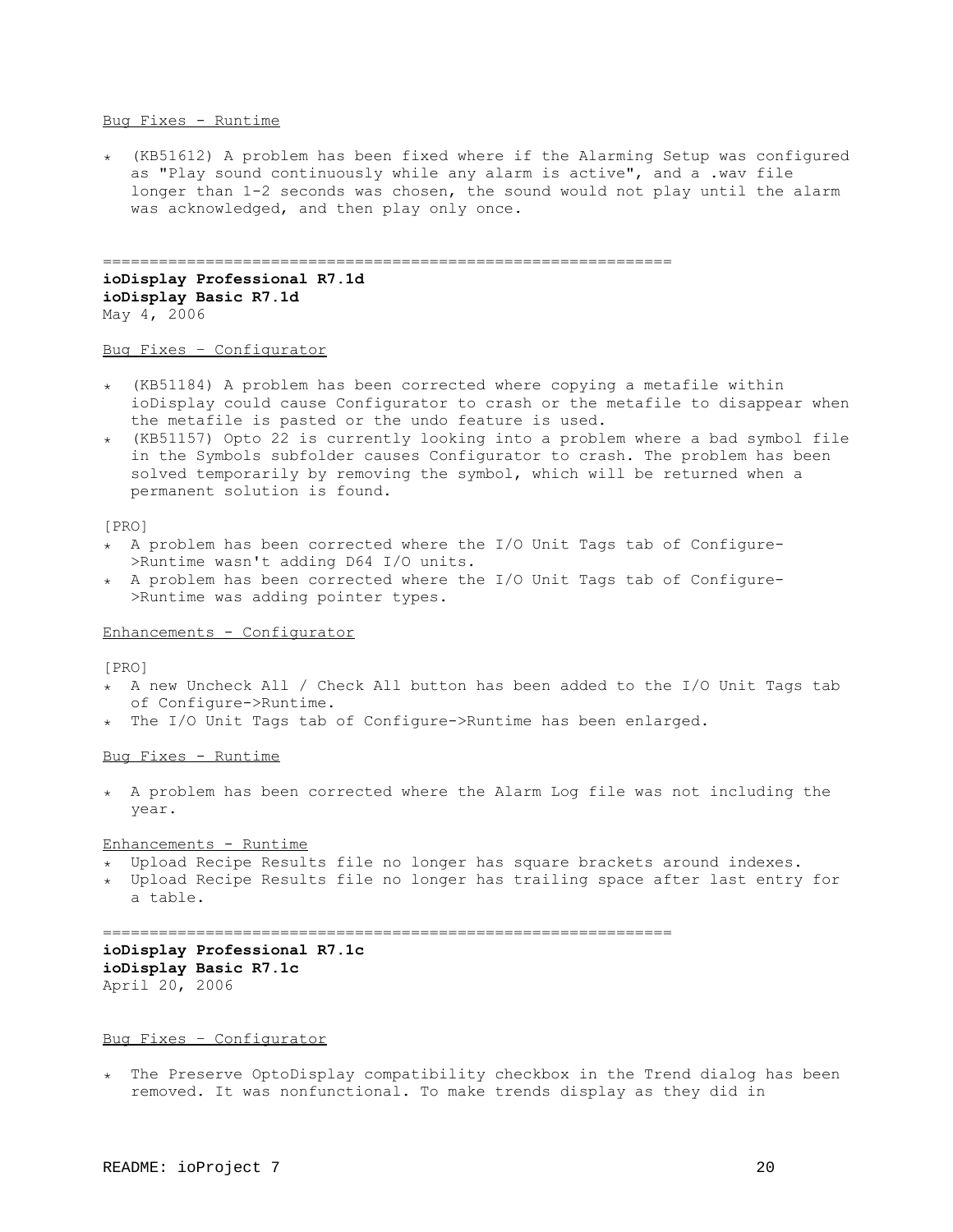Bug Fixes - Runtime

- (KB51612) A problem has been fixed where if the Alarming Setup was configured as "Play sound continuously while any alarm is active", and a .wav file longer than 1-2 seconds was chosen, the sound would not play until the alarm was acknowledged, and then play only once.

============================================================

**ioDisplay Professional R7.1d**
**ioDisplay Basic R7.1d**
May 4, 2006

Bug Fixes – Configurator

- (KB51184) A problem has been corrected where copying a metafile within ioDisplay could cause Configurator to crash or the metafile to disappear when the metafile is pasted or the undo feature is used.
- (KB51157) Opto 22 is currently looking into a problem where a bad symbol file in the Symbols subfolder causes Configurator to crash. The problem has been solved temporarily by removing the symbol, which will be returned when a permanent solution is found.

[PRO]

- A problem has been corrected where the I/O Unit Tags tab of Configure->Runtime wasn't adding D64 I/O units.
- A problem has been corrected where the I/O Unit Tags tab of Configure->Runtime was adding pointer types.

Enhancements - Configurator

[PRO]

- A new Uncheck All / Check All button has been added to the I/O Unit Tags tab of Configure->Runtime.
- The I/O Unit Tags tab of Configure->Runtime has been enlarged.

Bug Fixes - Runtime

- A problem has been corrected where the Alarm Log file was not including the year.

Enhancements - Runtime

- Upload Recipe Results file no longer has square brackets around indexes.
- Upload Recipe Results file no longer has trailing space after last entry for a table.

============================================================

**ioDisplay Professional R7.1c**
**ioDisplay Basic R7.1c**
April 20, 2006

Bug Fixes – Configurator

- The Preserve OptoDisplay compatibility checkbox in the Trend dialog has been removed. It was nonfunctional. To make trends display as they did in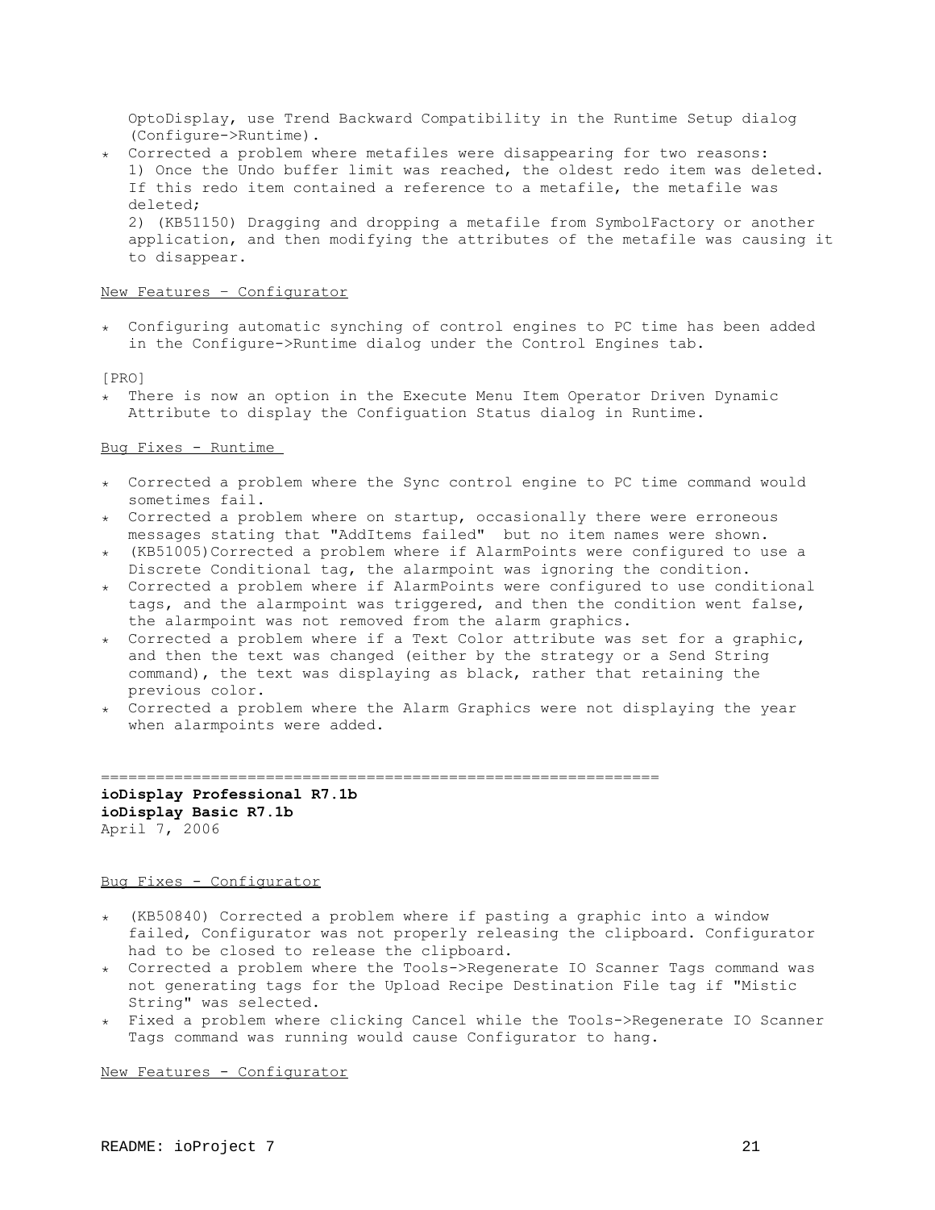OptoDisplay, use Trend Backward Compatibility in the Runtime Setup dialog (Configure->Runtime).

* Corrected a problem where metafiles were disappearing for two reasons:
  1) Once the Undo buffer limit was reached, the oldest redo item was deleted. If this redo item contained a reference to a metafile, the metafile was deleted;
  2) (KB51150) Dragging and dropping a metafile from SymbolFactory or another application, and then modifying the attributes of the metafile was causing it to disappear.

<u>New Features – Configurator</u>

* Configuring automatic synching of control engines to PC time has been added in the Configure->Runtime dialog under the Control Engines tab.

[PRO]

* There is now an option in the Execute Menu Item Operator Driven Dynamic Attribute to display the Configuation Status dialog in Runtime.

<u>Bug Fixes - Runtime</u>

* Corrected a problem where the Sync control engine to PC time command would sometimes fail.
* Corrected a problem where on startup, occasionally there were erroneous messages stating that "AddItems failed" but no item names were shown.
* (KB51005)Corrected a problem where if AlarmPoints were configured to use a Discrete Conditional tag, the alarmpoint was ignoring the condition.
* Corrected a problem where if AlarmPoints were configured to use conditional tags, and the alarmpoint was triggered, and then the condition went false, the alarmpoint was not removed from the alarm graphics.
* Corrected a problem where if a Text Color attribute was set for a graphic, and then the text was changed (either by the strategy or a Send String command), the text was displaying as black, rather that retaining the previous color.
* Corrected a problem where the Alarm Graphics were not displaying the year when alarmpoints were added.

============================================================

**ioDisplay Professional R7.1b**
**ioDisplay Basic R7.1b**
April 7, 2006

<u>Bug Fixes - Configurator</u>

* (KB50840) Corrected a problem where if pasting a graphic into a window failed, Configurator was not properly releasing the clipboard. Configurator had to be closed to release the clipboard.
* Corrected a problem where the Tools->Regenerate IO Scanner Tags command was not generating tags for the Upload Recipe Destination File tag if "Mistic String" was selected.
* Fixed a problem where clicking Cancel while the Tools->Regenerate IO Scanner Tags command was running would cause Configurator to hang.

<u>New Features - Configurator</u>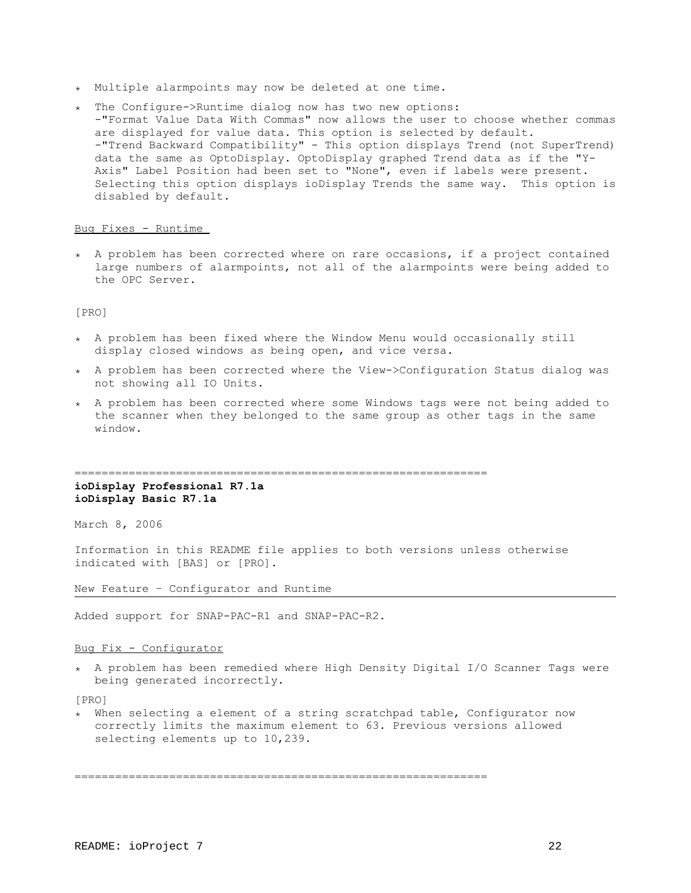* Multiple alarmpoints may now be deleted at one time.
* The Configure->Runtime dialog now has two new options:
  -"Format Value Data With Commas" now allows the user to choose whether commas are displayed for value data. This option is selected by default.
  -"Trend Backward Compatibility" - This option displays Trend (not SuperTrend) data the same as OptoDisplay. OptoDisplay graphed Trend data as if the "Y-Axis" Label Position had been set to "None", even if labels were present. Selecting this option displays ioDisplay Trends the same way. This option is disabled by default.

Bug Fixes - Runtime

* A problem has been corrected where on rare occasions, if a project contained large numbers of alarmpoints, not all of the alarmpoints were being added to the OPC Server.

[PRO]

* A problem has been fixed where the Window Menu would occasionally still display closed windows as being open, and vice versa.
* A problem has been corrected where the View->Configuration Status dialog was not showing all IO Units.
* A problem has been corrected where some Windows tags were not being added to the scanner when they belonged to the same group as other tags in the same window.

============================================================

**ioDisplay Professional R7.1a**
**ioDisplay Basic R7.1a**

March 8, 2006

Information in this README file applies to both versions unless otherwise indicated with [BAS] or [PRO].

New Feature – Configurator and Runtime

Added support for SNAP-PAC-R1 and SNAP-PAC-R2.

Bug Fix - Configurator

* A problem has been remedied where High Density Digital I/O Scanner Tags were being generated incorrectly.

[PRO]

* When selecting a element of a string scratchpad table, Configurator now correctly limits the maximum element to 63. Previous versions allowed selecting elements up to 10,239.

============================================================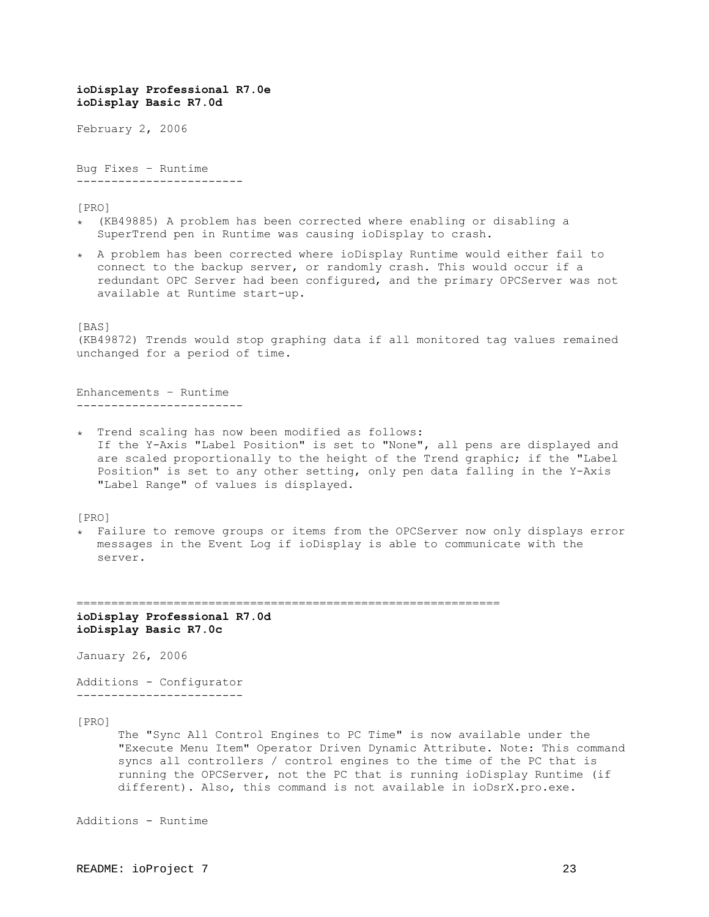**ioDisplay Professional R7.0e**
**ioDisplay Basic R7.0d**

February 2, 2006

Bug Fixes – Runtime
------------------------

[PRO]

- (KB49885) A problem has been corrected where enabling or disabling a SuperTrend pen in Runtime was causing ioDisplay to crash.
- A problem has been corrected where ioDisplay Runtime would either fail to connect to the backup server, or randomly crash. This would occur if a redundant OPC Server had been configured, and the primary OPCServer was not available at Runtime start-up.

[BAS]
(KB49872) Trends would stop graphing data if all monitored tag values remained unchanged for a period of time.

Enhancements – Runtime
------------------------

- Trend scaling has now been modified as follows:
  If the Y-Axis "Label Position" is set to "None", all pens are displayed and are scaled proportionally to the height of the Trend graphic; if the "Label Position" is set to any other setting, only pen data falling in the Y-Axis "Label Range" of values is displayed.

[PRO]

- Failure to remove groups or items from the OPCServer now only displays error messages in the Event Log if ioDisplay is able to communicate with the server.

==============================================================

**ioDisplay Professional R7.0d**
**ioDisplay Basic R7.0c**

January 26, 2006

Additions - Configurator
------------------------

[PRO]

The "Sync All Control Engines to PC Time" is now available under the "Execute Menu Item" Operator Driven Dynamic Attribute. Note: This command syncs all controllers / control engines to the time of the PC that is running the OPCServer, not the PC that is running ioDisplay Runtime (if different). Also, this command is not available in ioDsrX.pro.exe.

Additions - Runtime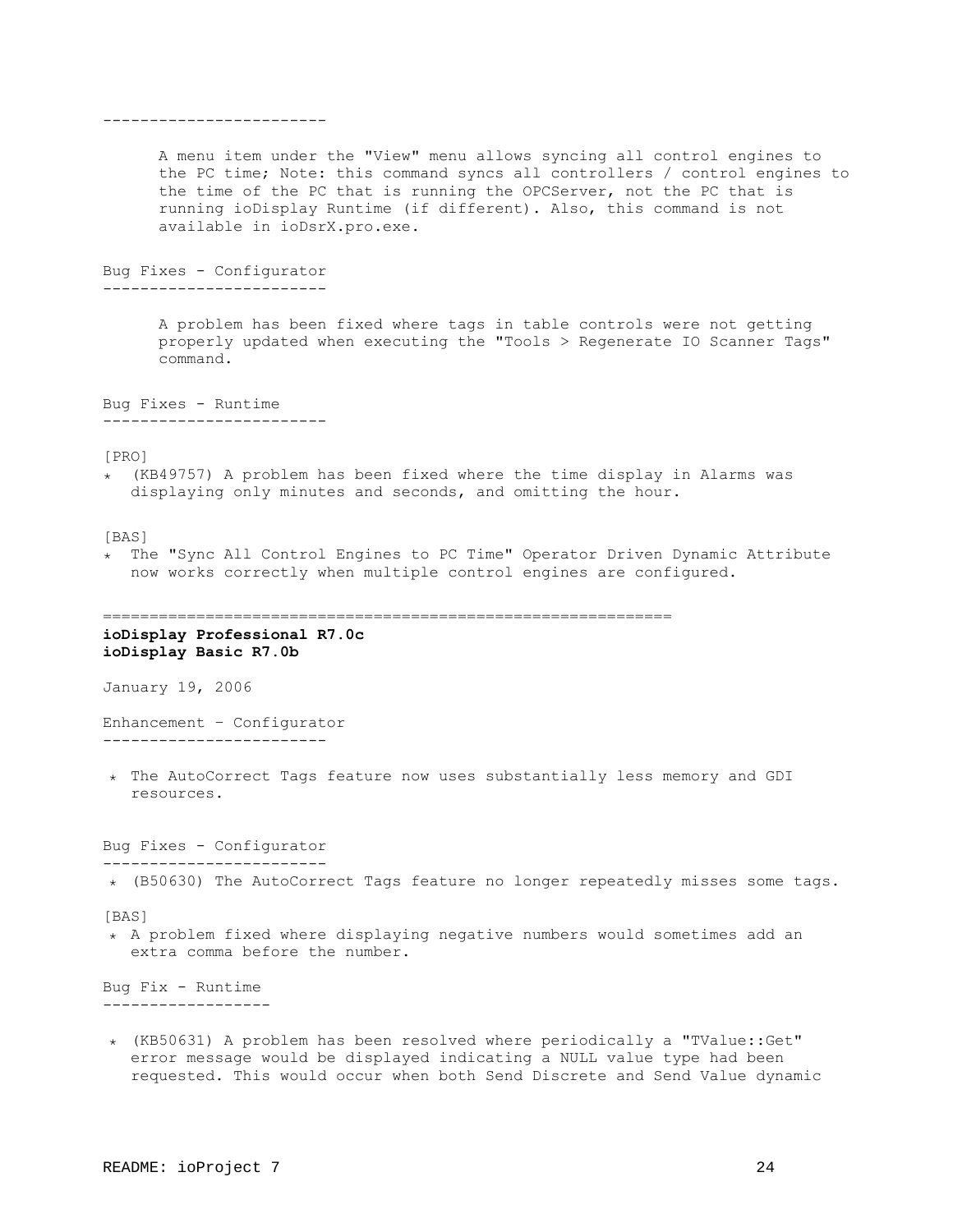------------------------

A menu item under the "View" menu allows syncing all control engines to the PC time; Note: this command syncs all controllers / control engines to the time of the PC that is running the OPCServer, not the PC that is running ioDisplay Runtime (if different). Also, this command is not available in ioDsrX.pro.exe.

Bug Fixes - Configurator
------------------------

A problem has been fixed where tags in table controls were not getting properly updated when executing the "Tools > Regenerate IO Scanner Tags" command.

Bug Fixes - Runtime
------------------------

[PRO]

* (KB49757) A problem has been fixed where the time display in Alarms was displaying only minutes and seconds, and omitting the hour.

[BAS]

* The "Sync All Control Engines to PC Time" Operator Driven Dynamic Attribute now works correctly when multiple control engines are configured.

==============================================================

**ioDisplay Professional R7.0c**
**ioDisplay Basic R7.0b**

January 19, 2006

Enhancement – Configurator
------------------------

* The AutoCorrect Tags feature now uses substantially less memory and GDI resources.

Bug Fixes - Configurator
------------------------

* (B50630) The AutoCorrect Tags feature no longer repeatedly misses some tags.

[BAS]

* A problem fixed where displaying negative numbers would sometimes add an extra comma before the number.

Bug Fix - Runtime
------------------

* (KB50631) A problem has been resolved where periodically a "TValue::Get" error message would be displayed indicating a NULL value type had been requested. This would occur when both Send Discrete and Send Value dynamic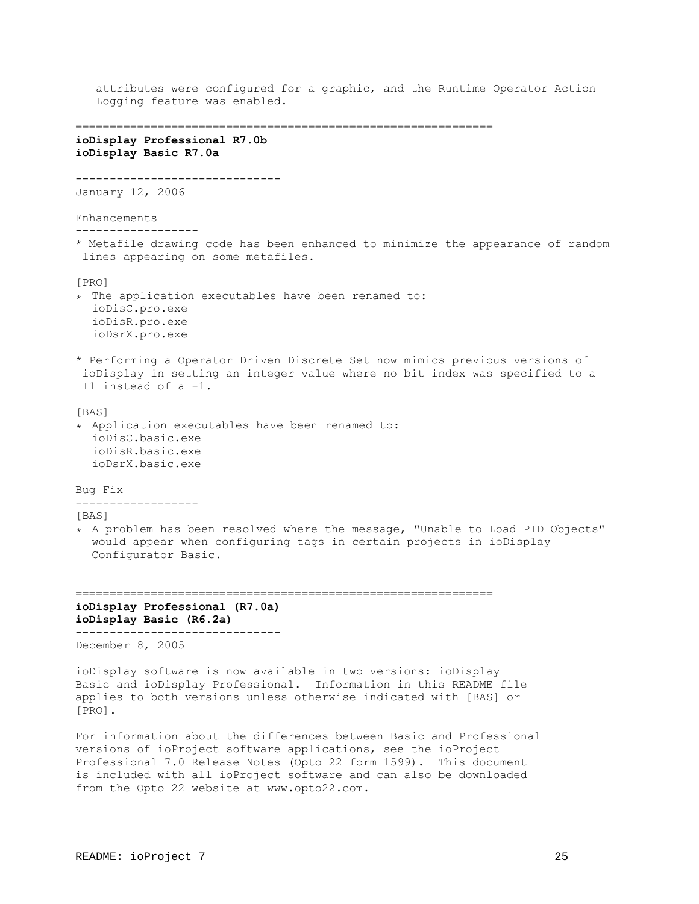attributes were configured for a graphic, and the Runtime Operator Action Logging feature was enabled.

==============================================================

**ioDisplay Professional R7.0b**
**ioDisplay Basic R7.0a**

------------------------------

January 12, 2006

Enhancements

------------------

* Metafile drawing code has been enhanced to minimize the appearance of random lines appearing on some metafiles.

[PRO]

* The application executables have been renamed to:
  ioDisC.pro.exe
  ioDisR.pro.exe
  ioDsrX.pro.exe

* Performing a Operator Driven Discrete Set now mimics previous versions of ioDisplay in setting an integer value where no bit index was specified to a +1 instead of a -1.

[BAS]

* Application executables have been renamed to:
  ioDisC.basic.exe
  ioDisR.basic.exe
  ioDsrX.basic.exe

Bug Fix

------------------

[BAS]

* A problem has been resolved where the message, "Unable to Load PID Objects" would appear when configuring tags in certain projects in ioDisplay Configurator Basic.

==============================================================

**ioDisplay Professional (R7.0a)**
**ioDisplay Basic (R6.2a)**

------------------------------

December 8, 2005

ioDisplay software is now available in two versions: ioDisplay Basic and ioDisplay Professional. Information in this README file applies to both versions unless otherwise indicated with [BAS] or [PRO].

For information about the differences between Basic and Professional versions of ioProject software applications, see the ioProject Professional 7.0 Release Notes (Opto 22 form 1599). This document is included with all ioProject software and can also be downloaded from the Opto 22 website at www.opto22.com.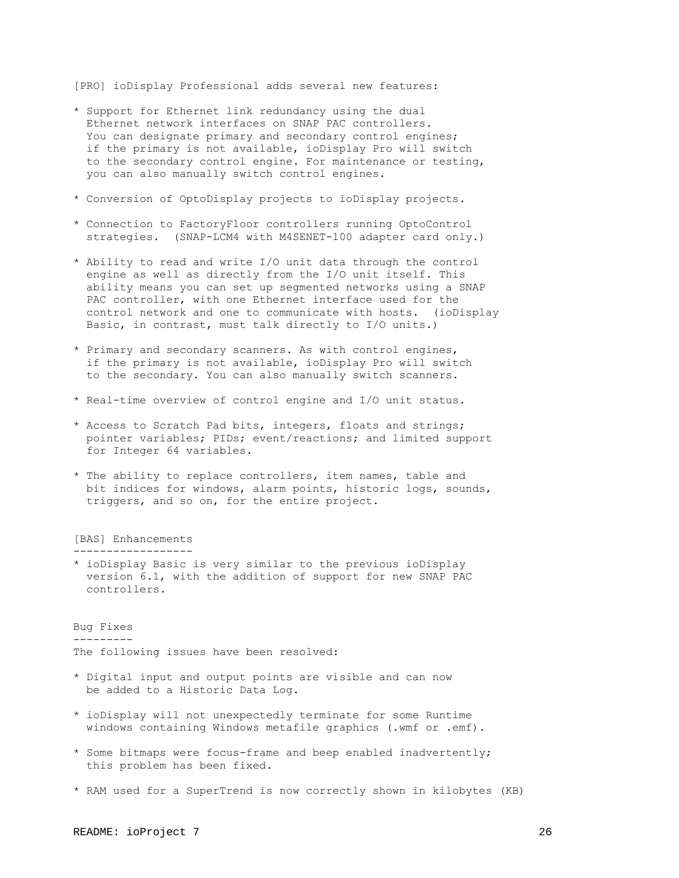[PRO] ioDisplay Professional adds several new features:

* Support for Ethernet link redundancy using the dual Ethernet network interfaces on SNAP PAC controllers. You can designate primary and secondary control engines; if the primary is not available, ioDisplay Pro will switch to the secondary control engine. For maintenance or testing, you can also manually switch control engines.

* Conversion of OptoDisplay projects to ioDisplay projects.

* Connection to FactoryFloor controllers running OptoControl strategies. (SNAP-LCM4 with M4SENET-100 adapter card only.)

* Ability to read and write I/O unit data through the control engine as well as directly from the I/O unit itself. This ability means you can set up segmented networks using a SNAP PAC controller, with one Ethernet interface used for the control network and one to communicate with hosts. (ioDisplay Basic, in contrast, must talk directly to I/O units.)

* Primary and secondary scanners. As with control engines, if the primary is not available, ioDisplay Pro will switch to the secondary. You can also manually switch scanners.

* Real-time overview of control engine and I/O unit status.

* Access to Scratch Pad bits, integers, floats and strings; pointer variables; PIDs; event/reactions; and limited support for Integer 64 variables.

* The ability to replace controllers, item names, table and bit indices for windows, alarm points, historic logs, sounds, triggers, and so on, for the entire project.

## [BAS] Enhancements

* ioDisplay Basic is very similar to the previous ioDisplay version 6.1, with the addition of support for new SNAP PAC controllers.

## Bug Fixes

The following issues have been resolved:

* Digital input and output points are visible and can now be added to a Historic Data Log.

* ioDisplay will not unexpectedly terminate for some Runtime windows containing Windows metafile graphics (.wmf or .emf).

* Some bitmaps were focus-frame and beep enabled inadvertently; this problem has been fixed.

* RAM used for a SuperTrend is now correctly shown in kilobytes (KB)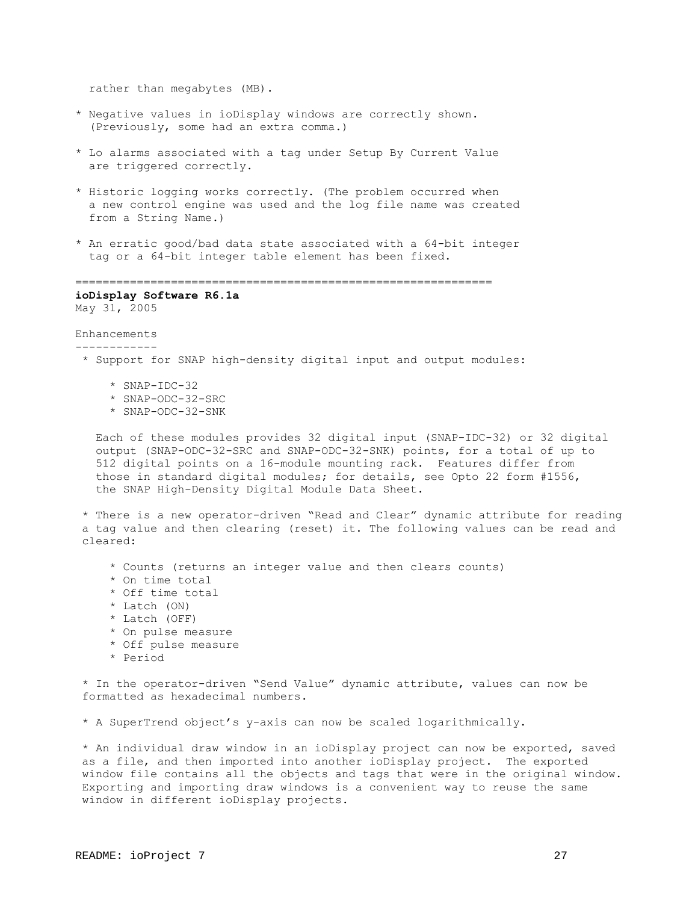rather than megabytes (MB).

* Negative values in ioDisplay windows are correctly shown. (Previously, some had an extra comma.)

* Lo alarms associated with a tag under Setup By Current Value are triggered correctly.

* Historic logging works correctly. (The problem occurred when a new control engine was used and the log file name was created from a String Name.)

* An erratic good/bad data state associated with a 64-bit integer tag or a 64-bit integer table element has been fixed.

============================================================

**ioDisplay Software R6.1a**
May 31, 2005

Enhancements
------------

* Support for SNAP high-density digital input and output modules:

    * SNAP-IDC-32
    * SNAP-ODC-32-SRC
    * SNAP-ODC-32-SNK

  Each of these modules provides 32 digital input (SNAP-IDC-32) or 32 digital output (SNAP-ODC-32-SRC and SNAP-ODC-32-SNK) points, for a total of up to 512 digital points on a 16-module mounting rack. Features differ from those in standard digital modules; for details, see Opto 22 form #1556, the SNAP High-Density Digital Module Data Sheet.

* There is a new operator-driven "Read and Clear" dynamic attribute for reading a tag value and then clearing (reset) it. The following values can be read and cleared:

    * Counts (returns an integer value and then clears counts)
    * On time total
    * Off time total
    * Latch (ON)
    * Latch (OFF)
    * On pulse measure
    * Off pulse measure
    * Period

* In the operator-driven "Send Value" dynamic attribute, values can now be formatted as hexadecimal numbers.

* A SuperTrend object's y-axis can now be scaled logarithmically.

* An individual draw window in an ioDisplay project can now be exported, saved as a file, and then imported into another ioDisplay project. The exported window file contains all the objects and tags that were in the original window. Exporting and importing draw windows is a convenient way to reuse the same window in different ioDisplay projects.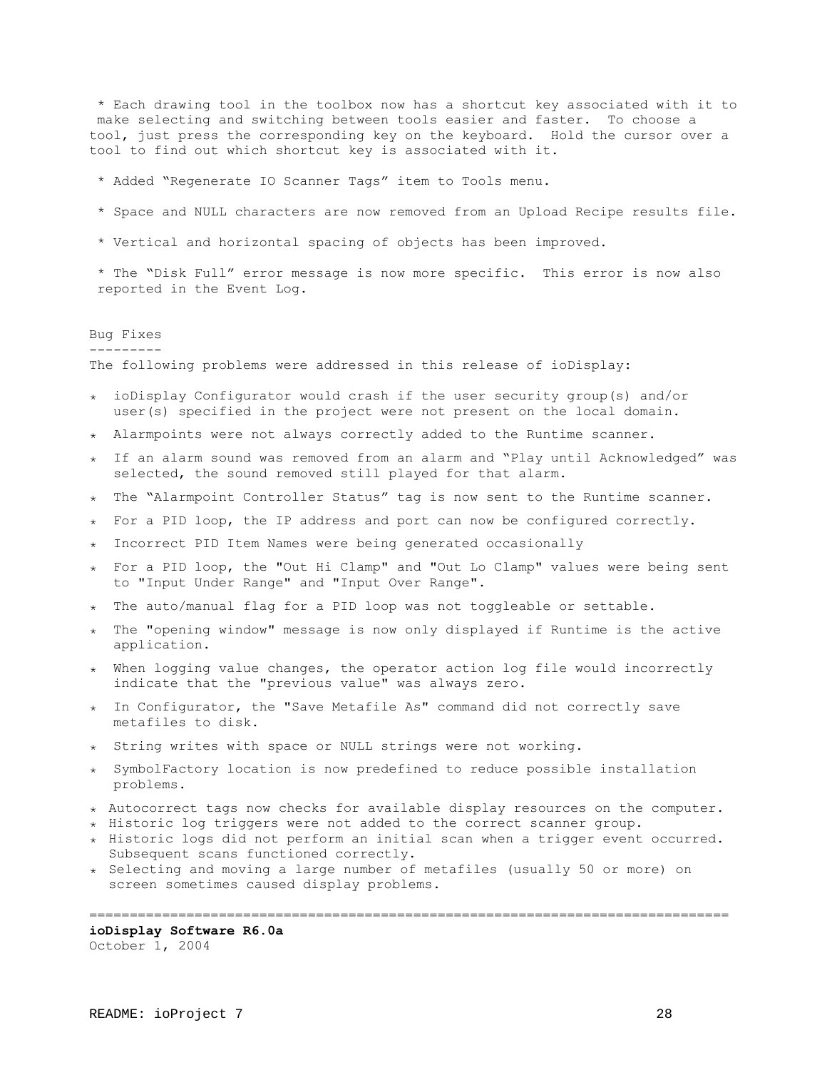* Each drawing tool in the toolbox now has a shortcut key associated with it to make selecting and switching between tools easier and faster. To choose a tool, just press the corresponding key on the keyboard. Hold the cursor over a tool to find out which shortcut key is associated with it.

* Added "Regenerate IO Scanner Tags" item to Tools menu.

* Space and NULL characters are now removed from an Upload Recipe results file.

* Vertical and horizontal spacing of objects has been improved.

* The "Disk Full" error message is now more specific. This error is now also reported in the Event Log.

Bug Fixes
---------

The following problems were addressed in this release of ioDisplay:

- ioDisplay Configurator would crash if the user security group(s) and/or user(s) specified in the project were not present on the local domain.
- Alarmpoints were not always correctly added to the Runtime scanner.
- If an alarm sound was removed from an alarm and "Play until Acknowledged" was selected, the sound removed still played for that alarm.
- The "Alarmpoint Controller Status" tag is now sent to the Runtime scanner.
- For a PID loop, the IP address and port can now be configured correctly.
- Incorrect PID Item Names were being generated occasionally
- For a PID loop, the "Out Hi Clamp" and "Out Lo Clamp" values were being sent to "Input Under Range" and "Input Over Range".
- The auto/manual flag for a PID loop was not toggleable or settable.
- The "opening window" message is now only displayed if Runtime is the active application.
- When logging value changes, the operator action log file would incorrectly indicate that the "previous value" was always zero.
- In Configurator, the "Save Metafile As" command did not correctly save metafiles to disk.
- String writes with space or NULL strings were not working.
- SymbolFactory location is now predefined to reduce possible installation problems.
- Autocorrect tags now checks for available display resources on the computer.
- Historic log triggers were not added to the correct scanner group.
- Historic logs did not perform an initial scan when a trigger event occurred. Subsequent scans functioned correctly.
- Selecting and moving a large number of metafiles (usually 50 or more) on screen sometimes caused display problems.

================================================================================

**ioDisplay Software R6.0a**
October 1, 2004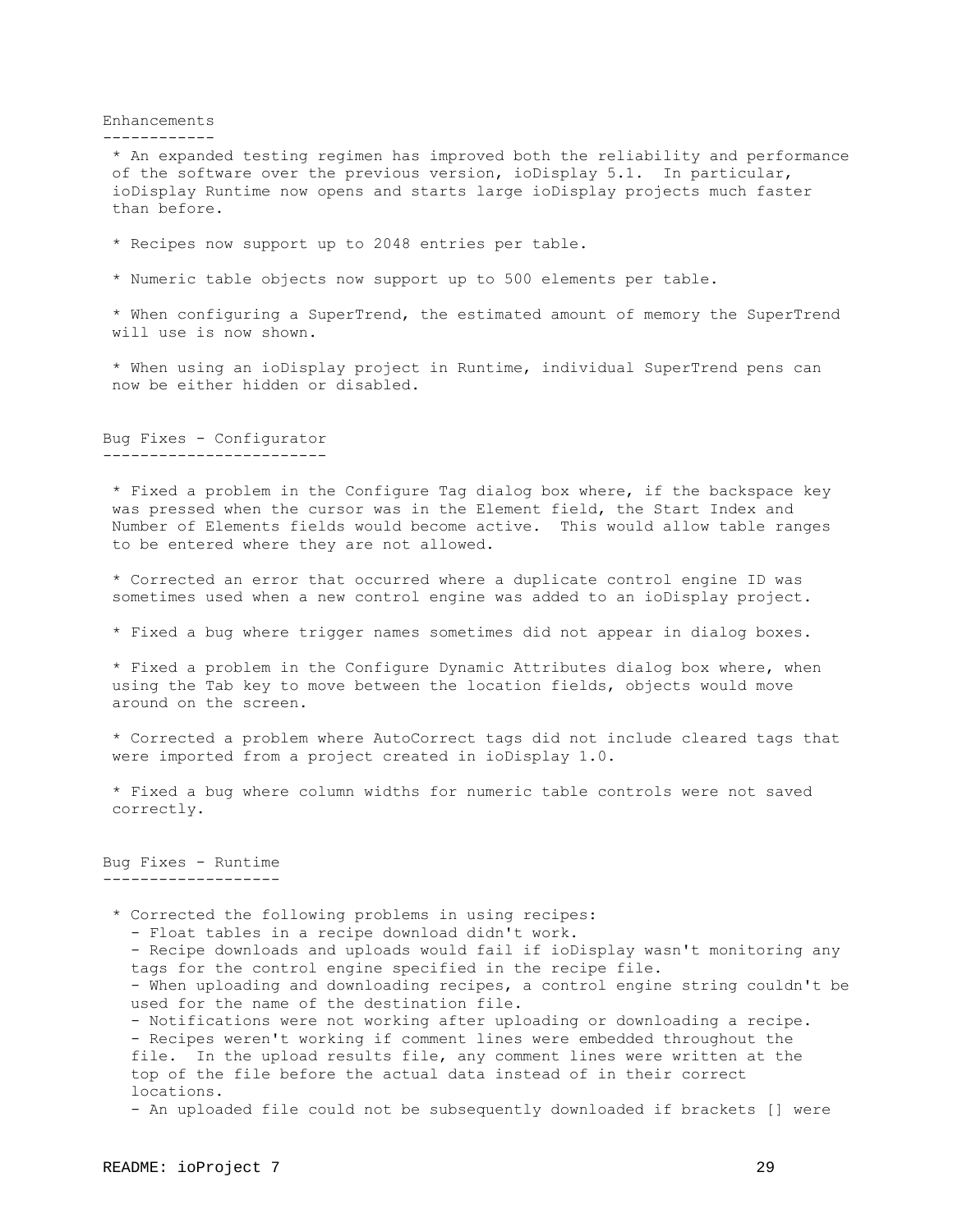## Enhancements

* An expanded testing regimen has improved both the reliability and performance of the software over the previous version, ioDisplay 5.1. In particular, ioDisplay Runtime now opens and starts large ioDisplay projects much faster than before.

* Recipes now support up to 2048 entries per table.

* Numeric table objects now support up to 500 elements per table.

* When configuring a SuperTrend, the estimated amount of memory the SuperTrend will use is now shown.

* When using an ioDisplay project in Runtime, individual SuperTrend pens can now be either hidden or disabled.

## Bug Fixes - Configurator

* Fixed a problem in the Configure Tag dialog box where, if the backspace key was pressed when the cursor was in the Element field, the Start Index and Number of Elements fields would become active. This would allow table ranges to be entered where they are not allowed.

* Corrected an error that occurred where a duplicate control engine ID was sometimes used when a new control engine was added to an ioDisplay project.

* Fixed a bug where trigger names sometimes did not appear in dialog boxes.

* Fixed a problem in the Configure Dynamic Attributes dialog box where, when using the Tab key to move between the location fields, objects would move around on the screen.

* Corrected a problem where AutoCorrect tags did not include cleared tags that were imported from a project created in ioDisplay 1.0.

* Fixed a bug where column widths for numeric table controls were not saved correctly.

## Bug Fixes - Runtime

* Corrected the following problems in using recipes:
  - Float tables in a recipe download didn't work.
  - Recipe downloads and uploads would fail if ioDisplay wasn't monitoring any tags for the control engine specified in the recipe file.
  - When uploading and downloading recipes, a control engine string couldn't be used for the name of the destination file.
  - Notifications were not working after uploading or downloading a recipe.
  - Recipes weren't working if comment lines were embedded throughout the file. In the upload results file, any comment lines were written at the top of the file before the actual data instead of in their correct locations.
  - An uploaded file could not be subsequently downloaded if brackets [] were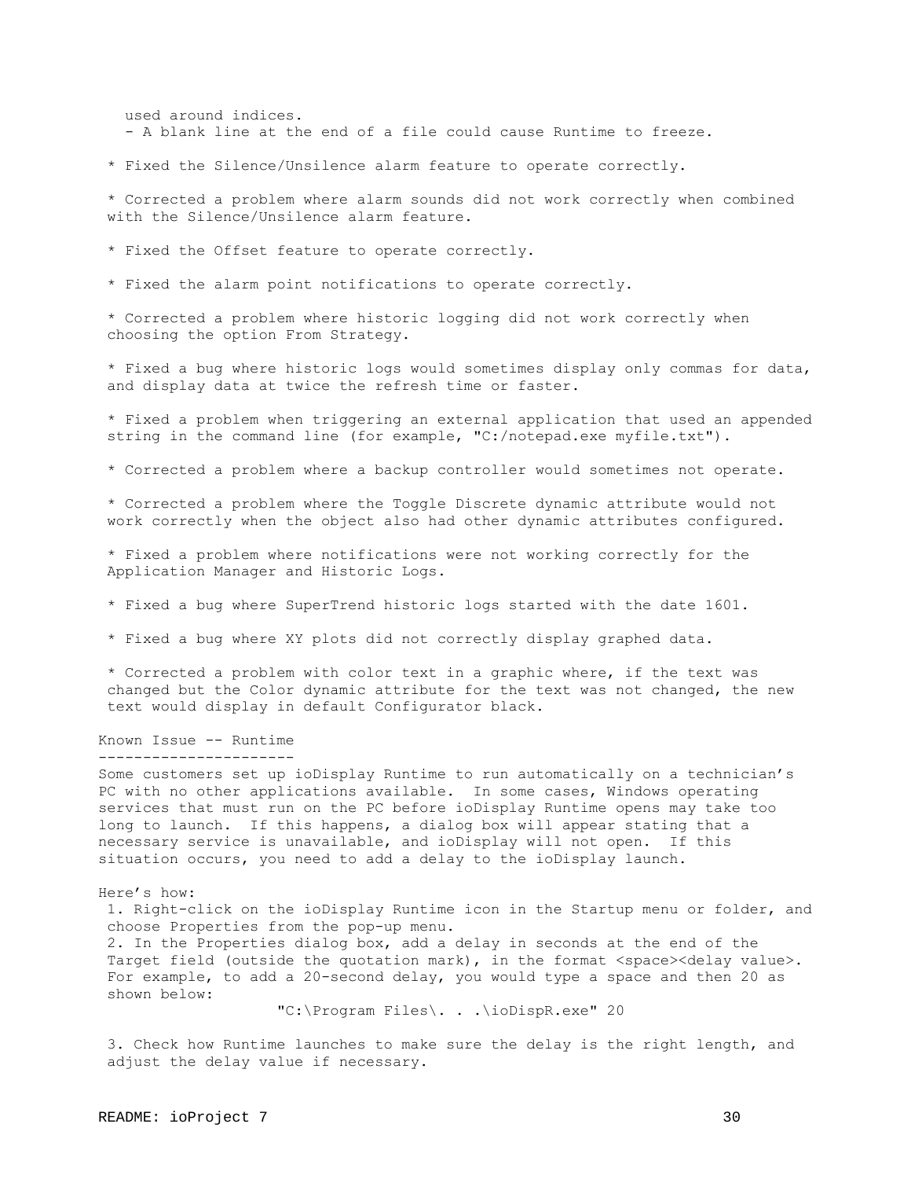used around indices.
- A blank line at the end of a file could cause Runtime to freeze.

* Fixed the Silence/Unsilence alarm feature to operate correctly.

* Corrected a problem where alarm sounds did not work correctly when combined with the Silence/Unsilence alarm feature.

* Fixed the Offset feature to operate correctly.

* Fixed the alarm point notifications to operate correctly.

* Corrected a problem where historic logging did not work correctly when choosing the option From Strategy.

* Fixed a bug where historic logs would sometimes display only commas for data, and display data at twice the refresh time or faster.

* Fixed a problem when triggering an external application that used an appended string in the command line (for example, "C:/notepad.exe myfile.txt").

* Corrected a problem where a backup controller would sometimes not operate.

* Corrected a problem where the Toggle Discrete dynamic attribute would not work correctly when the object also had other dynamic attributes configured.

* Fixed a problem where notifications were not working correctly for the Application Manager and Historic Logs.

* Fixed a bug where SuperTrend historic logs started with the date 1601.

* Fixed a bug where XY plots did not correctly display graphed data.

* Corrected a problem with color text in a graphic where, if the text was changed but the Color dynamic attribute for the text was not changed, the new text would display in default Configurator black.

## Known Issue -- Runtime

Some customers set up ioDisplay Runtime to run automatically on a technician's PC with no other applications available. In some cases, Windows operating services that must run on the PC before ioDisplay Runtime opens may take too long to launch. If this happens, a dialog box will appear stating that a necessary service is unavailable, and ioDisplay will not open. If this situation occurs, you need to add a delay to the ioDisplay launch.

Here's how:

1. Right-click on the ioDisplay Runtime icon in the Startup menu or folder, and choose Properties from the pop-up menu.
2. In the Properties dialog box, add a delay in seconds at the end of the Target field (outside the quotation mark), in the format <space><delay value>. For example, to add a 20-second delay, you would type a space and then 20 as shown below:

```
"C:\Program Files\. . .\ioDispR.exe" 20
```

3. Check how Runtime launches to make sure the delay is the right length, and adjust the delay value if necessary.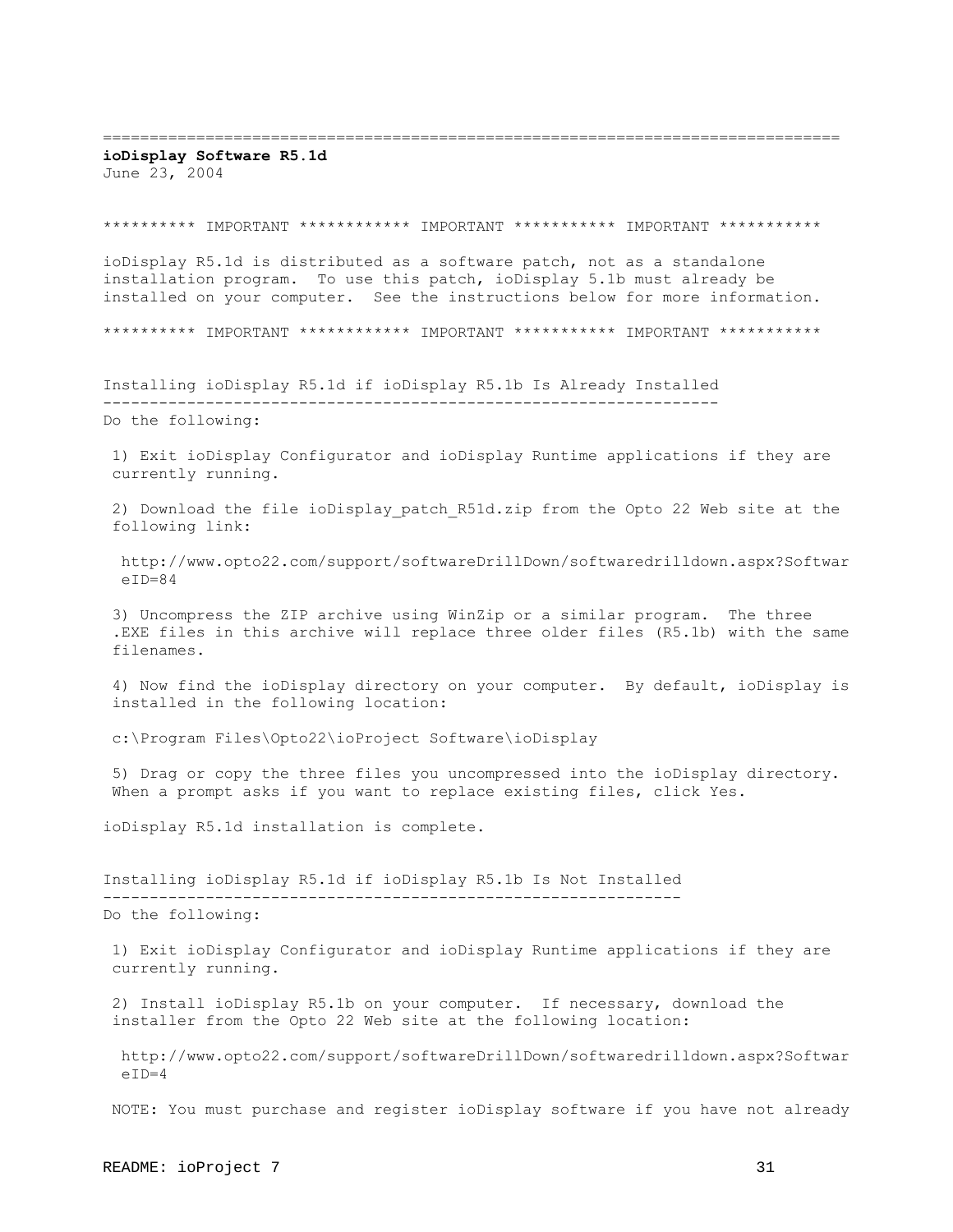================================================================================

**ioDisplay Software R5.1d**

June 23, 2004

********** IMPORTANT ************ IMPORTANT *********** IMPORTANT ***********

ioDisplay R5.1d is distributed as a software patch, not as a standalone installation program. To use this patch, ioDisplay 5.1b must already be installed on your computer. See the instructions below for more information.

********** IMPORTANT ************ IMPORTANT *********** IMPORTANT ***********

## Installing ioDisplay R5.1d if ioDisplay R5.1b Is Already Installed

Do the following:

1) Exit ioDisplay Configurator and ioDisplay Runtime applications if they are currently running.

2) Download the file ioDisplay_patch_R51d.zip from the Opto 22 Web site at the following link:

   http://www.opto22.com/support/softwareDrillDown/softwaredrilldown.aspx?SoftwareID=84

3) Uncompress the ZIP archive using WinZip or a similar program. The three .EXE files in this archive will replace three older files (R5.1b) with the same filenames.

4) Now find the ioDisplay directory on your computer. By default, ioDisplay is installed in the following location:

   c:\Program Files\Opto22\ioProject Software\ioDisplay

5) Drag or copy the three files you uncompressed into the ioDisplay directory. When a prompt asks if you want to replace existing files, click Yes.

ioDisplay R5.1d installation is complete.

## Installing ioDisplay R5.1d if ioDisplay R5.1b Is Not Installed

Do the following:

1) Exit ioDisplay Configurator and ioDisplay Runtime applications if they are currently running.

2) Install ioDisplay R5.1b on your computer. If necessary, download the installer from the Opto 22 Web site at the following location:

   http://www.opto22.com/support/softwareDrillDown/softwaredrilldown.aspx?SoftwareID=4

   NOTE: You must purchase and register ioDisplay software if you have not already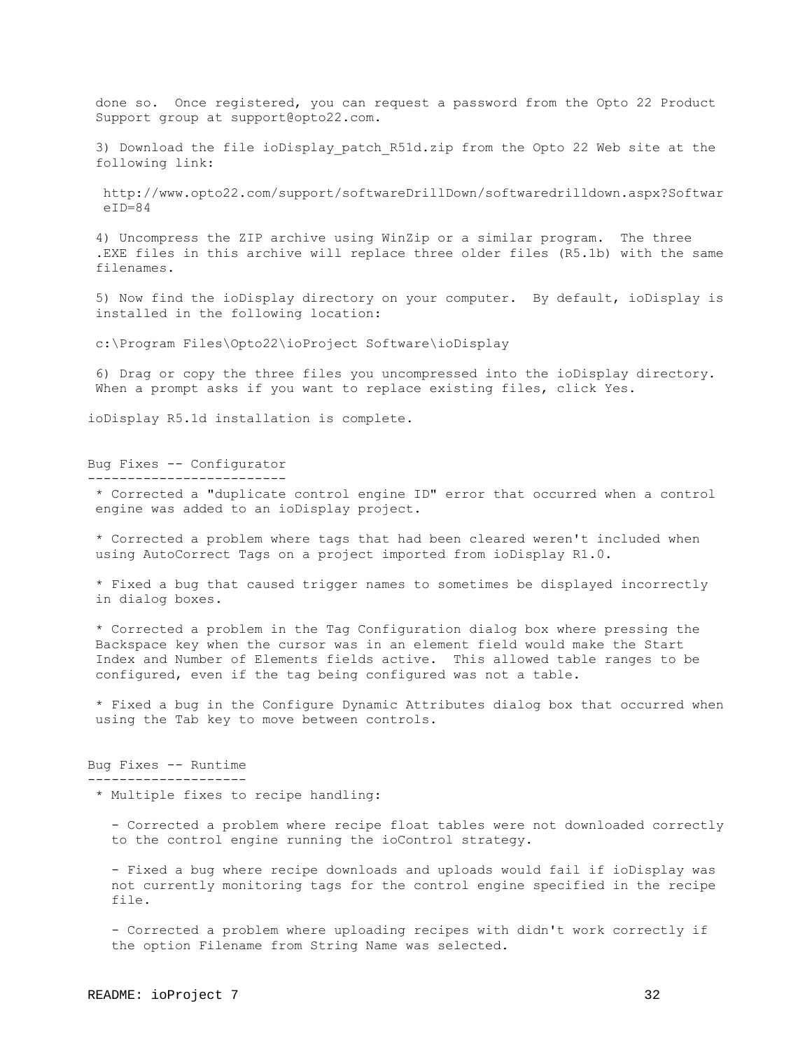done so. Once registered, you can request a password from the Opto 22 Product Support group at support@opto22.com.

3) Download the file ioDisplay_patch_R51d.zip from the Opto 22 Web site at the following link:

http://www.opto22.com/support/softwareDrillDown/softwaredrilldown.aspx?SoftwareID=84

4) Uncompress the ZIP archive using WinZip or a similar program. The three .EXE files in this archive will replace three older files (R5.1b) with the same filenames.

5) Now find the ioDisplay directory on your computer. By default, ioDisplay is installed in the following location:

c:\Program Files\Opto22\ioProject Software\ioDisplay

6) Drag or copy the three files you uncompressed into the ioDisplay directory. When a prompt asks if you want to replace existing files, click Yes.

ioDisplay R5.1d installation is complete.

## Bug Fixes -- Configurator

* Corrected a "duplicate control engine ID" error that occurred when a control engine was added to an ioDisplay project.

* Corrected a problem where tags that had been cleared weren't included when using AutoCorrect Tags on a project imported from ioDisplay R1.0.

* Fixed a bug that caused trigger names to sometimes be displayed incorrectly in dialog boxes.

* Corrected a problem in the Tag Configuration dialog box where pressing the Backspace key when the cursor was in an element field would make the Start Index and Number of Elements fields active. This allowed table ranges to be configured, even if the tag being configured was not a table.

* Fixed a bug in the Configure Dynamic Attributes dialog box that occurred when using the Tab key to move between controls.

## Bug Fixes -- Runtime

* Multiple fixes to recipe handling:

  - Corrected a problem where recipe float tables were not downloaded correctly to the control engine running the ioControl strategy.

  - Fixed a bug where recipe downloads and uploads would fail if ioDisplay was not currently monitoring tags for the control engine specified in the recipe file.

  - Corrected a problem where uploading recipes with didn't work correctly if the option Filename from String Name was selected.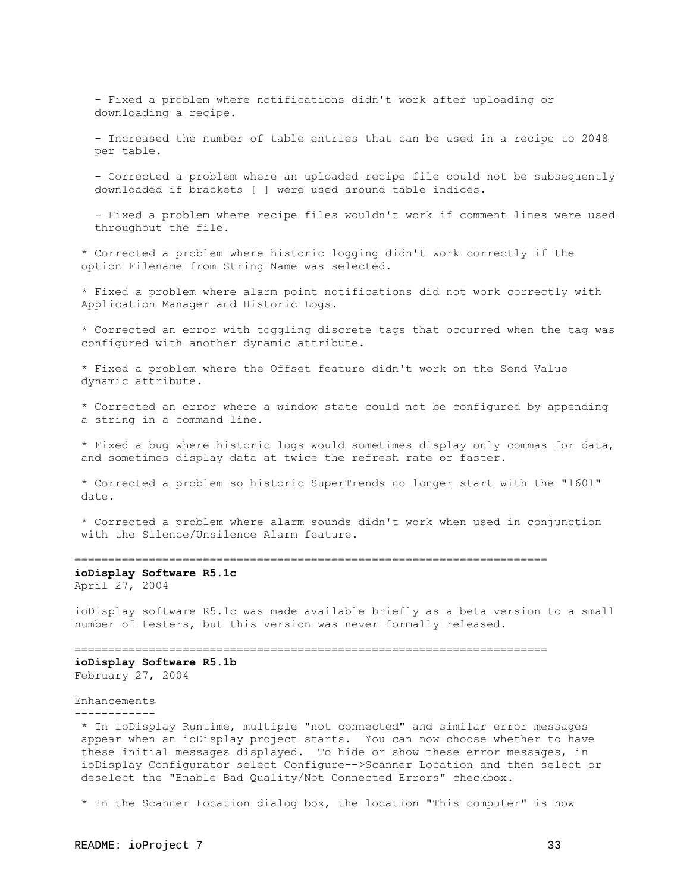- Fixed a problem where notifications didn't work after uploading or downloading a recipe.

- Increased the number of table entries that can be used in a recipe to 2048 per table.

- Corrected a problem where an uploaded recipe file could not be subsequently downloaded if brackets [ ] were used around table indices.

- Fixed a problem where recipe files wouldn't work if comment lines were used throughout the file.

* Corrected a problem where historic logging didn't work correctly if the option Filename from String Name was selected.

* Fixed a problem where alarm point notifications did not work correctly with Application Manager and Historic Logs.

* Corrected an error with toggling discrete tags that occurred when the tag was configured with another dynamic attribute.

* Fixed a problem where the Offset feature didn't work on the Send Value dynamic attribute.

* Corrected an error where a window state could not be configured by appending a string in a command line.

* Fixed a bug where historic logs would sometimes display only commas for data, and sometimes display data at twice the refresh rate or faster.

* Corrected a problem so historic SuperTrends no longer start with the "1601" date.

* Corrected a problem where alarm sounds didn't work when used in conjunction with the Silence/Unsilence Alarm feature.

========================================================================

**ioDisplay Software R5.1c**
April 27, 2004

ioDisplay software R5.1c was made available briefly as a beta version to a small number of testers, but this version was never formally released.

========================================================================

**ioDisplay Software R5.1b**
February 27, 2004

Enhancements
------------

* In ioDisplay Runtime, multiple "not connected" and similar error messages appear when an ioDisplay project starts. You can now choose whether to have these initial messages displayed. To hide or show these error messages, in ioDisplay Configurator select Configure-->Scanner Location and then select or deselect the "Enable Bad Quality/Not Connected Errors" checkbox.

* In the Scanner Location dialog box, the location "This computer" is now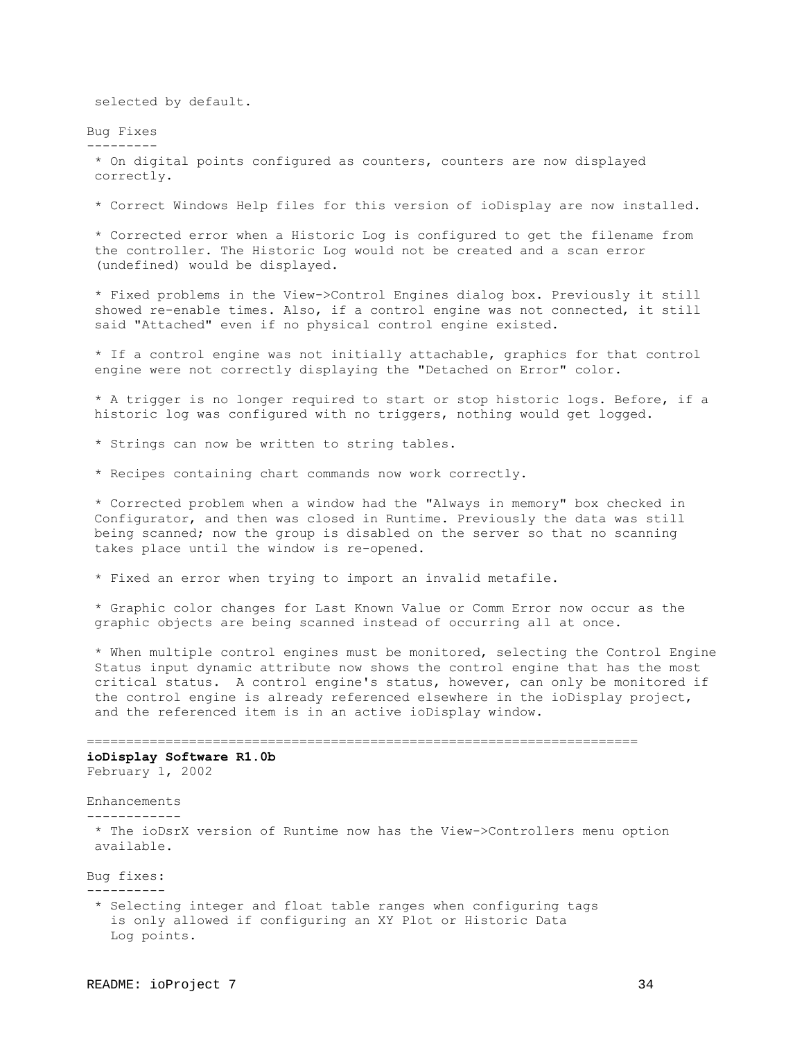selected by default.

Bug Fixes
---------

* On digital points configured as counters, counters are now displayed correctly.

* Correct Windows Help files for this version of ioDisplay are now installed.

* Corrected error when a Historic Log is configured to get the filename from the controller. The Historic Log would not be created and a scan error (undefined) would be displayed.

* Fixed problems in the View->Control Engines dialog box. Previously it still showed re-enable times. Also, if a control engine was not connected, it still said "Attached" even if no physical control engine existed.

* If a control engine was not initially attachable, graphics for that control engine were not correctly displaying the "Detached on Error" color.

* A trigger is no longer required to start or stop historic logs. Before, if a historic log was configured with no triggers, nothing would get logged.

* Strings can now be written to string tables.

* Recipes containing chart commands now work correctly.

* Corrected problem when a window had the "Always in memory" box checked in Configurator, and then was closed in Runtime. Previously the data was still being scanned; now the group is disabled on the server so that no scanning takes place until the window is re-opened.

* Fixed an error when trying to import an invalid metafile.

* Graphic color changes for Last Known Value or Comm Error now occur as the graphic objects are being scanned instead of occurring all at once.

* When multiple control engines must be monitored, selecting the Control Engine Status input dynamic attribute now shows the control engine that has the most critical status.  A control engine's status, however, can only be monitored if the control engine is already referenced elsewhere in the ioDisplay project, and the referenced item is in an active ioDisplay window.

======================================================================

**ioDisplay Software R1.0b**
February 1, 2002

Enhancements
------------

* The ioDsrX version of Runtime now has the View->Controllers menu option available.

Bug fixes:
----------

* Selecting integer and float table ranges when configuring tags is only allowed if configuring an XY Plot or Historic Data Log points.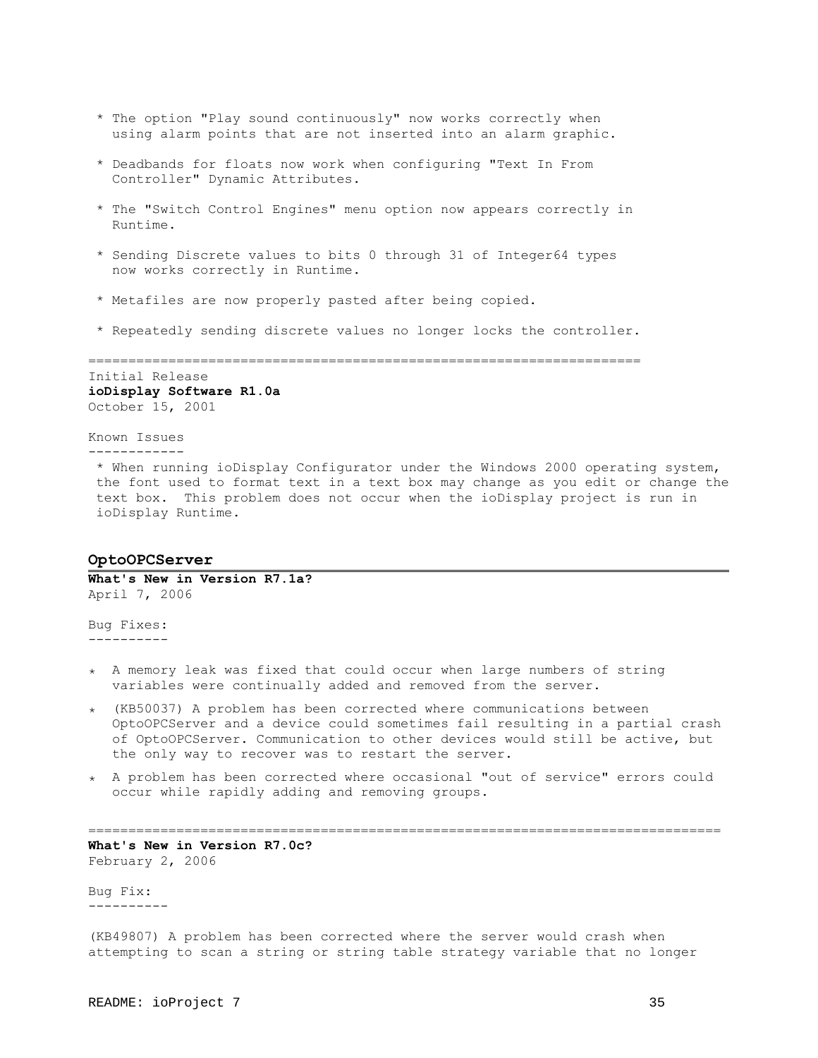* The option "Play sound continuously" now works correctly when using alarm points that are not inserted into an alarm graphic.

* Deadbands for floats now work when configuring "Text In From Controller" Dynamic Attributes.

* The "Switch Control Engines" menu option now appears correctly in Runtime.

* Sending Discrete values to bits 0 through 31 of Integer64 types now works correctly in Runtime.

* Metafiles are now properly pasted after being copied.

* Repeatedly sending discrete values no longer locks the controller.

======================================================================

Initial Release
**ioDisplay Software R1.0a**
October 15, 2001

Known Issues
------------

* When running ioDisplay Configurator under the Windows 2000 operating system, the font used to format text in a text box may change as you edit or change the text box. This problem does not occur when the ioDisplay project is run in ioDisplay Runtime.

## OptoOPCServer

**What's New in Version R7.1a?**
April 7, 2006

Bug Fixes:
----------

* A memory leak was fixed that could occur when large numbers of string variables were continually added and removed from the server.
* (KB50037) A problem has been corrected where communications between OptoOPCServer and a device could sometimes fail resulting in a partial crash of OptoOPCServer. Communication to other devices would still be active, but the only way to recover was to restart the server.
* A problem has been corrected where occasional "out of service" errors could occur while rapidly adding and removing groups.

================================================================================

**What's New in Version R7.0c?**
February 2, 2006

Bug Fix:
----------

(KB49807) A problem has been corrected where the server would crash when attempting to scan a string or string table strategy variable that no longer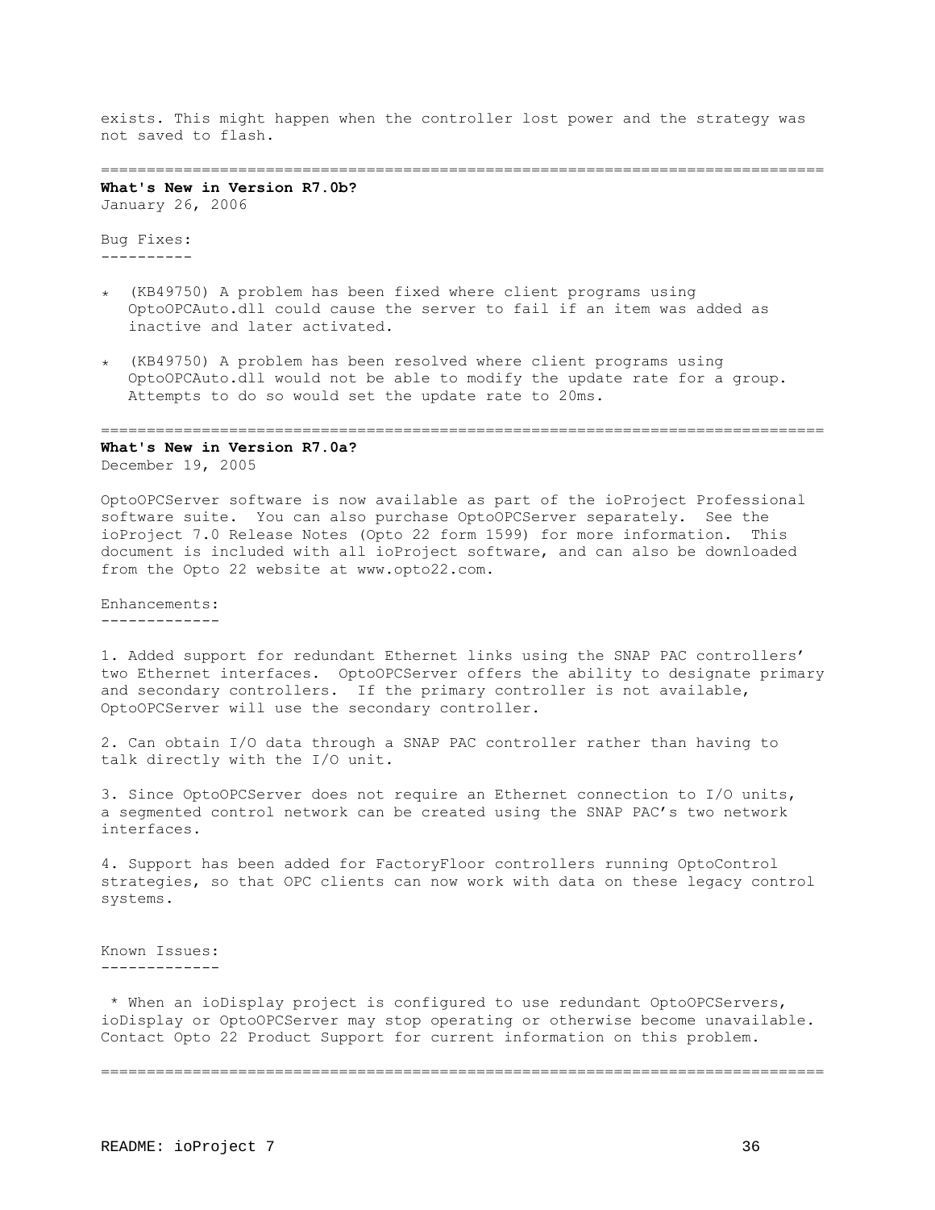exists. This might happen when the controller lost power and the strategy was not saved to flash.

================================================================================

**What's New in Version R7.0b?**
January 26, 2006

Bug Fixes:
----------

* (KB49750) A problem has been fixed where client programs using OptoOPCAuto.dll could cause the server to fail if an item was added as inactive and later activated.

* (KB49750) A problem has been resolved where client programs using OptoOPCAuto.dll would not be able to modify the update rate for a group. Attempts to do so would set the update rate to 20ms.

================================================================================

**What's New in Version R7.0a?**
December 19, 2005

OptoOPCServer software is now available as part of the ioProject Professional software suite. You can also purchase OptoOPCServer separately. See the ioProject 7.0 Release Notes (Opto 22 form 1599) for more information. This document is included with all ioProject software, and can also be downloaded from the Opto 22 website at www.opto22.com.

Enhancements:
-------------

1. Added support for redundant Ethernet links using the SNAP PAC controllers' two Ethernet interfaces. OptoOPCServer offers the ability to designate primary and secondary controllers. If the primary controller is not available, OptoOPCServer will use the secondary controller.

2. Can obtain I/O data through a SNAP PAC controller rather than having to talk directly with the I/O unit.

3. Since OptoOPCServer does not require an Ethernet connection to I/O units, a segmented control network can be created using the SNAP PAC's two network interfaces.

4. Support has been added for FactoryFloor controllers running OptoControl strategies, so that OPC clients can now work with data on these legacy control systems.

Known Issues:
-------------

* When an ioDisplay project is configured to use redundant OptoOPCServers, ioDisplay or OptoOPCServer may stop operating or otherwise become unavailable. Contact Opto 22 Product Support for current information on this problem.

================================================================================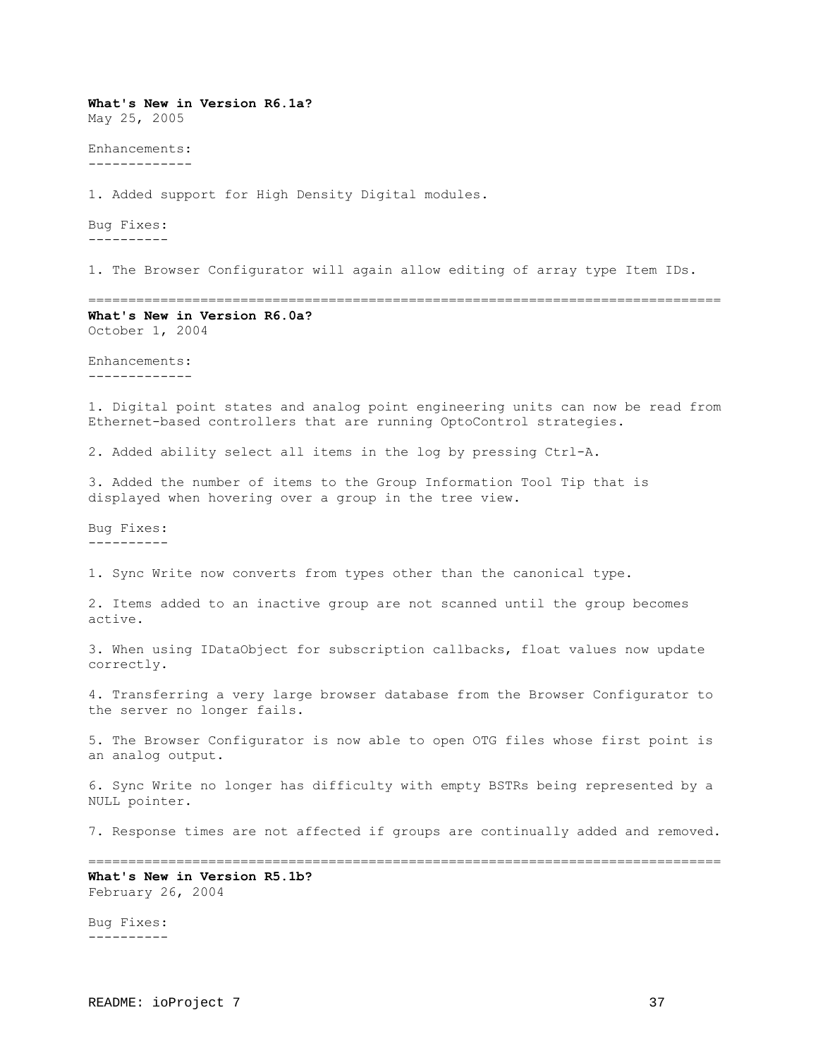**What's New in Version R6.1a?**

May 25, 2005

Enhancements:

1. Added support for High Density Digital modules.

Bug Fixes:

1. The Browser Configurator will again allow editing of array type Item IDs.

---

**What's New in Version R6.0a?**

October 1, 2004

Enhancements:

1. Digital point states and analog point engineering units can now be read from Ethernet-based controllers that are running OptoControl strategies.

2. Added ability select all items in the log by pressing Ctrl-A.

3. Added the number of items to the Group Information Tool Tip that is displayed when hovering over a group in the tree view.

Bug Fixes:

1. Sync Write now converts from types other than the canonical type.

2. Items added to an inactive group are not scanned until the group becomes active.

3. When using IDataObject for subscription callbacks, float values now update correctly.

4. Transferring a very large browser database from the Browser Configurator to the server no longer fails.

5. The Browser Configurator is now able to open OTG files whose first point is an analog output.

6. Sync Write no longer has difficulty with empty BSTRs being represented by a NULL pointer.

7. Response times are not affected if groups are continually added and removed.

---

**What's New in Version R5.1b?**

February 26, 2004

Bug Fixes: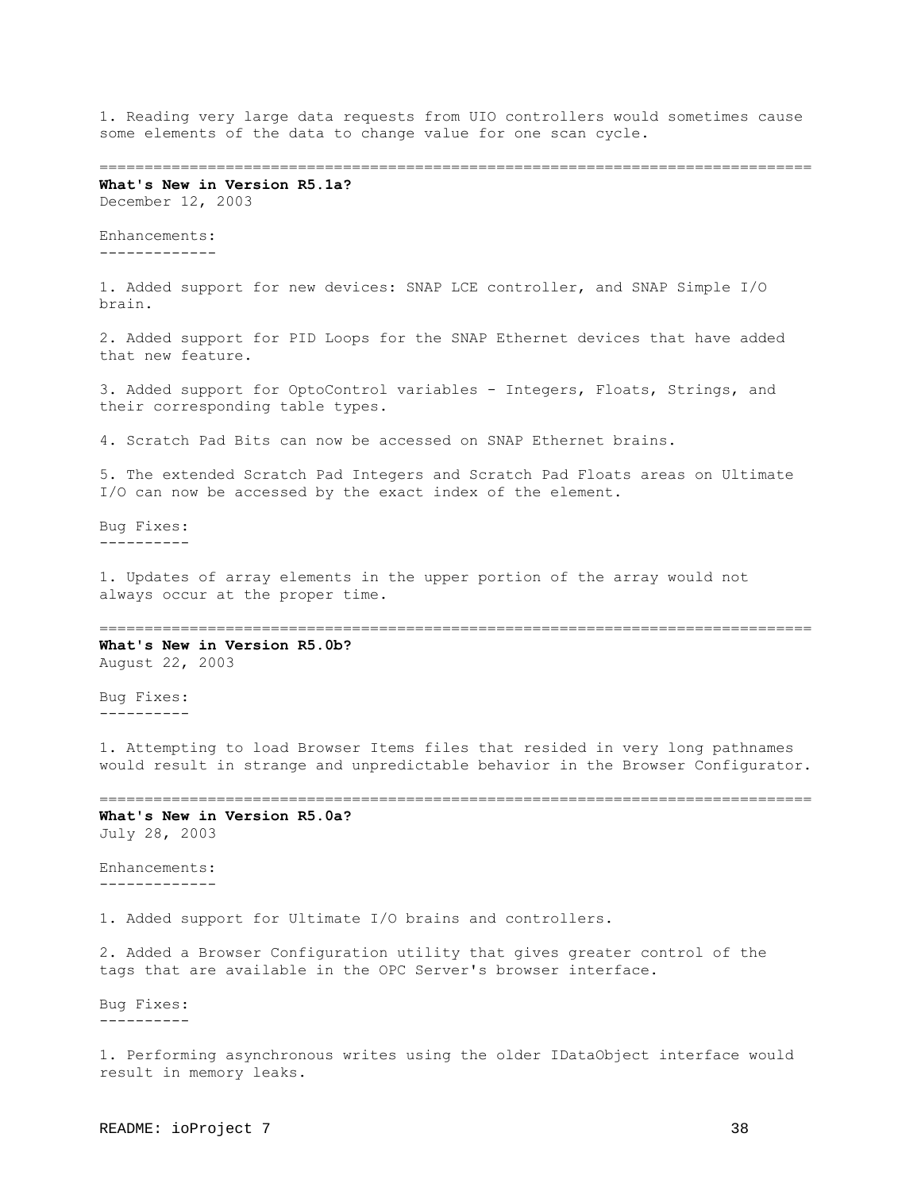1. Reading very large data requests from UIO controllers would sometimes cause some elements of the data to change value for one scan cycle.

================================================================================

**What's New in Version R5.1a?**
December 12, 2003

Enhancements:
-------------

1. Added support for new devices: SNAP LCE controller, and SNAP Simple I/O brain.

2. Added support for PID Loops for the SNAP Ethernet devices that have added that new feature.

3. Added support for OptoControl variables - Integers, Floats, Strings, and their corresponding table types.

4. Scratch Pad Bits can now be accessed on SNAP Ethernet brains.

5. The extended Scratch Pad Integers and Scratch Pad Floats areas on Ultimate I/O can now be accessed by the exact index of the element.

Bug Fixes:
----------

1. Updates of array elements in the upper portion of the array would not always occur at the proper time.

================================================================================

**What's New in Version R5.0b?**
August 22, 2003

Bug Fixes:
----------

1. Attempting to load Browser Items files that resided in very long pathnames would result in strange and unpredictable behavior in the Browser Configurator.

================================================================================

**What's New in Version R5.0a?**
July 28, 2003

Enhancements:
-------------

1. Added support for Ultimate I/O brains and controllers.

2. Added a Browser Configuration utility that gives greater control of the tags that are available in the OPC Server's browser interface.

Bug Fixes:
----------

1. Performing asynchronous writes using the older IDataObject interface would result in memory leaks.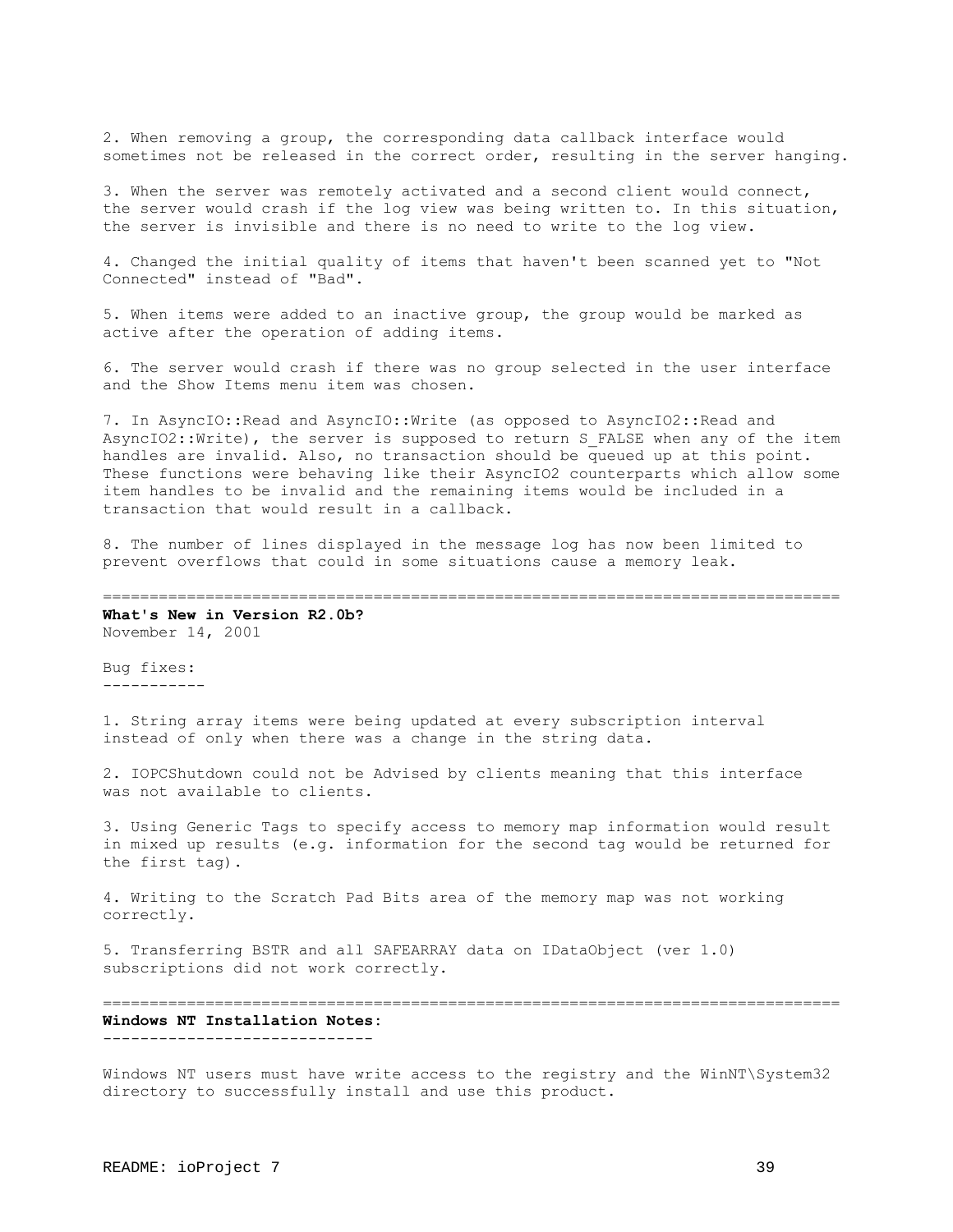2. When removing a group, the corresponding data callback interface would sometimes not be released in the correct order, resulting in the server hanging.

3. When the server was remotely activated and a second client would connect, the server would crash if the log view was being written to. In this situation, the server is invisible and there is no need to write to the log view.

4. Changed the initial quality of items that haven't been scanned yet to "Not Connected" instead of "Bad".

5. When items were added to an inactive group, the group would be marked as active after the operation of adding items.

6. The server would crash if there was no group selected in the user interface and the Show Items menu item was chosen.

7. In AsyncIO::Read and AsyncIO::Write (as opposed to AsyncIO2::Read and AsyncIO2::Write), the server is supposed to return S_FALSE when any of the item handles are invalid. Also, no transaction should be queued up at this point. These functions were behaving like their AsyncIO2 counterparts which allow some item handles to be invalid and the remaining items would be included in a transaction that would result in a callback.

8. The number of lines displayed in the message log has now been limited to prevent overflows that could in some situations cause a memory leak.

===============================================================================

**What's New in Version R2.0b?**
November 14, 2001

Bug fixes:
-----------

1. String array items were being updated at every subscription interval instead of only when there was a change in the string data.

2. IOPCShutdown could not be Advised by clients meaning that this interface was not available to clients.

3. Using Generic Tags to specify access to memory map information would result in mixed up results (e.g. information for the second tag would be returned for the first tag).

4. Writing to the Scratch Pad Bits area of the memory map was not working correctly.

5. Transferring BSTR and all SAFEARRAY data on IDataObject (ver 1.0) subscriptions did not work correctly.

===============================================================================

**Windows NT Installation Notes:**
-----------------------------

Windows NT users must have write access to the registry and the WinNT\System32 directory to successfully install and use this product.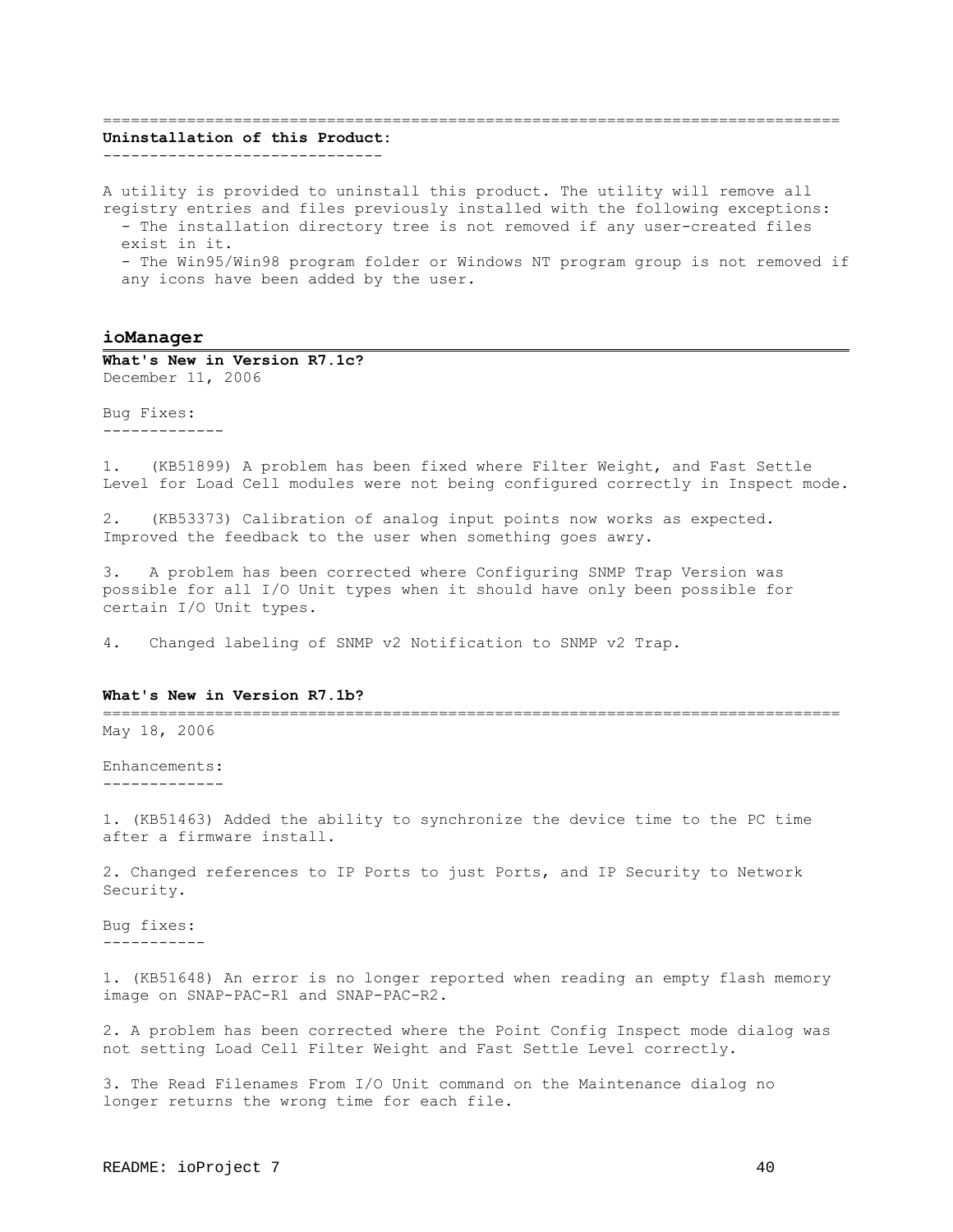## Uninstallation of this Product:

A utility is provided to uninstall this product. The utility will remove all registry entries and files previously installed with the following exceptions:

- The installation directory tree is not removed if any user-created files exist in it.
- The Win95/Win98 program folder or Windows NT program group is not removed if any icons have been added by the user.

# ioManager

### What's New in Version R7.1c?

December 11, 2006

Bug Fixes:

1. (KB51899) A problem has been fixed where Filter Weight, and Fast Settle Level for Load Cell modules were not being configured correctly in Inspect mode.

2. (KB53373) Calibration of analog input points now works as expected. Improved the feedback to the user when something goes awry.

3. A problem has been corrected where Configuring SNMP Trap Version was possible for all I/O Unit types when it should have only been possible for certain I/O Unit types.

4. Changed labeling of SNMP v2 Notification to SNMP v2 Trap.

### What's New in Version R7.1b?

May 18, 2006

Enhancements:

1. (KB51463) Added the ability to synchronize the device time to the PC time after a firmware install.

2. Changed references to IP Ports to just Ports, and IP Security to Network Security.

Bug fixes:

1. (KB51648) An error is no longer reported when reading an empty flash memory image on SNAP-PAC-R1 and SNAP-PAC-R2.

2. A problem has been corrected where the Point Config Inspect mode dialog was not setting Load Cell Filter Weight and Fast Settle Level correctly.

3. The Read Filenames From I/O Unit command on the Maintenance dialog no longer returns the wrong time for each file.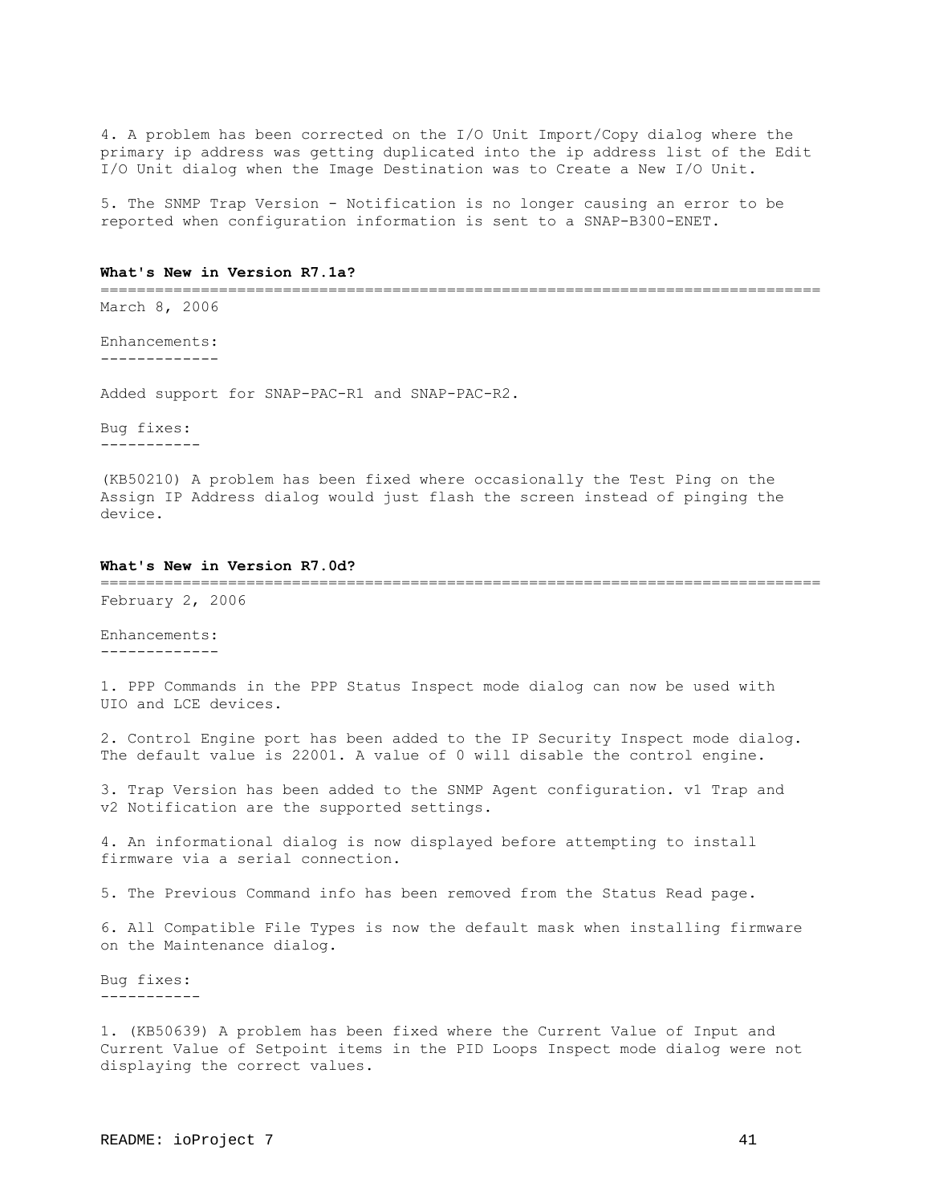4. A problem has been corrected on the I/O Unit Import/Copy dialog where the primary ip address was getting duplicated into the ip address list of the Edit I/O Unit dialog when the Image Destination was to Create a New I/O Unit.

5. The SNMP Trap Version - Notification is no longer causing an error to be reported when configuration information is sent to a SNAP-B300-ENET.

## What's New in Version R7.1a?

March 8, 2006

### Enhancements:

Added support for SNAP-PAC-R1 and SNAP-PAC-R2.

### Bug fixes:

(KB50210) A problem has been fixed where occasionally the Test Ping on the Assign IP Address dialog would just flash the screen instead of pinging the device.

## What's New in Version R7.0d?

February 2, 2006

### Enhancements:

1. PPP Commands in the PPP Status Inspect mode dialog can now be used with UIO and LCE devices.

2. Control Engine port has been added to the IP Security Inspect mode dialog. The default value is 22001. A value of 0 will disable the control engine.

3. Trap Version has been added to the SNMP Agent configuration. v1 Trap and v2 Notification are the supported settings.

4. An informational dialog is now displayed before attempting to install firmware via a serial connection.

5. The Previous Command info has been removed from the Status Read page.

6. All Compatible File Types is now the default mask when installing firmware on the Maintenance dialog.

### Bug fixes:

1. (KB50639) A problem has been fixed where the Current Value of Input and Current Value of Setpoint items in the PID Loops Inspect mode dialog were not displaying the correct values.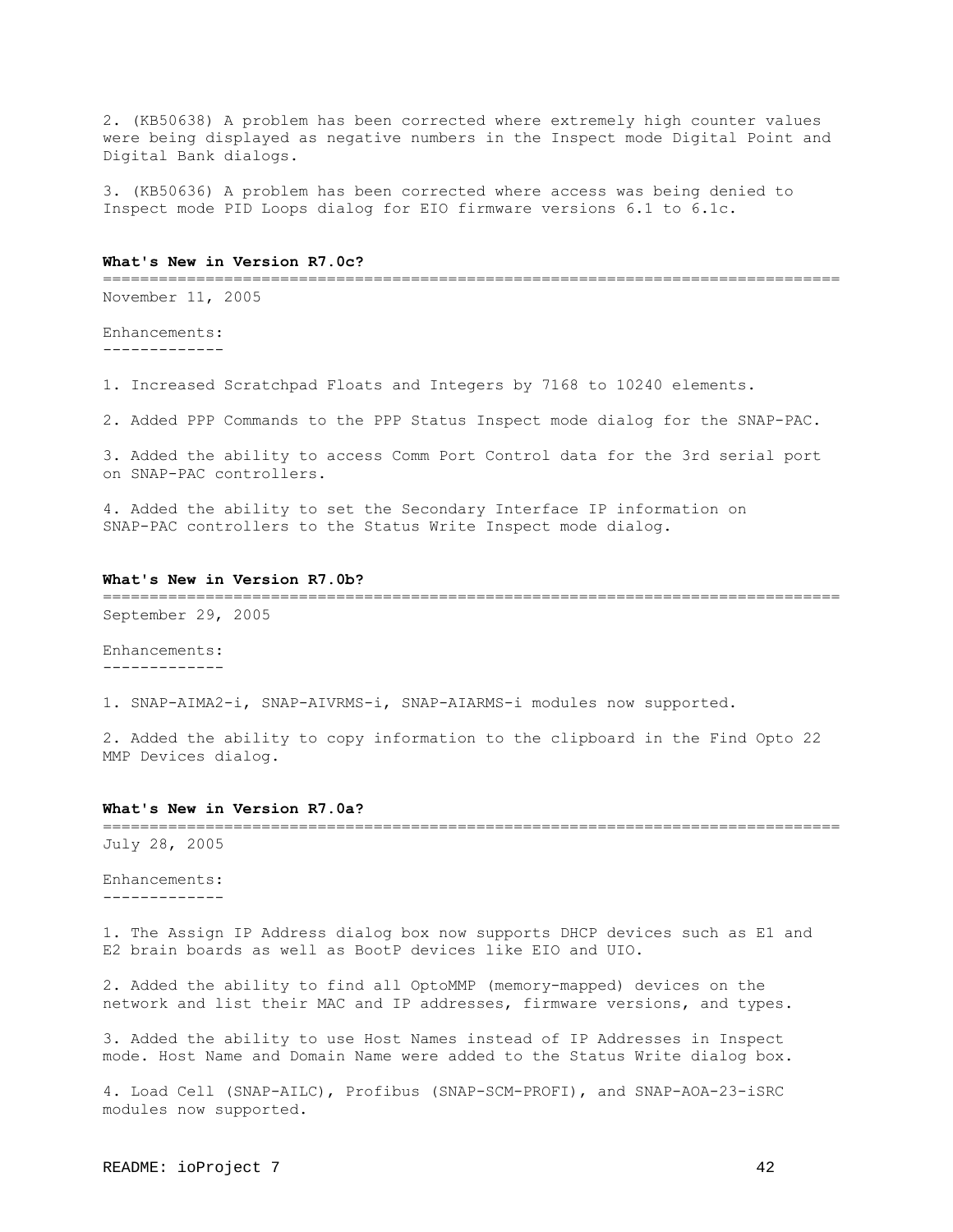2. (KB50638) A problem has been corrected where extremely high counter values were being displayed as negative numbers in the Inspect mode Digital Point and Digital Bank dialogs.

3. (KB50636) A problem has been corrected where access was being denied to Inspect mode PID Loops dialog for EIO firmware versions 6.1 to 6.1c.

## What's New in Version R7.0c?

November 11, 2005

Enhancements:

1. Increased Scratchpad Floats and Integers by 7168 to 10240 elements.

2. Added PPP Commands to the PPP Status Inspect mode dialog for the SNAP-PAC.

3. Added the ability to access Comm Port Control data for the 3rd serial port on SNAP-PAC controllers.

4. Added the ability to set the Secondary Interface IP information on SNAP-PAC controllers to the Status Write Inspect mode dialog.

## What's New in Version R7.0b?

September 29, 2005

Enhancements:

1. SNAP-AIMA2-i, SNAP-AIVRMS-i, SNAP-AIARMS-i modules now supported.

2. Added the ability to copy information to the clipboard in the Find Opto 22 MMP Devices dialog.

## What's New in Version R7.0a?

July 28, 2005

Enhancements:

1. The Assign IP Address dialog box now supports DHCP devices such as E1 and E2 brain boards as well as BootP devices like EIO and UIO.

2. Added the ability to find all OptoMMP (memory-mapped) devices on the network and list their MAC and IP addresses, firmware versions, and types.

3. Added the ability to use Host Names instead of IP Addresses in Inspect mode. Host Name and Domain Name were added to the Status Write dialog box.

4. Load Cell (SNAP-AILC), Profibus (SNAP-SCM-PROFI), and SNAP-AOA-23-iSRC modules now supported.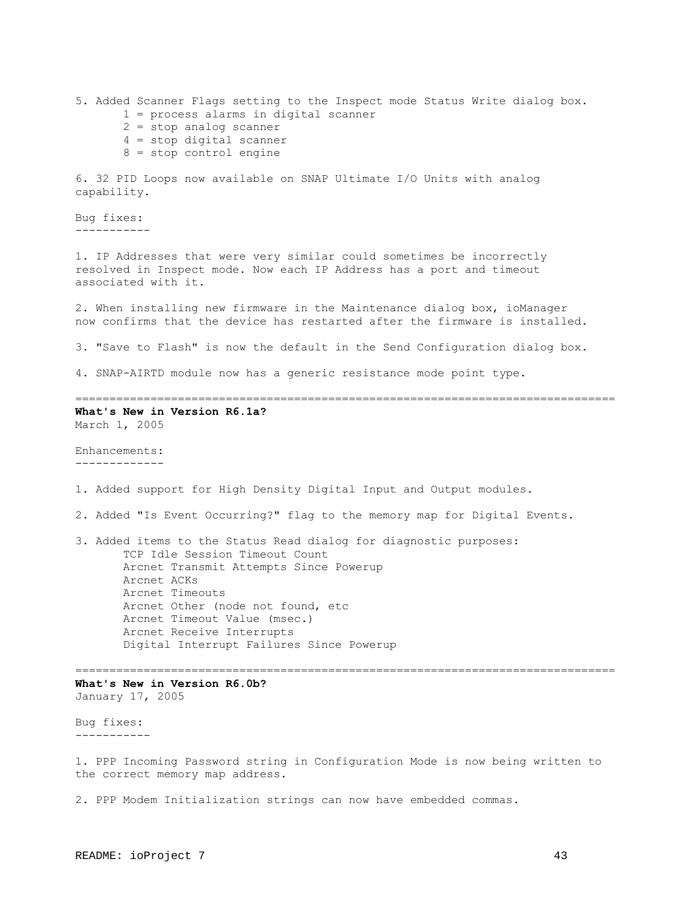5. Added Scanner Flags setting to the Inspect mode Status Write dialog box.
   - 1 = process alarms in digital scanner
   - 2 = stop analog scanner
   - 4 = stop digital scanner
   - 8 = stop control engine

6. 32 PID Loops now available on SNAP Ultimate I/O Units with analog capability.

Bug fixes:
-----------

1. IP Addresses that were very similar could sometimes be incorrectly resolved in Inspect mode. Now each IP Address has a port and timeout associated with it.

2. When installing new firmware in the Maintenance dialog box, ioManager now confirms that the device has restarted after the firmware is installed.

3. "Save to Flash" is now the default in the Send Configuration dialog box.

4. SNAP-AIRTD module now has a generic resistance mode point type.

================================================================================

**What's New in Version R6.1a?**
March 1, 2005

Enhancements:
-------------

1. Added support for High Density Digital Input and Output modules.

2. Added "Is Event Occurring?" flag to the memory map for Digital Events.

3. Added items to the Status Read dialog for diagnostic purposes:
   - TCP Idle Session Timeout Count
   - Arcnet Transmit Attempts Since Powerup
   - Arcnet ACKs
   - Arcnet Timeouts
   - Arcnet Other (node not found, etc
   - Arcnet Timeout Value (msec.)
   - Arcnet Receive Interrupts
   - Digital Interrupt Failures Since Powerup

================================================================================

**What's New in Version R6.0b?**
January 17, 2005

Bug fixes:
-----------

1. PPP Incoming Password string in Configuration Mode is now being written to the correct memory map address.

2. PPP Modem Initialization strings can now have embedded commas.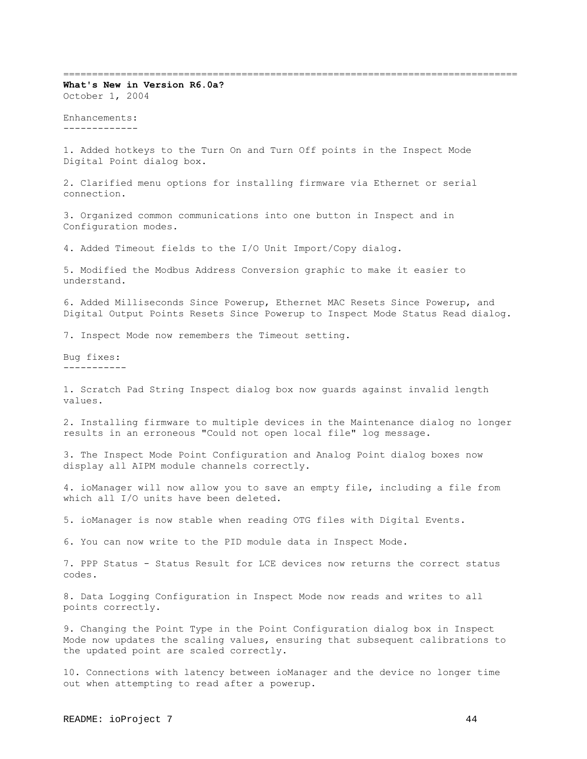================================================================================

**What's New in Version R6.0a?**

October 1, 2004

Enhancements:

1. Added hotkeys to the Turn On and Turn Off points in the Inspect Mode Digital Point dialog box.

2. Clarified menu options for installing firmware via Ethernet or serial connection.

3. Organized common communications into one button in Inspect and in Configuration modes.

4. Added Timeout fields to the I/O Unit Import/Copy dialog.

5. Modified the Modbus Address Conversion graphic to make it easier to understand.

6. Added Milliseconds Since Powerup, Ethernet MAC Resets Since Powerup, and Digital Output Points Resets Since Powerup to Inspect Mode Status Read dialog.

7. Inspect Mode now remembers the Timeout setting.

Bug fixes:

1. Scratch Pad String Inspect dialog box now guards against invalid length values.

2. Installing firmware to multiple devices in the Maintenance dialog no longer results in an erroneous "Could not open local file" log message.

3. The Inspect Mode Point Configuration and Analog Point dialog boxes now display all AIPM module channels correctly.

4. ioManager will now allow you to save an empty file, including a file from which all I/O units have been deleted.

5. ioManager is now stable when reading OTG files with Digital Events.

6. You can now write to the PID module data in Inspect Mode.

7. PPP Status - Status Result for LCE devices now returns the correct status codes.

8. Data Logging Configuration in Inspect Mode now reads and writes to all points correctly.

9. Changing the Point Type in the Point Configuration dialog box in Inspect Mode now updates the scaling values, ensuring that subsequent calibrations to the updated point are scaled correctly.

10. Connections with latency between ioManager and the device no longer time out when attempting to read after a powerup.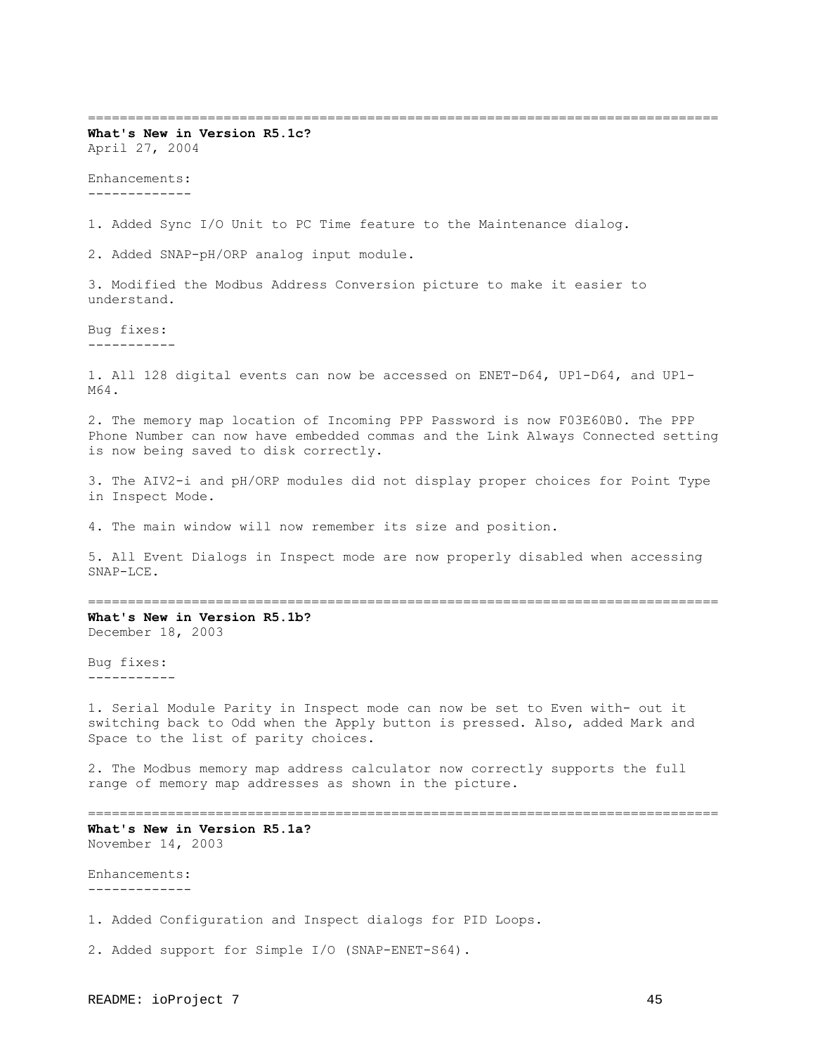---

**What's New in Version R5.1c?**
April 27, 2004

Enhancements:

1. Added Sync I/O Unit to PC Time feature to the Maintenance dialog.

2. Added SNAP-pH/ORP analog input module.

3. Modified the Modbus Address Conversion picture to make it easier to understand.

Bug fixes:

1. All 128 digital events can now be accessed on ENET-D64, UP1-D64, and UP1-M64.

2. The memory map location of Incoming PPP Password is now F03E60B0. The PPP Phone Number can now have embedded commas and the Link Always Connected setting is now being saved to disk correctly.

3. The AIV2-i and pH/ORP modules did not display proper choices for Point Type in Inspect Mode.

4. The main window will now remember its size and position.

5. All Event Dialogs in Inspect mode are now properly disabled when accessing SNAP-LCE.

---

**What's New in Version R5.1b?**
December 18, 2003

Bug fixes:

1. Serial Module Parity in Inspect mode can now be set to Even with- out it switching back to Odd when the Apply button is pressed. Also, added Mark and Space to the list of parity choices.

2. The Modbus memory map address calculator now correctly supports the full range of memory map addresses as shown in the picture.

---

**What's New in Version R5.1a?**
November 14, 2003

Enhancements:

1. Added Configuration and Inspect dialogs for PID Loops.

2. Added support for Simple I/O (SNAP-ENET-S64).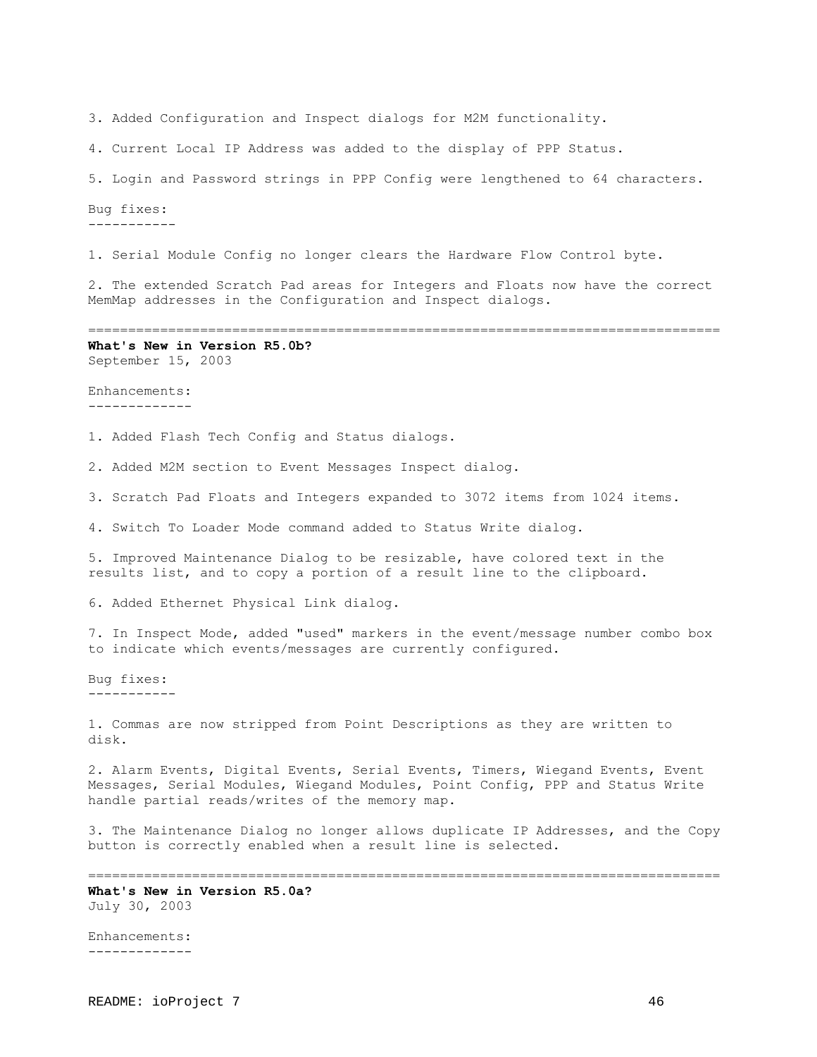3. Added Configuration and Inspect dialogs for M2M functionality.

4. Current Local IP Address was added to the display of PPP Status.

5. Login and Password strings in PPP Config were lengthened to 64 characters.

Bug fixes:
-----------

1. Serial Module Config no longer clears the Hardware Flow Control byte.

2. The extended Scratch Pad areas for Integers and Floats now have the correct MemMap addresses in the Configuration and Inspect dialogs.

================================================================================

**What's New in Version R5.0b?**
September 15, 2003

Enhancements:
-------------

1. Added Flash Tech Config and Status dialogs.

2. Added M2M section to Event Messages Inspect dialog.

3. Scratch Pad Floats and Integers expanded to 3072 items from 1024 items.

4. Switch To Loader Mode command added to Status Write dialog.

5. Improved Maintenance Dialog to be resizable, have colored text in the results list, and to copy a portion of a result line to the clipboard.

6. Added Ethernet Physical Link dialog.

7. In Inspect Mode, added "used" markers in the event/message number combo box to indicate which events/messages are currently configured.

Bug fixes:
-----------

1. Commas are now stripped from Point Descriptions as they are written to disk.

2. Alarm Events, Digital Events, Serial Events, Timers, Wiegand Events, Event Messages, Serial Modules, Wiegand Modules, Point Config, PPP and Status Write handle partial reads/writes of the memory map.

3. The Maintenance Dialog no longer allows duplicate IP Addresses, and the Copy button is correctly enabled when a result line is selected.

================================================================================

**What's New in Version R5.0a?**
July 30, 2003

Enhancements:
-------------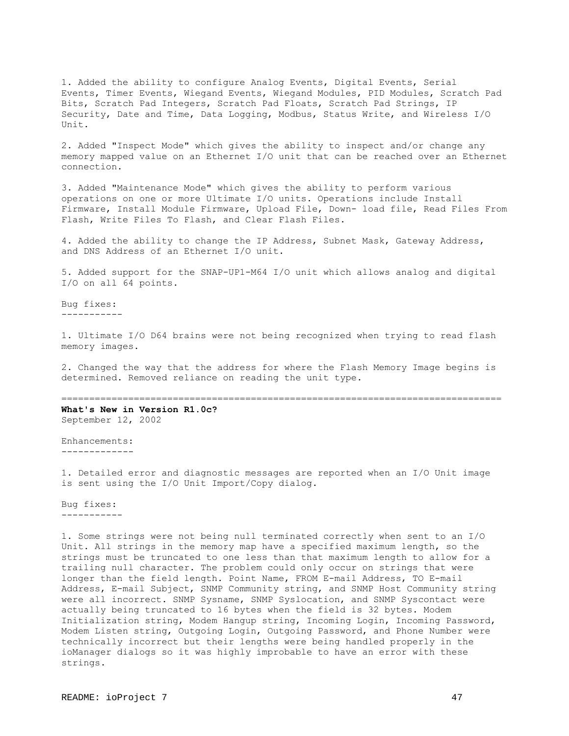1. Added the ability to configure Analog Events, Digital Events, Serial Events, Timer Events, Wiegand Events, Wiegand Modules, PID Modules, Scratch Pad Bits, Scratch Pad Integers, Scratch Pad Floats, Scratch Pad Strings, IP Security, Date and Time, Data Logging, Modbus, Status Write, and Wireless I/O Unit.

2. Added "Inspect Mode" which gives the ability to inspect and/or change any memory mapped value on an Ethernet I/O unit that can be reached over an Ethernet connection.

3. Added "Maintenance Mode" which gives the ability to perform various operations on one or more Ultimate I/O units. Operations include Install Firmware, Install Module Firmware, Upload File, Down- load file, Read Files From Flash, Write Files To Flash, and Clear Flash Files.

4. Added the ability to change the IP Address, Subnet Mask, Gateway Address, and DNS Address of an Ethernet I/O unit.

5. Added support for the SNAP-UP1-M64 I/O unit which allows analog and digital I/O on all 64 points.

Bug fixes:
-----------

1. Ultimate I/O D64 brains were not being recognized when trying to read flash memory images.

2. Changed the way that the address for where the Flash Memory Image begins is determined. Removed reliance on reading the unit type.

===============================================================================

**What's New in Version R1.0c?**
September 12, 2002

Enhancements:
-------------

1. Detailed error and diagnostic messages are reported when an I/O Unit image is sent using the I/O Unit Import/Copy dialog.

Bug fixes:
-----------

1. Some strings were not being null terminated correctly when sent to an I/O Unit. All strings in the memory map have a specified maximum length, so the strings must be truncated to one less than that maximum length to allow for a trailing null character. The problem could only occur on strings that were longer than the field length. Point Name, FROM E-mail Address, TO E-mail Address, E-mail Subject, SNMP Community string, and SNMP Host Community string were all incorrect. SNMP Sysname, SNMP Syslocation, and SNMP Syscontact were actually being truncated to 16 bytes when the field is 32 bytes. Modem Initialization string, Modem Hangup string, Incoming Login, Incoming Password, Modem Listen string, Outgoing Login, Outgoing Password, and Phone Number were technically incorrect but their lengths were being handled properly in the ioManager dialogs so it was highly improbable to have an error with these strings.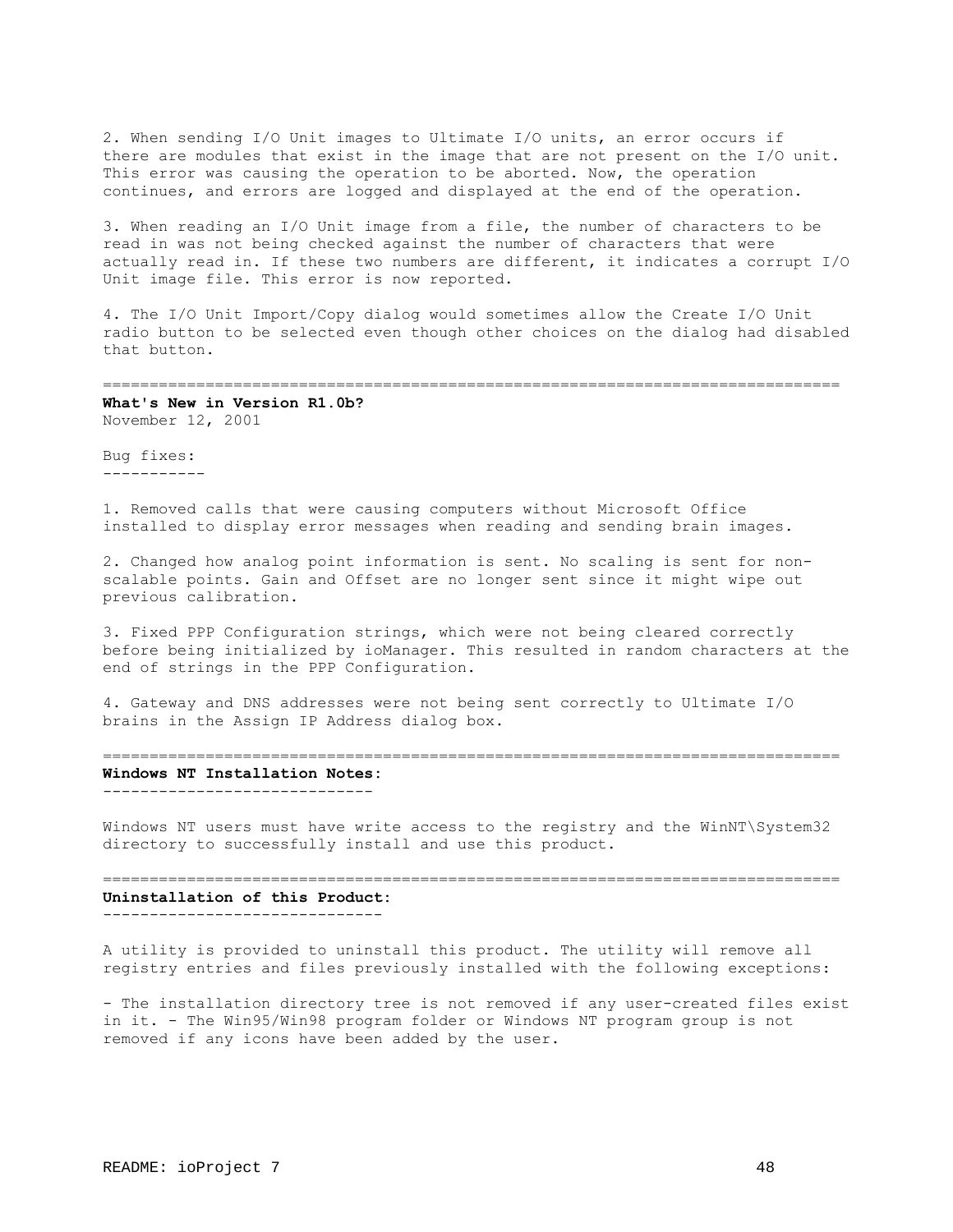2. When sending I/O Unit images to Ultimate I/O units, an error occurs if there are modules that exist in the image that are not present on the I/O unit. This error was causing the operation to be aborted. Now, the operation continues, and errors are logged and displayed at the end of the operation.

3. When reading an I/O Unit image from a file, the number of characters to be read in was not being checked against the number of characters that were actually read in. If these two numbers are different, it indicates a corrupt I/O Unit image file. This error is now reported.

4. The I/O Unit Import/Copy dialog would sometimes allow the Create I/O Unit radio button to be selected even though other choices on the dialog had disabled that button.

---

**What's New in Version R1.0b?**
November 12, 2001

Bug fixes:
-----------

1. Removed calls that were causing computers without Microsoft Office installed to display error messages when reading and sending brain images.

2. Changed how analog point information is sent. No scaling is sent for non-scalable points. Gain and Offset are no longer sent since it might wipe out previous calibration.

3. Fixed PPP Configuration strings, which were not being cleared correctly before being initialized by ioManager. This resulted in random characters at the end of strings in the PPP Configuration.

4. Gateway and DNS addresses were not being sent correctly to Ultimate I/O brains in the Assign IP Address dialog box.

---

**Windows NT Installation Notes:**
----------------------------

Windows NT users must have write access to the registry and the WinNT\System32 directory to successfully install and use this product.

---

**Uninstallation of this Product:**
------------------------------

A utility is provided to uninstall this product. The utility will remove all registry entries and files previously installed with the following exceptions:

- The installation directory tree is not removed if any user-created files exist in it. - The Win95/Win98 program folder or Windows NT program group is not removed if any icons have been added by the user.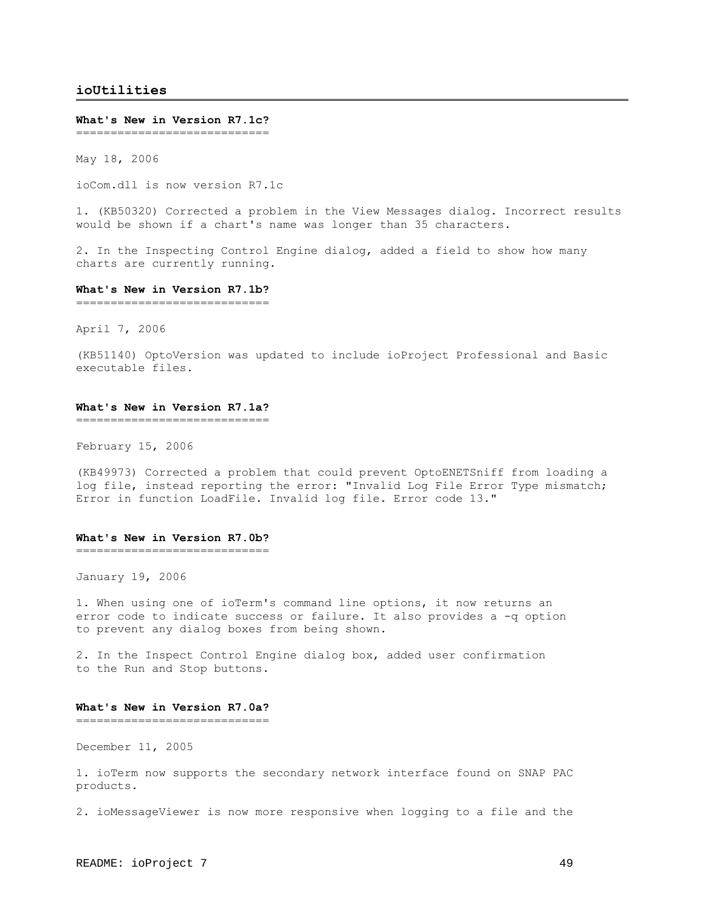## ioUtilities

### What's New in Version R7.1c?

May 18, 2006

ioCom.dll is now version R7.1c

1. (KB50320) Corrected a problem in the View Messages dialog. Incorrect results would be shown if a chart's name was longer than 35 characters.

2. In the Inspecting Control Engine dialog, added a field to show how many charts are currently running.

### What's New in Version R7.1b?

April 7, 2006

(KB51140) OptoVersion was updated to include ioProject Professional and Basic executable files.

### What's New in Version R7.1a?

February 15, 2006

(KB49973) Corrected a problem that could prevent OptoENETSniff from loading a log file, instead reporting the error: "Invalid Log File Error Type mismatch; Error in function LoadFile. Invalid log file. Error code 13."

### What's New in Version R7.0b?

January 19, 2006

1. When using one of ioTerm's command line options, it now returns an error code to indicate success or failure. It also provides a -q option to prevent any dialog boxes from being shown.

2. In the Inspect Control Engine dialog box, added user confirmation to the Run and Stop buttons.

### What's New in Version R7.0a?

December 11, 2005

1. ioTerm now supports the secondary network interface found on SNAP PAC products.

2. ioMessageViewer is now more responsive when logging to a file and the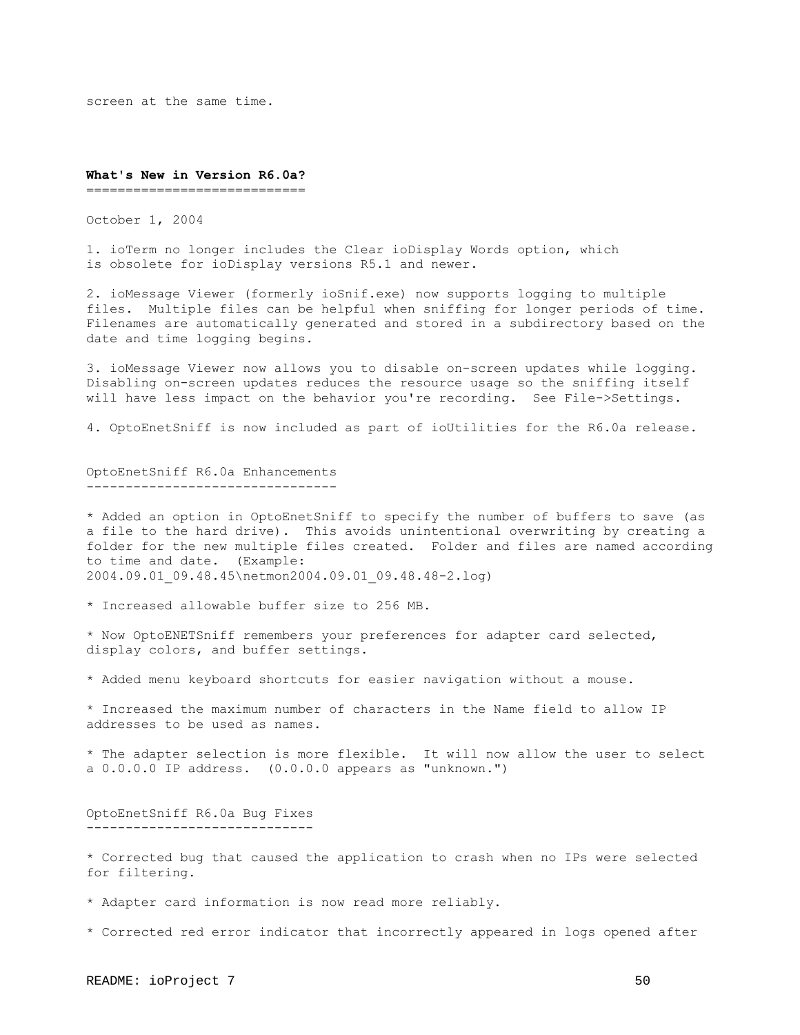screen at the same time.

## What's New in Version R6.0a?

October 1, 2004

1. ioTerm no longer includes the Clear ioDisplay Words option, which is obsolete for ioDisplay versions R5.1 and newer.

2. ioMessage Viewer (formerly ioSnif.exe) now supports logging to multiple files. Multiple files can be helpful when sniffing for longer periods of time. Filenames are automatically generated and stored in a subdirectory based on the date and time logging begins.

3. ioMessage Viewer now allows you to disable on-screen updates while logging. Disabling on-screen updates reduces the resource usage so the sniffing itself will have less impact on the behavior you're recording. See File->Settings.

4. OptoEnetSniff is now included as part of ioUtilities for the R6.0a release.

### OptoEnetSniff R6.0a Enhancements

* Added an option in OptoEnetSniff to specify the number of buffers to save (as a file to the hard drive). This avoids unintentional overwriting by creating a folder for the new multiple files created. Folder and files are named according to time and date. (Example: 2004.09.01_09.48.45\netmon2004.09.01_09.48.48-2.log)

* Increased allowable buffer size to 256 MB.

* Now OptoENETSniff remembers your preferences for adapter card selected, display colors, and buffer settings.

* Added menu keyboard shortcuts for easier navigation without a mouse.

* Increased the maximum number of characters in the Name field to allow IP addresses to be used as names.

* The adapter selection is more flexible. It will now allow the user to select a 0.0.0.0 IP address. (0.0.0.0 appears as "unknown.")

### OptoEnetSniff R6.0a Bug Fixes

* Corrected bug that caused the application to crash when no IPs were selected for filtering.

* Adapter card information is now read more reliably.

* Corrected red error indicator that incorrectly appeared in logs opened after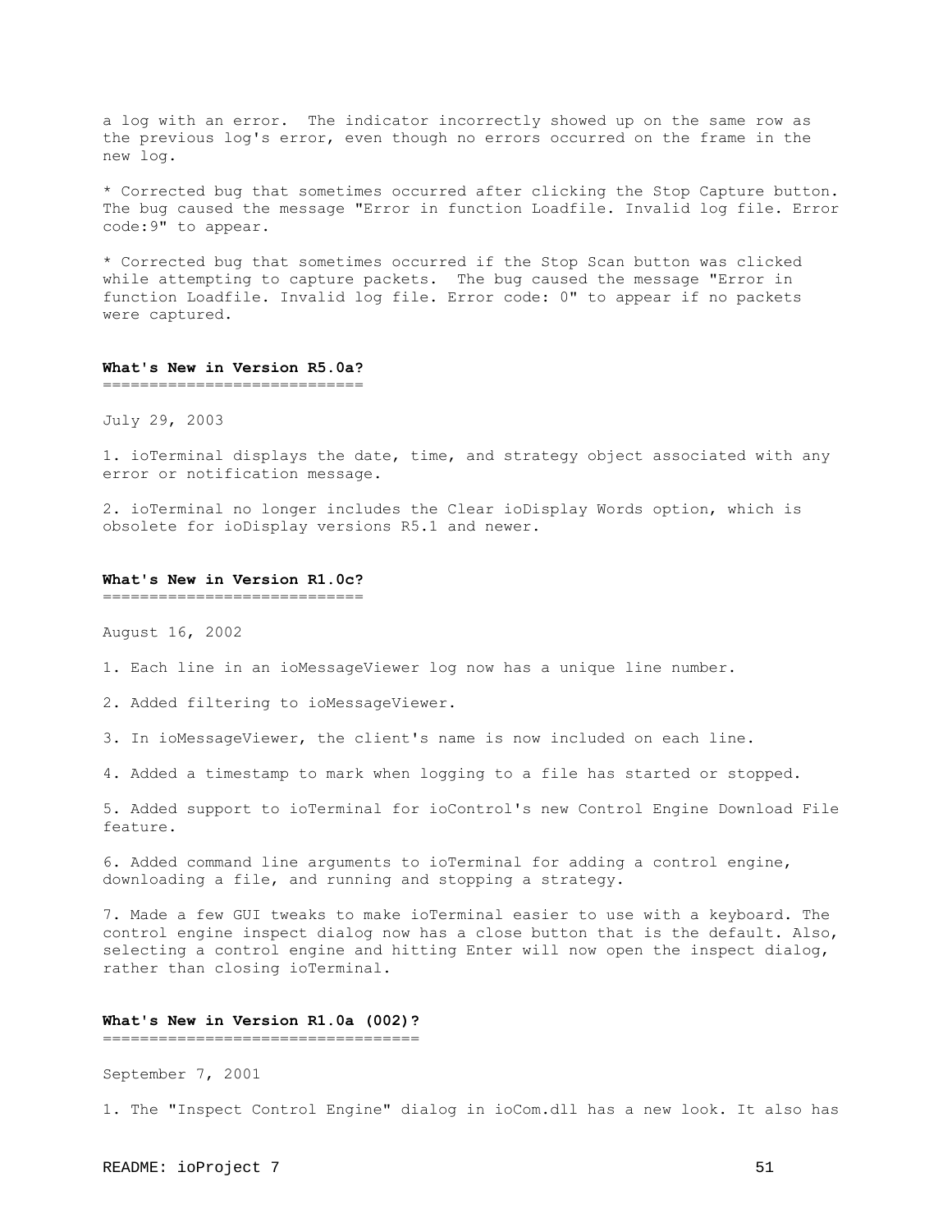a log with an error. The indicator incorrectly showed up on the same row as the previous log's error, even though no errors occurred on the frame in the new log.

* Corrected bug that sometimes occurred after clicking the Stop Capture button. The bug caused the message "Error in function Loadfile. Invalid log file. Error code:9" to appear.

* Corrected bug that sometimes occurred if the Stop Scan button was clicked while attempting to capture packets. The bug caused the message "Error in function Loadfile. Invalid log file. Error code: 0" to appear if no packets were captured.

## What's New in Version R5.0a?

July 29, 2003

1. ioTerminal displays the date, time, and strategy object associated with any error or notification message.

2. ioTerminal no longer includes the Clear ioDisplay Words option, which is obsolete for ioDisplay versions R5.1 and newer.

## What's New in Version R1.0c?

August 16, 2002

1. Each line in an ioMessageViewer log now has a unique line number.

2. Added filtering to ioMessageViewer.

3. In ioMessageViewer, the client's name is now included on each line.

4. Added a timestamp to mark when logging to a file has started or stopped.

5. Added support to ioTerminal for ioControl's new Control Engine Download File feature.

6. Added command line arguments to ioTerminal for adding a control engine, downloading a file, and running and stopping a strategy.

7. Made a few GUI tweaks to make ioTerminal easier to use with a keyboard. The control engine inspect dialog now has a close button that is the default. Also, selecting a control engine and hitting Enter will now open the inspect dialog, rather than closing ioTerminal.

## What's New in Version R1.0a (002)?

September 7, 2001

1. The "Inspect Control Engine" dialog in ioCom.dll has a new look. It also has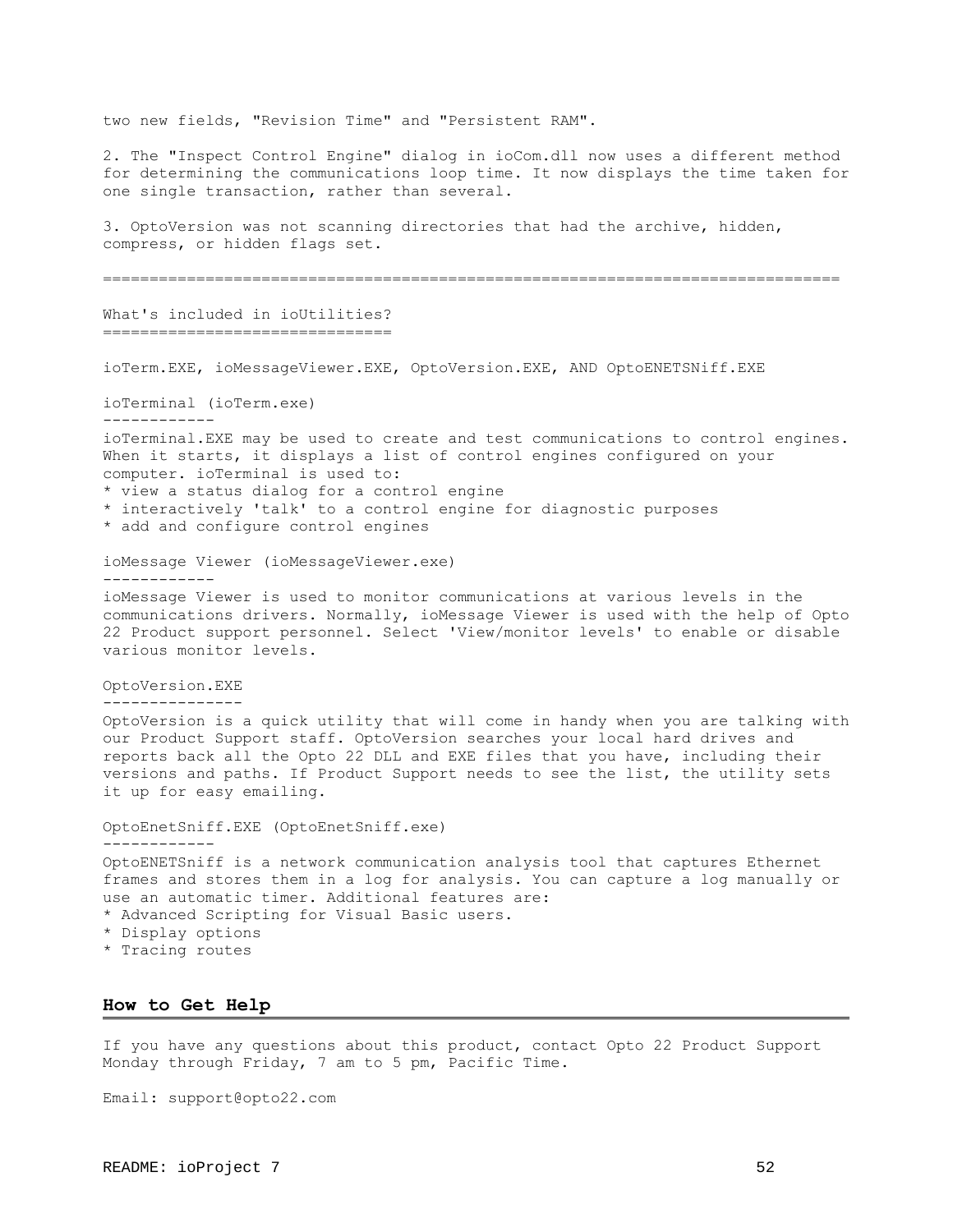two new fields, "Revision Time" and "Persistent RAM".

2. The "Inspect Control Engine" dialog in ioCom.dll now uses a different method for determining the communications loop time. It now displays the time taken for one single transaction, rather than several.

3. OptoVersion was not scanning directories that had the archive, hidden, compress, or hidden flags set.

================================================================================

What's included in ioUtilities?
===============================

ioTerm.EXE, ioMessageViewer.EXE, OptoVersion.EXE, AND OptoENETSNiff.EXE

ioTerminal (ioTerm.exe)
------------

ioTerminal.EXE may be used to create and test communications to control engines. When it starts, it displays a list of control engines configured on your computer. ioTerminal is used to:

* view a status dialog for a control engine
* interactively 'talk' to a control engine for diagnostic purposes
* add and configure control engines

ioMessage Viewer (ioMessageViewer.exe)
------------

ioMessage Viewer is used to monitor communications at various levels in the communications drivers. Normally, ioMessage Viewer is used with the help of Opto 22 Product support personnel. Select 'View/monitor levels' to enable or disable various monitor levels.

OptoVersion.EXE
---------------

OptoVersion is a quick utility that will come in handy when you are talking with our Product Support staff. OptoVersion searches your local hard drives and reports back all the Opto 22 DLL and EXE files that you have, including their versions and paths. If Product Support needs to see the list, the utility sets it up for easy emailing.

OptoEnetSniff.EXE (OptoEnetSniff.exe)
------------

OptoENETSniff is a network communication analysis tool that captures Ethernet frames and stores them in a log for analysis. You can capture a log manually or use an automatic timer. Additional features are:

* Advanced Scripting for Visual Basic users.
* Display options
* Tracing routes

## How to Get Help

If you have any questions about this product, contact Opto 22 Product Support Monday through Friday, 7 am to 5 pm, Pacific Time.

Email: support@opto22.com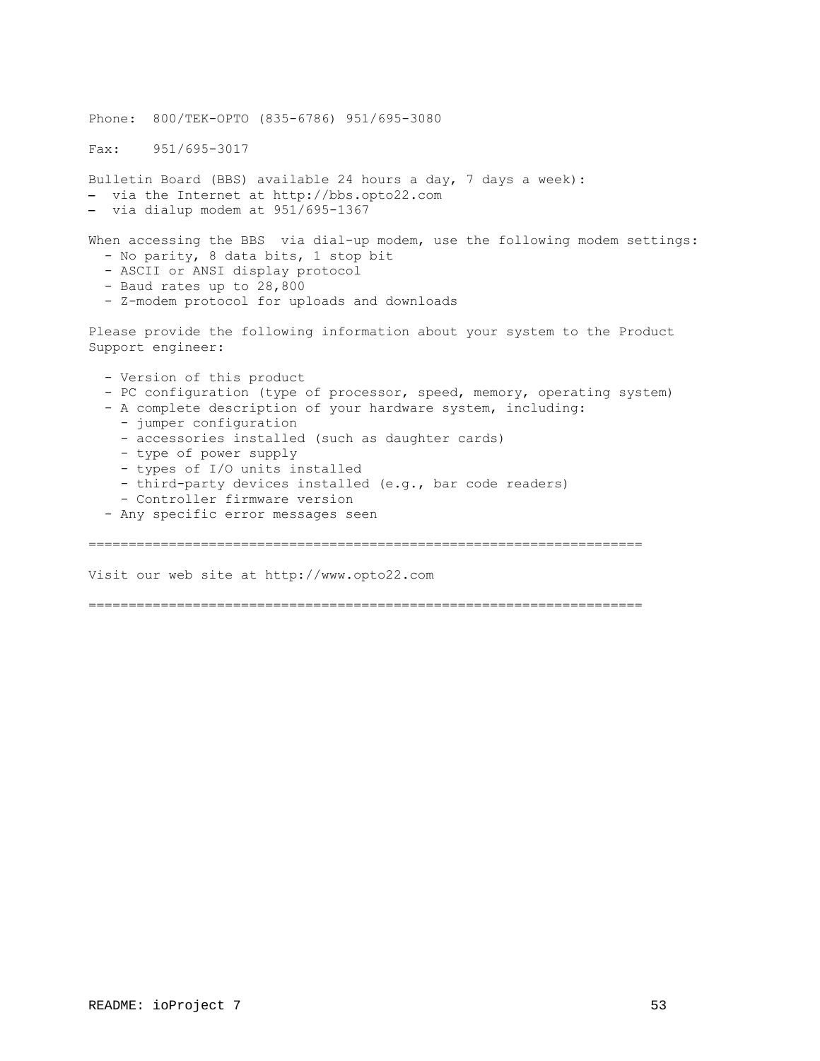Phone: 800/TEK-OPTO (835-6786) 951/695-3080

Fax: 951/695-3017

Bulletin Board (BBS) available 24 hours a day, 7 days a week):

- via the Internet at http://bbs.opto22.com
- via dialup modem at 951/695-1367

When accessing the BBS via dial-up modem, use the following modem settings:

- No parity, 8 data bits, 1 stop bit
- ASCII or ANSI display protocol
- Baud rates up to 28,800
- Z-modem protocol for uploads and downloads

Please provide the following information about your system to the Product Support engineer:

- Version of this product
- PC configuration (type of processor, speed, memory, operating system)
- A complete description of your hardware system, including:
  - jumper configuration
  - accessories installed (such as daughter cards)
  - type of power supply
  - types of I/O units installed
  - third-party devices installed (e.g., bar code readers)
  - Controller firmware version
- Any specific error messages seen

==================================================================

Visit our web site at http://www.opto22.com

==================================================================